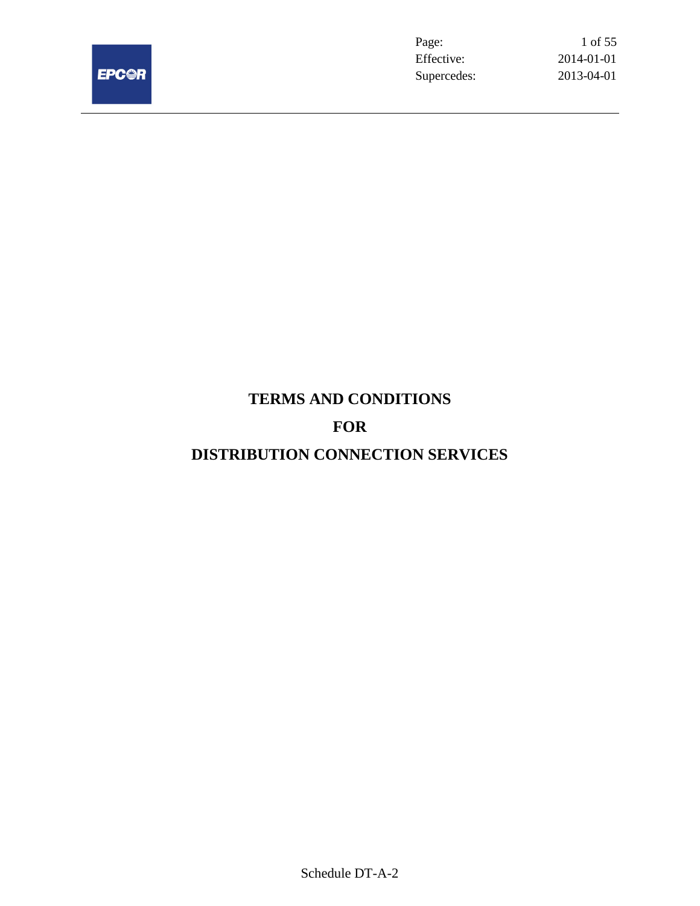# TERMS AND CONDITIONS

# FOR

# DISTRIBUTION CONNECTION SERVICES

Schedule DT-A-2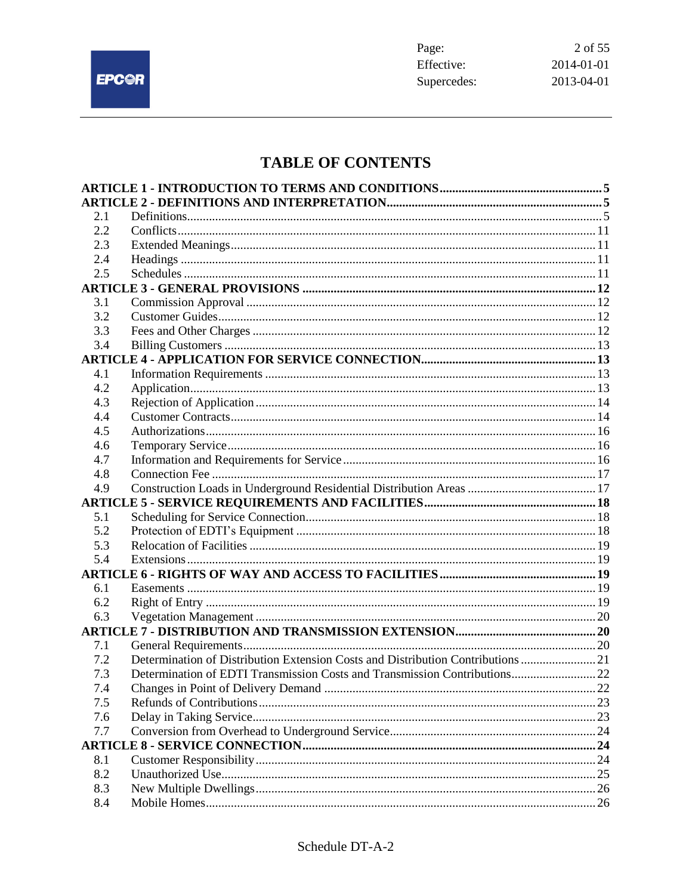# TABLE OF CONTENTS

| | | |
|---|---|---|
| **ARTICLE 1 - INTRODUCTION TO TERMS AND CONDITIONS** | | **5** |
| **ARTICLE 2 - DEFINITIONS AND INTERPRETATION** | | **5** |
| 2.1 | Definitions | 5 |
| 2.2 | Conflicts | 11 |
| 2.3 | Extended Meanings | 11 |
| 2.4 | Headings | 11 |
| 2.5 | Schedules | 11 |
| **ARTICLE 3 - GENERAL PROVISIONS** | | **12** |
| 3.1 | Commission Approval | 12 |
| 3.2 | Customer Guides | 12 |
| 3.3 | Fees and Other Charges | 12 |
| 3.4 | Billing Customers | 13 |
| **ARTICLE 4 - APPLICATION FOR SERVICE CONNECTION** | | **13** |
| 4.1 | Information Requirements | 13 |
| 4.2 | Application | 13 |
| 4.3 | Rejection of Application | 14 |
| 4.4 | Customer Contracts | 14 |
| 4.5 | Authorizations | 16 |
| 4.6 | Temporary Service | 16 |
| 4.7 | Information and Requirements for Service | 16 |
| 4.8 | Connection Fee | 17 |
| 4.9 | Construction Loads in Underground Residential Distribution Areas | 17 |
| **ARTICLE 5 - SERVICE REQUIREMENTS AND FACILITIES** | | **18** |
| 5.1 | Scheduling for Service Connection | 18 |
| 5.2 | Protection of EDTI's Equipment | 18 |
| 5.3 | Relocation of Facilities | 19 |
| 5.4 | Extensions | 19 |
| **ARTICLE 6 - RIGHTS OF WAY AND ACCESS TO FACILITIES** | | **19** |
| 6.1 | Easements | 19 |
| 6.2 | Right of Entry | 19 |
| 6.3 | Vegetation Management | 20 |
| **ARTICLE 7 - DISTRIBUTION AND TRANSMISSION EXTENSION** | | **20** |
| 7.1 | General Requirements | 20 |
| 7.2 | Determination of Distribution Extension Costs and Distribution Contributions | 21 |
| 7.3 | Determination of EDTI Transmission Costs and Transmission Contributions | 22 |
| 7.4 | Changes in Point of Delivery Demand | 22 |
| 7.5 | Refunds of Contributions | 23 |
| 7.6 | Delay in Taking Service | 23 |
| 7.7 | Conversion from Overhead to Underground Service | 24 |
| **ARTICLE 8 - SERVICE CONNECTION** | | **24** |
| 8.1 | Customer Responsibility | 24 |
| 8.2 | Unauthorized Use | 25 |
| 8.3 | New Multiple Dwellings | 26 |
| 8.4 | Mobile Homes | 26 |

Schedule DT-A-2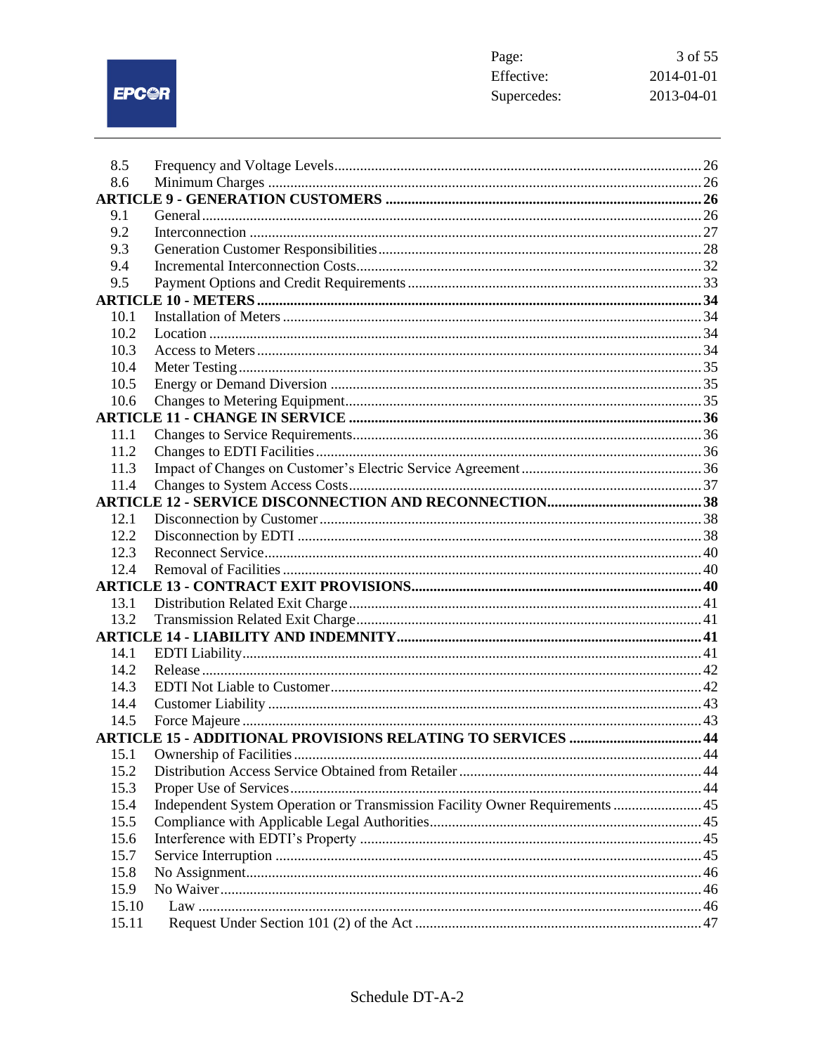| | | |
|---|---|---|
| 8.5 | Frequency and Voltage Levels | 26 |
| 8.6 | Minimum Charges | 26 |
| **ARTICLE 9 - GENERATION CUSTOMERS** | | **26** |
| 9.1 | General | 26 |
| 9.2 | Interconnection | 27 |
| 9.3 | Generation Customer Responsibilities | 28 |
| 9.4 | Incremental Interconnection Costs | 32 |
| 9.5 | Payment Options and Credit Requirements | 33 |
| **ARTICLE 10 - METERS** | | **34** |
| 10.1 | Installation of Meters | 34 |
| 10.2 | Location | 34 |
| 10.3 | Access to Meters | 34 |
| 10.4 | Meter Testing | 35 |
| 10.5 | Energy or Demand Diversion | 35 |
| 10.6 | Changes to Metering Equipment | 35 |
| **ARTICLE 11 - CHANGE IN SERVICE** | | **36** |
| 11.1 | Changes to Service Requirements | 36 |
| 11.2 | Changes to EDTI Facilities | 36 |
| 11.3 | Impact of Changes on Customer's Electric Service Agreement | 36 |
| 11.4 | Changes to System Access Costs | 37 |
| **ARTICLE 12 - SERVICE DISCONNECTION AND RECONNECTION** | | **38** |
| 12.1 | Disconnection by Customer | 38 |
| 12.2 | Disconnection by EDTI | 38 |
| 12.3 | Reconnect Service | 40 |
| 12.4 | Removal of Facilities | 40 |
| **ARTICLE 13 - CONTRACT EXIT PROVISIONS** | | **40** |
| 13.1 | Distribution Related Exit Charge | 41 |
| 13.2 | Transmission Related Exit Charge | 41 |
| **ARTICLE 14 - LIABILITY AND INDEMNITY** | | **41** |
| 14.1 | EDTI Liability | 41 |
| 14.2 | Release | 42 |
| 14.3 | EDTI Not Liable to Customer | 42 |
| 14.4 | Customer Liability | 43 |
| 14.5 | Force Majeure | 43 |
| **ARTICLE 15 - ADDITIONAL PROVISIONS RELATING TO SERVICES** | | **44** |
| 15.1 | Ownership of Facilities | 44 |
| 15.2 | Distribution Access Service Obtained from Retailer | 44 |
| 15.3 | Proper Use of Services | 44 |
| 15.4 | Independent System Operation or Transmission Facility Owner Requirements | 45 |
| 15.5 | Compliance with Applicable Legal Authorities | 45 |
| 15.6 | Interference with EDTI's Property | 45 |
| 15.7 | Service Interruption | 45 |
| 15.8 | No Assignment | 46 |
| 15.9 | No Waiver | 46 |
| 15.10 | Law | 46 |
| 15.11 | Request Under Section 101 (2) of the Act | 47 |

Schedule DT-A-2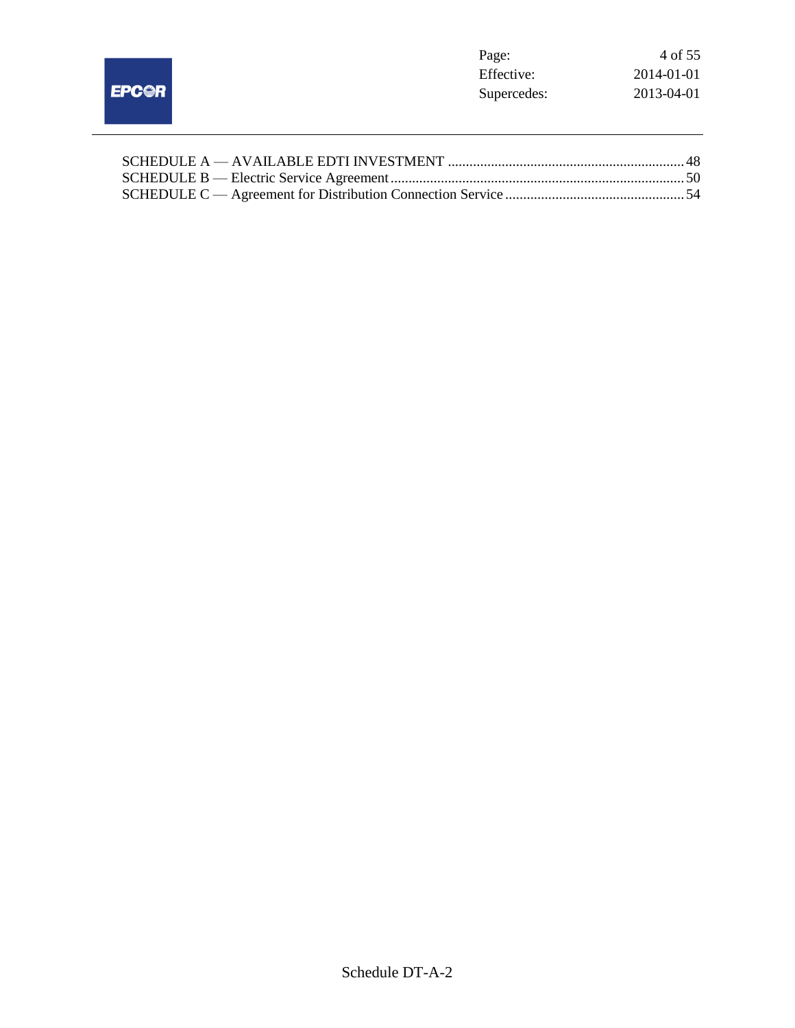SCHEDULE A — AVAILABLE EDTI INVESTMENT .................................................................. 48
SCHEDULE B — Electric Service Agreement .................................................................................. 50
SCHEDULE C — Agreement for Distribution Connection Service .................................................. 54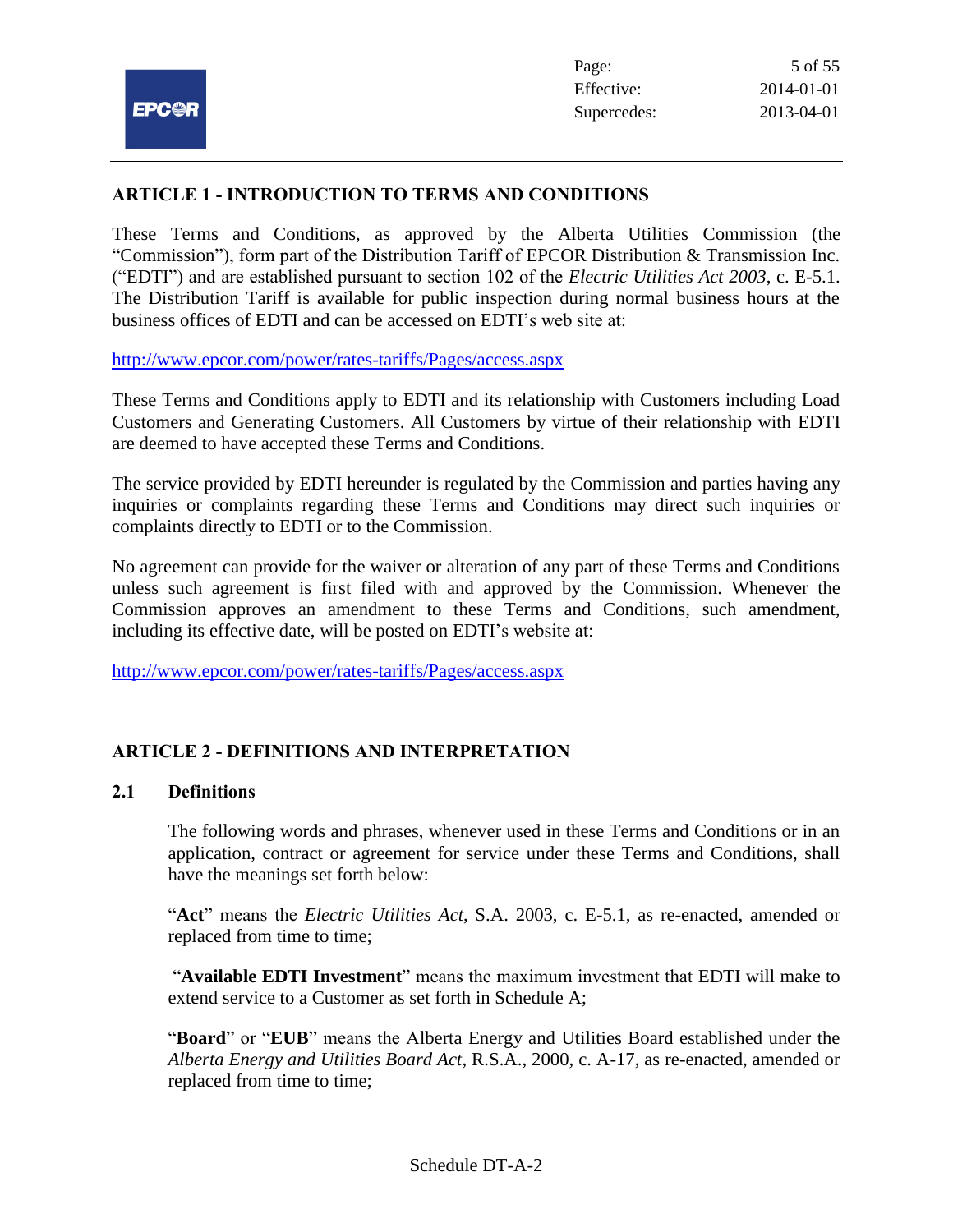## ARTICLE 1 - INTRODUCTION TO TERMS AND CONDITIONS

These Terms and Conditions, as approved by the Alberta Utilities Commission (the "Commission"), form part of the Distribution Tariff of EPCOR Distribution & Transmission Inc. ("EDTI") and are established pursuant to section 102 of the *Electric Utilities Act 2003*, c. E-5.1. The Distribution Tariff is available for public inspection during normal business hours at the business offices of EDTI and can be accessed on EDTI's web site at:

http://www.epcor.com/power/rates-tariffs/Pages/access.aspx

These Terms and Conditions apply to EDTI and its relationship with Customers including Load Customers and Generating Customers. All Customers by virtue of their relationship with EDTI are deemed to have accepted these Terms and Conditions.

The service provided by EDTI hereunder is regulated by the Commission and parties having any inquiries or complaints regarding these Terms and Conditions may direct such inquiries or complaints directly to EDTI or to the Commission.

No agreement can provide for the waiver or alteration of any part of these Terms and Conditions unless such agreement is first filed with and approved by the Commission. Whenever the Commission approves an amendment to these Terms and Conditions, such amendment, including its effective date, will be posted on EDTI's website at:

http://www.epcor.com/power/rates-tariffs/Pages/access.aspx

## ARTICLE 2 - DEFINITIONS AND INTERPRETATION

### 2.1 Definitions

The following words and phrases, whenever used in these Terms and Conditions or in an application, contract or agreement for service under these Terms and Conditions, shall have the meanings set forth below:

"**Act**" means the *Electric Utilities Act*, S.A. 2003, c. E-5.1, as re-enacted, amended or replaced from time to time;

"**Available EDTI Investment**" means the maximum investment that EDTI will make to extend service to a Customer as set forth in Schedule A;

"**Board**" or "**EUB**" means the Alberta Energy and Utilities Board established under the *Alberta Energy and Utilities Board Act*, R.S.A., 2000, c. A-17, as re-enacted, amended or replaced from time to time;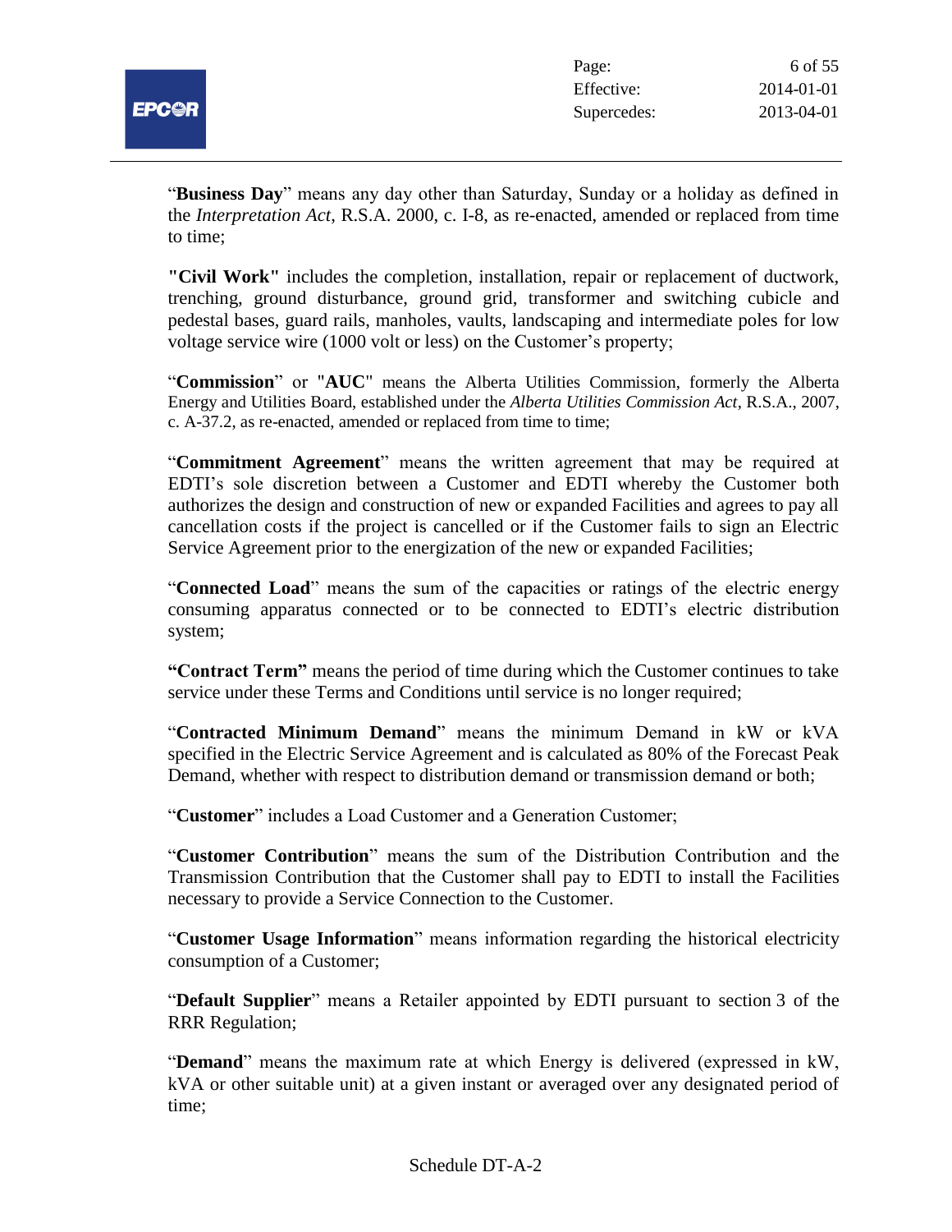"**Business Day**" means any day other than Saturday, Sunday or a holiday as defined in the *Interpretation Act*, R.S.A. 2000, c. I-8, as re-enacted, amended or replaced from time to time;

**"Civil Work"** includes the completion, installation, repair or replacement of ductwork, trenching, ground disturbance, ground grid, transformer and switching cubicle and pedestal bases, guard rails, manholes, vaults, landscaping and intermediate poles for low voltage service wire (1000 volt or less) on the Customer's property;

"**Commission**" or "**AUC**" means the Alberta Utilities Commission, formerly the Alberta Energy and Utilities Board, established under the *Alberta Utilities Commission Act*, R.S.A., 2007, c. A-37.2, as re-enacted, amended or replaced from time to time;

"**Commitment Agreement**" means the written agreement that may be required at EDTI's sole discretion between a Customer and EDTI whereby the Customer both authorizes the design and construction of new or expanded Facilities and agrees to pay all cancellation costs if the project is cancelled or if the Customer fails to sign an Electric Service Agreement prior to the energization of the new or expanded Facilities;

"**Connected Load**" means the sum of the capacities or ratings of the electric energy consuming apparatus connected or to be connected to EDTI's electric distribution system;

**"Contract Term"** means the period of time during which the Customer continues to take service under these Terms and Conditions until service is no longer required;

"**Contracted Minimum Demand**" means the minimum Demand in kW or kVA specified in the Electric Service Agreement and is calculated as 80% of the Forecast Peak Demand, whether with respect to distribution demand or transmission demand or both;

"**Customer**" includes a Load Customer and a Generation Customer;

"**Customer Contribution**" means the sum of the Distribution Contribution and the Transmission Contribution that the Customer shall pay to EDTI to install the Facilities necessary to provide a Service Connection to the Customer.

"**Customer Usage Information**" means information regarding the historical electricity consumption of a Customer;

"**Default Supplier**" means a Retailer appointed by EDTI pursuant to section 3 of the RRR Regulation;

"**Demand**" means the maximum rate at which Energy is delivered (expressed in kW, kVA or other suitable unit) at a given instant or averaged over any designated period of time;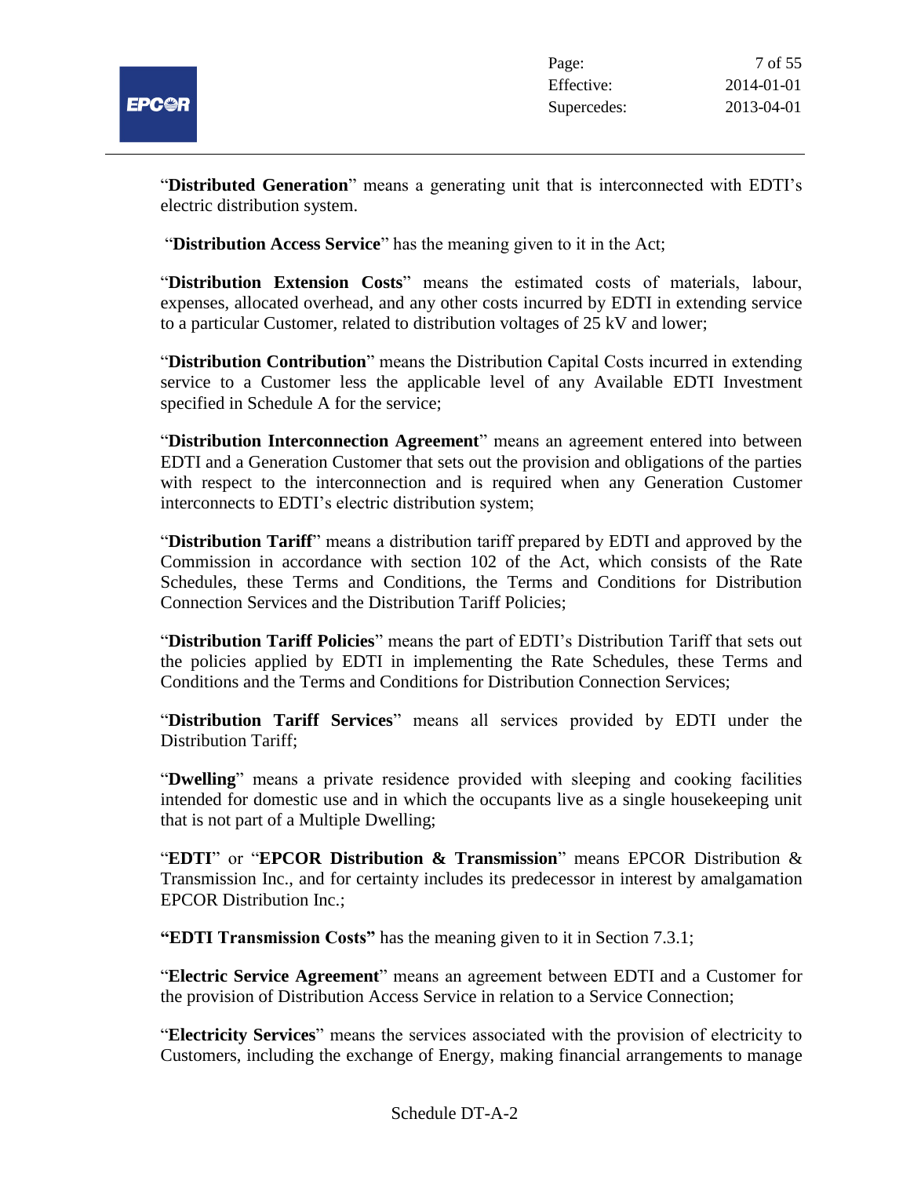"**Distributed Generation**" means a generating unit that is interconnected with EDTI's electric distribution system.

"**Distribution Access Service**" has the meaning given to it in the Act;

"**Distribution Extension Costs**" means the estimated costs of materials, labour, expenses, allocated overhead, and any other costs incurred by EDTI in extending service to a particular Customer, related to distribution voltages of 25 kV and lower;

"**Distribution Contribution**" means the Distribution Capital Costs incurred in extending service to a Customer less the applicable level of any Available EDTI Investment specified in Schedule A for the service;

"**Distribution Interconnection Agreement**" means an agreement entered into between EDTI and a Generation Customer that sets out the provision and obligations of the parties with respect to the interconnection and is required when any Generation Customer interconnects to EDTI's electric distribution system;

"**Distribution Tariff**" means a distribution tariff prepared by EDTI and approved by the Commission in accordance with section 102 of the Act, which consists of the Rate Schedules, these Terms and Conditions, the Terms and Conditions for Distribution Connection Services and the Distribution Tariff Policies;

"**Distribution Tariff Policies**" means the part of EDTI's Distribution Tariff that sets out the policies applied by EDTI in implementing the Rate Schedules, these Terms and Conditions and the Terms and Conditions for Distribution Connection Services;

"**Distribution Tariff Services**" means all services provided by EDTI under the Distribution Tariff;

"**Dwelling**" means a private residence provided with sleeping and cooking facilities intended for domestic use and in which the occupants live as a single housekeeping unit that is not part of a Multiple Dwelling;

"**EDTI**" or "**EPCOR Distribution & Transmission**" means EPCOR Distribution & Transmission Inc., and for certainty includes its predecessor in interest by amalgamation EPCOR Distribution Inc.;

**"EDTI Transmission Costs"** has the meaning given to it in Section 7.3.1;

"**Electric Service Agreement**" means an agreement between EDTI and a Customer for the provision of Distribution Access Service in relation to a Service Connection;

"**Electricity Services**" means the services associated with the provision of electricity to Customers, including the exchange of Energy, making financial arrangements to manage

Schedule DT-A-2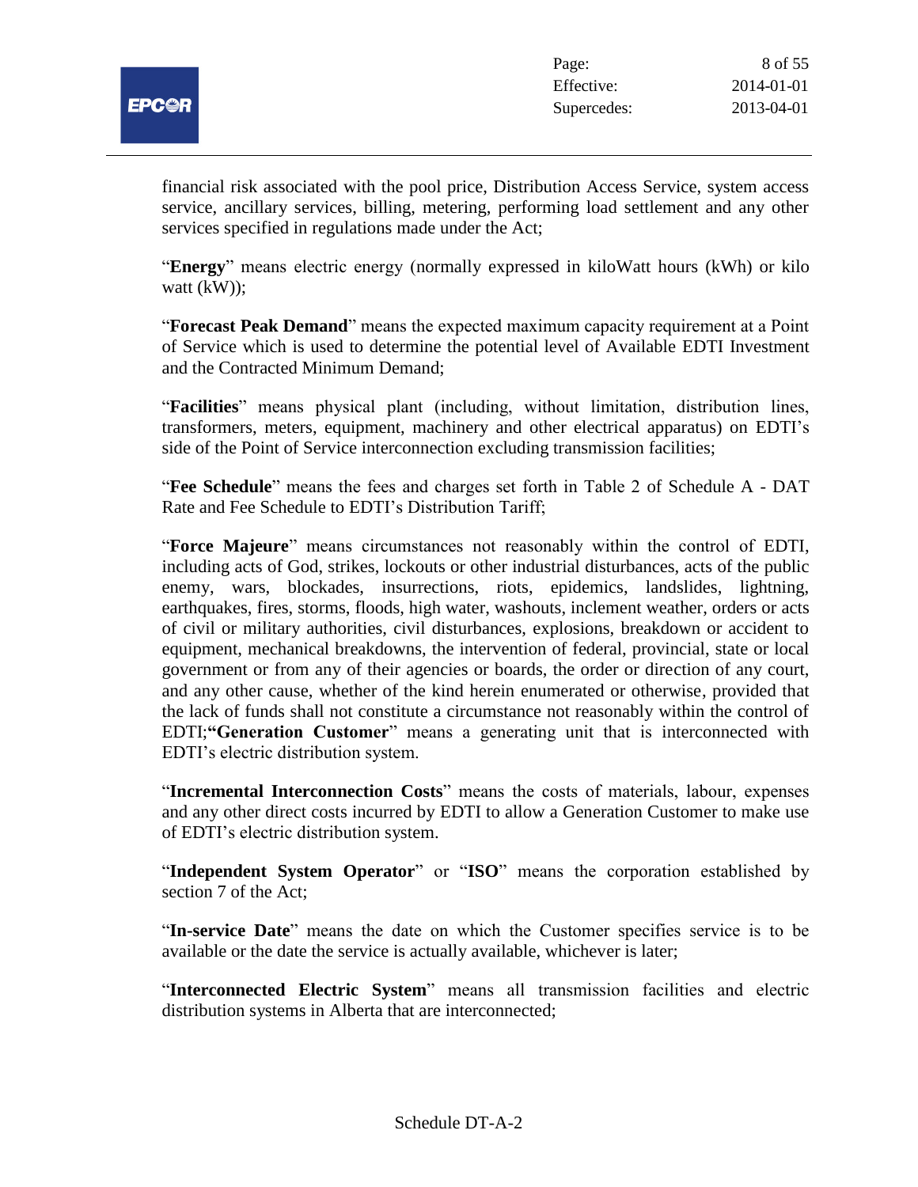financial risk associated with the pool price, Distribution Access Service, system access service, ancillary services, billing, metering, performing load settlement and any other services specified in regulations made under the Act;

"**Energy**" means electric energy (normally expressed in kiloWatt hours (kWh) or kilo watt (kW));

"**Forecast Peak Demand**" means the expected maximum capacity requirement at a Point of Service which is used to determine the potential level of Available EDTI Investment and the Contracted Minimum Demand;

"**Facilities**" means physical plant (including, without limitation, distribution lines, transformers, meters, equipment, machinery and other electrical apparatus) on EDTI's side of the Point of Service interconnection excluding transmission facilities;

"**Fee Schedule**" means the fees and charges set forth in Table 2 of Schedule A - DAT Rate and Fee Schedule to EDTI's Distribution Tariff;

"**Force Majeure**" means circumstances not reasonably within the control of EDTI, including acts of God, strikes, lockouts or other industrial disturbances, acts of the public enemy, wars, blockades, insurrections, riots, epidemics, landslides, lightning, earthquakes, fires, storms, floods, high water, washouts, inclement weather, orders or acts of civil or military authorities, civil disturbances, explosions, breakdown or accident to equipment, mechanical breakdowns, the intervention of federal, provincial, state or local government or from any of their agencies or boards, the order or direction of any court, and any other cause, whether of the kind herein enumerated or otherwise, provided that the lack of funds shall not constitute a circumstance not reasonably within the control of EDTI;**"Generation Customer**" means a generating unit that is interconnected with EDTI's electric distribution system.

"**Incremental Interconnection Costs**" means the costs of materials, labour, expenses and any other direct costs incurred by EDTI to allow a Generation Customer to make use of EDTI's electric distribution system.

"**Independent System Operator**" or "**ISO**" means the corporation established by section 7 of the Act;

"**In-service Date**" means the date on which the Customer specifies service is to be available or the date the service is actually available, whichever is later;

"**Interconnected Electric System**" means all transmission facilities and electric distribution systems in Alberta that are interconnected;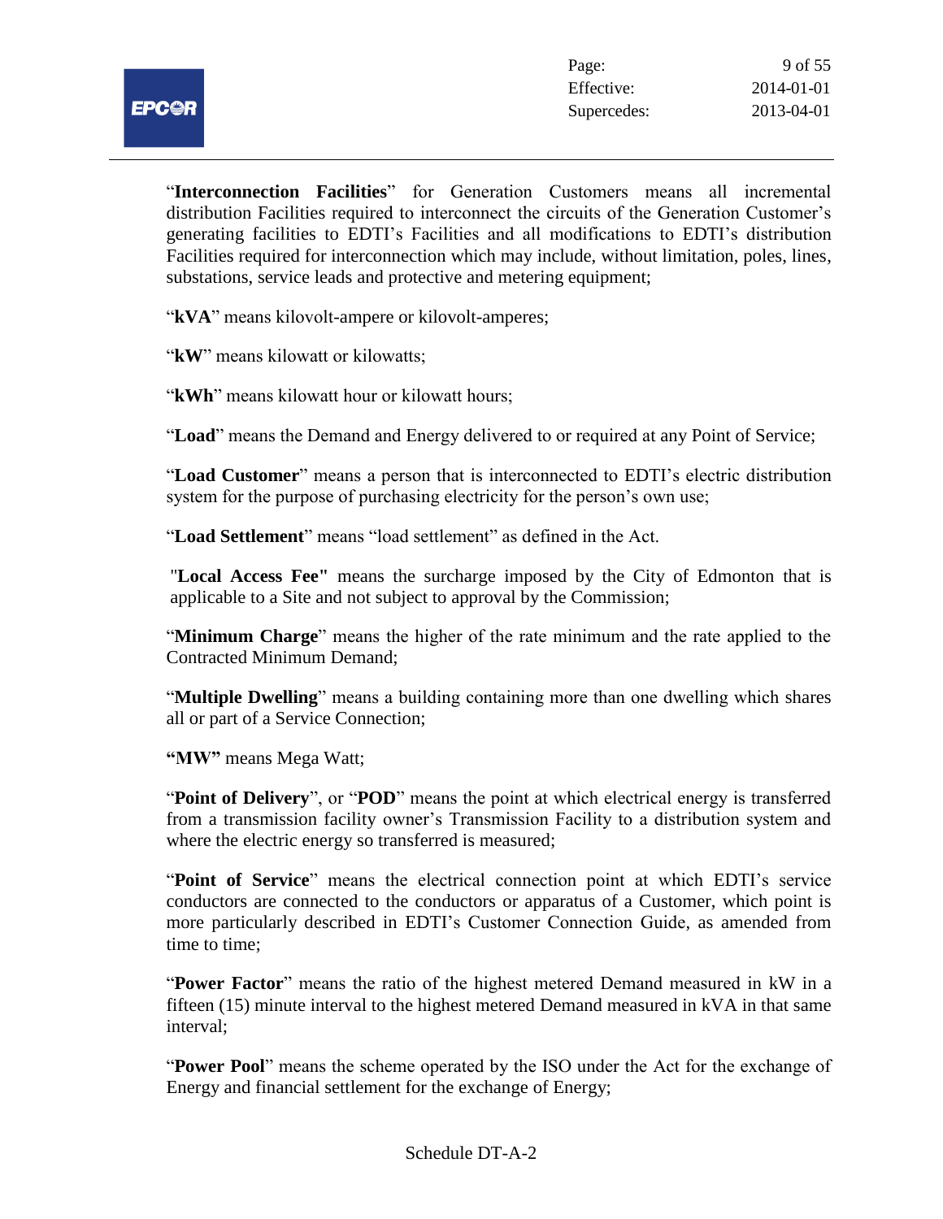"**Interconnection Facilities**" for Generation Customers means all incremental distribution Facilities required to interconnect the circuits of the Generation Customer's generating facilities to EDTI's Facilities and all modifications to EDTI's distribution Facilities required for interconnection which may include, without limitation, poles, lines, substations, service leads and protective and metering equipment;

"**kVA**" means kilovolt-ampere or kilovolt-amperes;

"**kW**" means kilowatt or kilowatts;

"**kWh**" means kilowatt hour or kilowatt hours;

"**Load**" means the Demand and Energy delivered to or required at any Point of Service;

"**Load Customer**" means a person that is interconnected to EDTI's electric distribution system for the purpose of purchasing electricity for the person's own use;

"**Load Settlement**" means "load settlement" as defined in the Act.

"**Local Access Fee"** means the surcharge imposed by the City of Edmonton that is applicable to a Site and not subject to approval by the Commission;

"**Minimum Charge**" means the higher of the rate minimum and the rate applied to the Contracted Minimum Demand;

"**Multiple Dwelling**" means a building containing more than one dwelling which shares all or part of a Service Connection;

**"MW"** means Mega Watt;

"**Point of Delivery**", or "**POD**" means the point at which electrical energy is transferred from a transmission facility owner's Transmission Facility to a distribution system and where the electric energy so transferred is measured;

"**Point of Service**" means the electrical connection point at which EDTI's service conductors are connected to the conductors or apparatus of a Customer, which point is more particularly described in EDTI's Customer Connection Guide, as amended from time to time;

"**Power Factor**" means the ratio of the highest metered Demand measured in kW in a fifteen (15) minute interval to the highest metered Demand measured in kVA in that same interval;

"**Power Pool**" means the scheme operated by the ISO under the Act for the exchange of Energy and financial settlement for the exchange of Energy;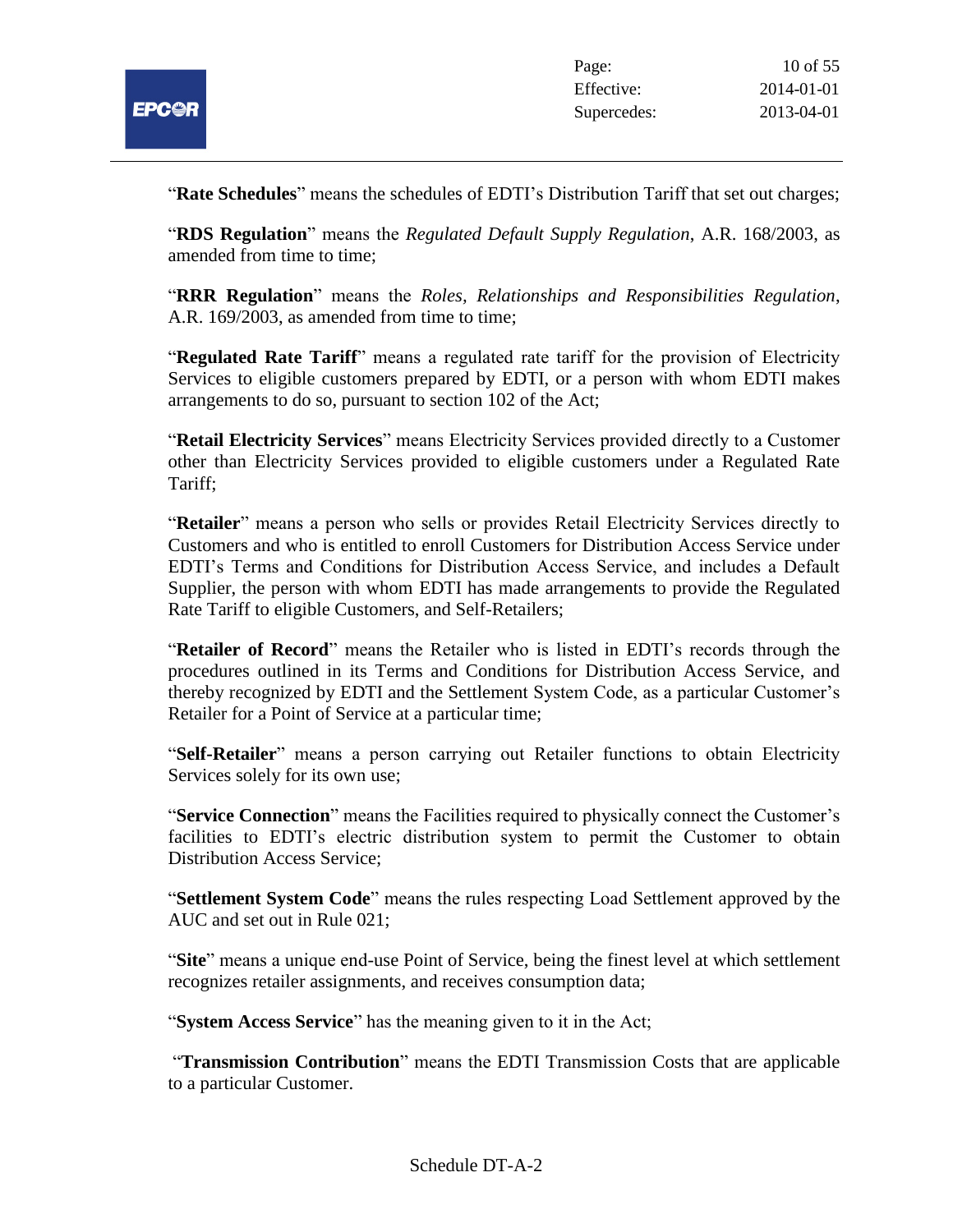"**Rate Schedules**" means the schedules of EDTI's Distribution Tariff that set out charges;

"**RDS Regulation**" means the *Regulated Default Supply Regulation*, A.R. 168/2003, as amended from time to time;

"**RRR Regulation**" means the *Roles, Relationships and Responsibilities Regulation*, A.R. 169/2003, as amended from time to time;

"**Regulated Rate Tariff**" means a regulated rate tariff for the provision of Electricity Services to eligible customers prepared by EDTI, or a person with whom EDTI makes arrangements to do so, pursuant to section 102 of the Act;

"**Retail Electricity Services**" means Electricity Services provided directly to a Customer other than Electricity Services provided to eligible customers under a Regulated Rate Tariff;

"**Retailer**" means a person who sells or provides Retail Electricity Services directly to Customers and who is entitled to enroll Customers for Distribution Access Service under EDTI's Terms and Conditions for Distribution Access Service, and includes a Default Supplier, the person with whom EDTI has made arrangements to provide the Regulated Rate Tariff to eligible Customers, and Self-Retailers;

"**Retailer of Record**" means the Retailer who is listed in EDTI's records through the procedures outlined in its Terms and Conditions for Distribution Access Service, and thereby recognized by EDTI and the Settlement System Code, as a particular Customer's Retailer for a Point of Service at a particular time;

"**Self-Retailer**" means a person carrying out Retailer functions to obtain Electricity Services solely for its own use;

"**Service Connection**" means the Facilities required to physically connect the Customer's facilities to EDTI's electric distribution system to permit the Customer to obtain Distribution Access Service;

"**Settlement System Code**" means the rules respecting Load Settlement approved by the AUC and set out in Rule 021;

"**Site**" means a unique end-use Point of Service, being the finest level at which settlement recognizes retailer assignments, and receives consumption data;

"**System Access Service**" has the meaning given to it in the Act;

"**Transmission Contribution**" means the EDTI Transmission Costs that are applicable to a particular Customer.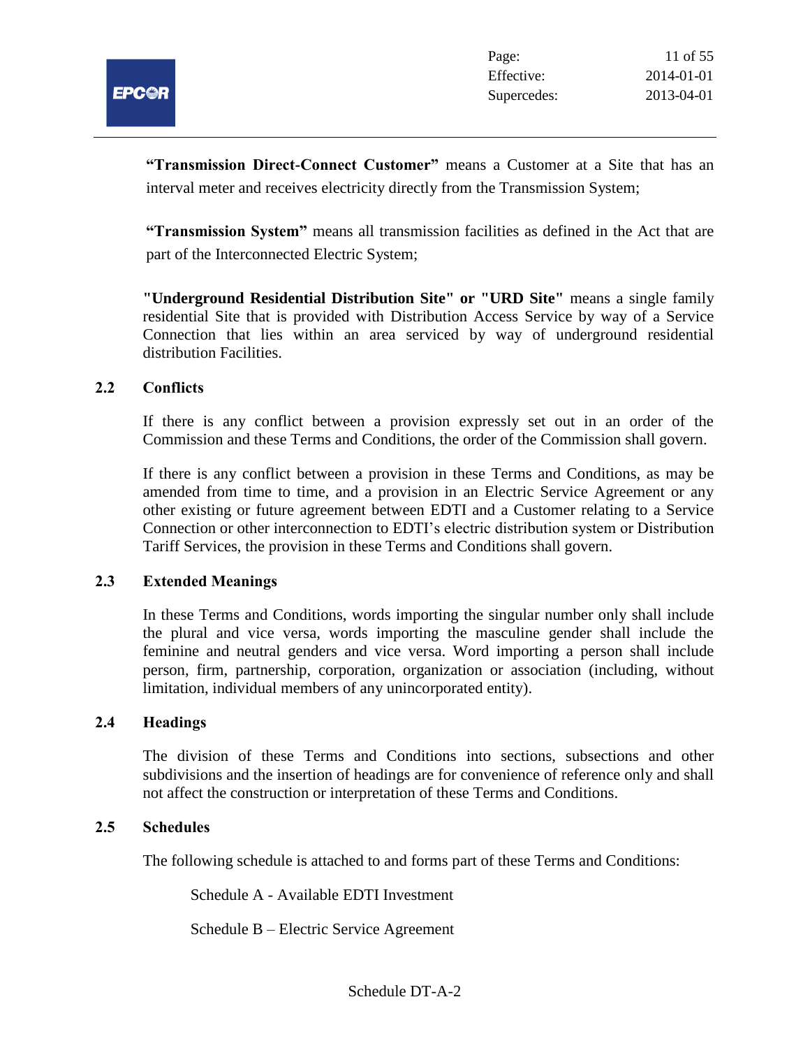**"Transmission Direct-Connect Customer"** means a Customer at a Site that has an interval meter and receives electricity directly from the Transmission System;

**"Transmission System"** means all transmission facilities as defined in the Act that are part of the Interconnected Electric System;

**"Underground Residential Distribution Site" or "URD Site"** means a single family residential Site that is provided with Distribution Access Service by way of a Service Connection that lies within an area serviced by way of underground residential distribution Facilities.

### 2.2 Conflicts

If there is any conflict between a provision expressly set out in an order of the Commission and these Terms and Conditions, the order of the Commission shall govern.

If there is any conflict between a provision in these Terms and Conditions, as may be amended from time to time, and a provision in an Electric Service Agreement or any other existing or future agreement between EDTI and a Customer relating to a Service Connection or other interconnection to EDTI's electric distribution system or Distribution Tariff Services, the provision in these Terms and Conditions shall govern.

### 2.3 Extended Meanings

In these Terms and Conditions, words importing the singular number only shall include the plural and vice versa, words importing the masculine gender shall include the feminine and neutral genders and vice versa. Word importing a person shall include person, firm, partnership, corporation, organization or association (including, without limitation, individual members of any unincorporated entity).

### 2.4 Headings

The division of these Terms and Conditions into sections, subsections and other subdivisions and the insertion of headings are for convenience of reference only and shall not affect the construction or interpretation of these Terms and Conditions.

### 2.5 Schedules

The following schedule is attached to and forms part of these Terms and Conditions:

Schedule A - Available EDTI Investment

Schedule B – Electric Service Agreement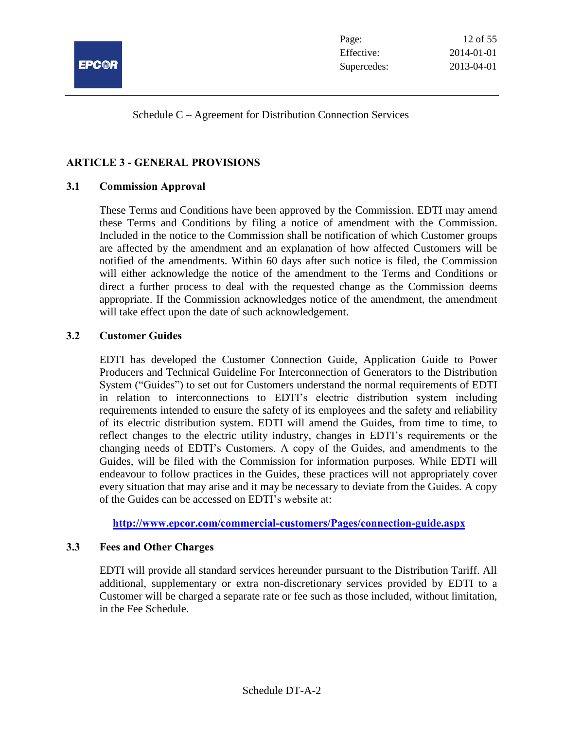Schedule C – Agreement for Distribution Connection Services

## ARTICLE 3 - GENERAL PROVISIONS

### 3.1 Commission Approval

These Terms and Conditions have been approved by the Commission. EDTI may amend these Terms and Conditions by filing a notice of amendment with the Commission. Included in the notice to the Commission shall be notification of which Customer groups are affected by the amendment and an explanation of how affected Customers will be notified of the amendments. Within 60 days after such notice is filed, the Commission will either acknowledge the notice of the amendment to the Terms and Conditions or direct a further process to deal with the requested change as the Commission deems appropriate. If the Commission acknowledges notice of the amendment, the amendment will take effect upon the date of such acknowledgement.

### 3.2 Customer Guides

EDTI has developed the Customer Connection Guide, Application Guide to Power Producers and Technical Guideline For Interconnection of Generators to the Distribution System ("Guides") to set out for Customers understand the normal requirements of EDTI in relation to interconnections to EDTI's electric distribution system including requirements intended to ensure the safety of its employees and the safety and reliability of its electric distribution system. EDTI will amend the Guides, from time to time, to reflect changes to the electric utility industry, changes in EDTI's requirements or the changing needs of EDTI's Customers. A copy of the Guides, and amendments to the Guides, will be filed with the Commission for information purposes. While EDTI will endeavour to follow practices in the Guides, these practices will not appropriately cover every situation that may arise and it may be necessary to deviate from the Guides. A copy of the Guides can be accessed on EDTI's website at:

**http://www.epcor.com/commercial-customers/Pages/connection-guide.aspx**

### 3.3 Fees and Other Charges

EDTI will provide all standard services hereunder pursuant to the Distribution Tariff. All additional, supplementary or extra non-discretionary services provided by EDTI to a Customer will be charged a separate rate or fee such as those included, without limitation, in the Fee Schedule.

Schedule DT-A-2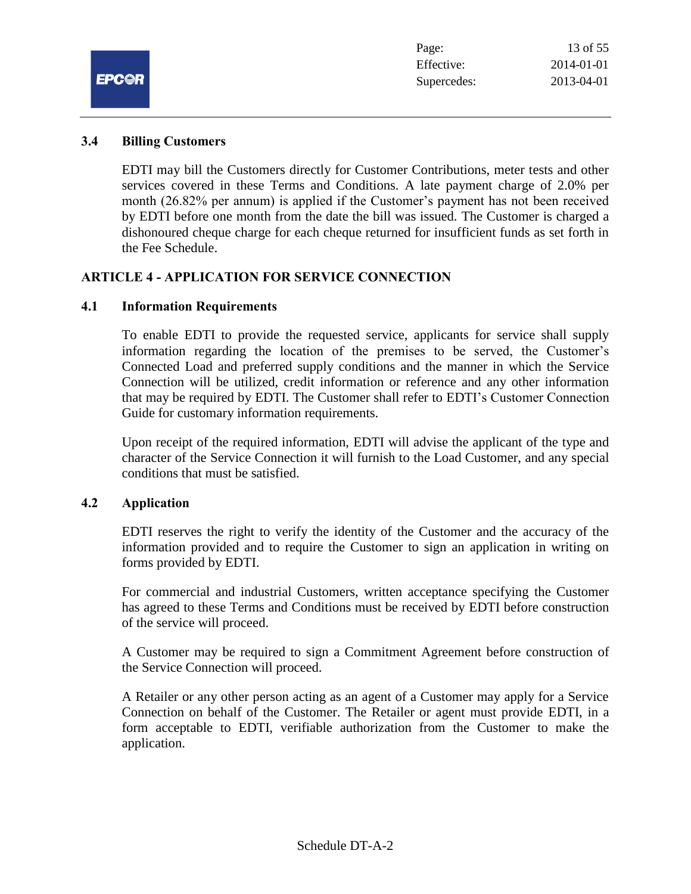### 3.4 Billing Customers

EDTI may bill the Customers directly for Customer Contributions, meter tests and other services covered in these Terms and Conditions. A late payment charge of 2.0% per month (26.82% per annum) is applied if the Customer's payment has not been received by EDTI before one month from the date the bill was issued. The Customer is charged a dishonoured cheque charge for each cheque returned for insufficient funds as set forth in the Fee Schedule.

## ARTICLE 4 - APPLICATION FOR SERVICE CONNECTION

### 4.1 Information Requirements

To enable EDTI to provide the requested service, applicants for service shall supply information regarding the location of the premises to be served, the Customer's Connected Load and preferred supply conditions and the manner in which the Service Connection will be utilized, credit information or reference and any other information that may be required by EDTI. The Customer shall refer to EDTI's Customer Connection Guide for customary information requirements.

Upon receipt of the required information, EDTI will advise the applicant of the type and character of the Service Connection it will furnish to the Load Customer, and any special conditions that must be satisfied.

### 4.2 Application

EDTI reserves the right to verify the identity of the Customer and the accuracy of the information provided and to require the Customer to sign an application in writing on forms provided by EDTI.

For commercial and industrial Customers, written acceptance specifying the Customer has agreed to these Terms and Conditions must be received by EDTI before construction of the service will proceed.

A Customer may be required to sign a Commitment Agreement before construction of the Service Connection will proceed.

A Retailer or any other person acting as an agent of a Customer may apply for a Service Connection on behalf of the Customer. The Retailer or agent must provide EDTI, in a form acceptable to EDTI, verifiable authorization from the Customer to make the application.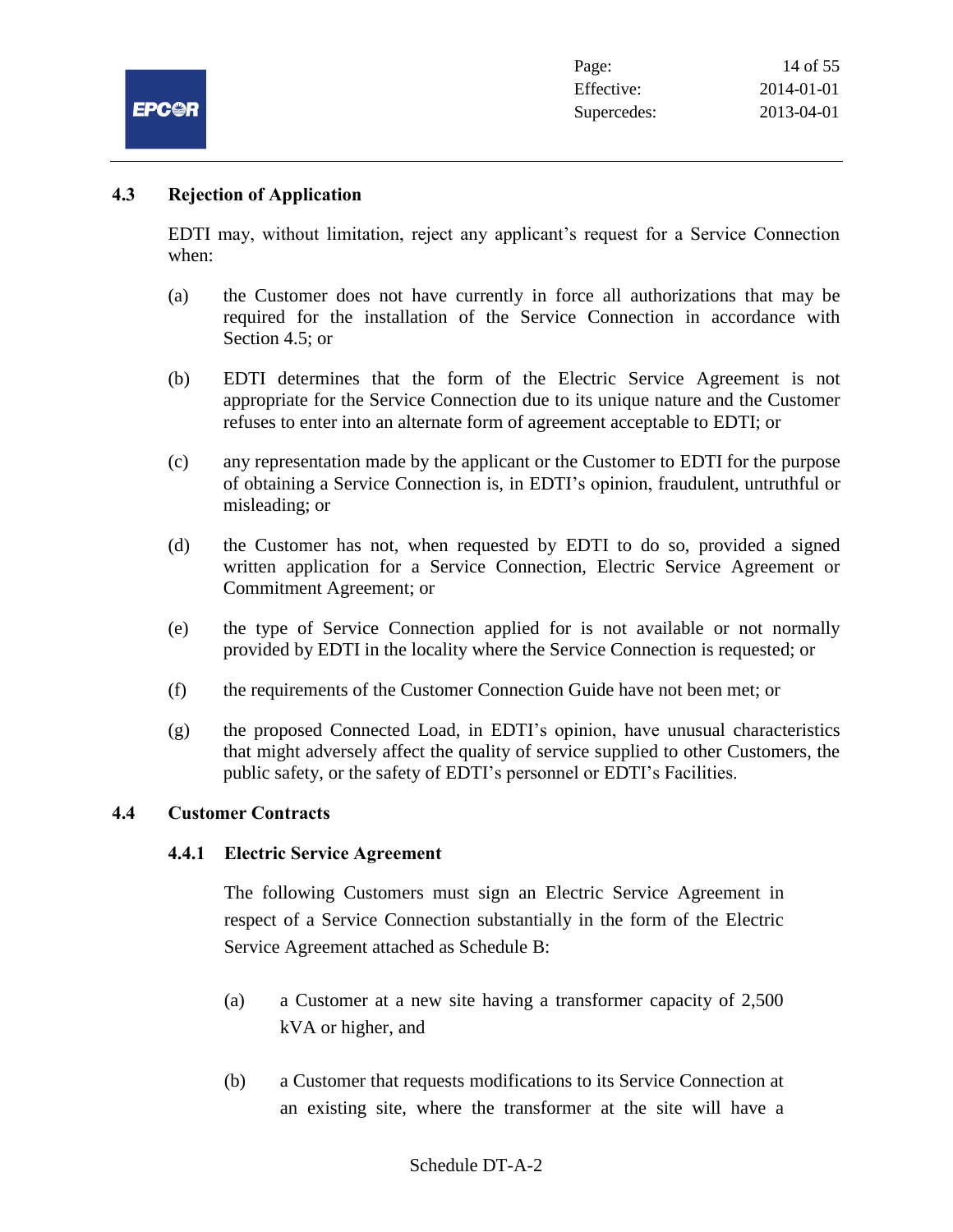## 4.3 Rejection of Application

EDTI may, without limitation, reject any applicant's request for a Service Connection when:

(a) the Customer does not have currently in force all authorizations that may be required for the installation of the Service Connection in accordance with Section 4.5; or

(b) EDTI determines that the form of the Electric Service Agreement is not appropriate for the Service Connection due to its unique nature and the Customer refuses to enter into an alternate form of agreement acceptable to EDTI; or

(c) any representation made by the applicant or the Customer to EDTI for the purpose of obtaining a Service Connection is, in EDTI's opinion, fraudulent, untruthful or misleading; or

(d) the Customer has not, when requested by EDTI to do so, provided a signed written application for a Service Connection, Electric Service Agreement or Commitment Agreement; or

(e) the type of Service Connection applied for is not available or not normally provided by EDTI in the locality where the Service Connection is requested; or

(f) the requirements of the Customer Connection Guide have not been met; or

(g) the proposed Connected Load, in EDTI's opinion, have unusual characteristics that might adversely affect the quality of service supplied to other Customers, the public safety, or the safety of EDTI's personnel or EDTI's Facilities.

## 4.4 Customer Contracts

### 4.4.1 Electric Service Agreement

The following Customers must sign an Electric Service Agreement in respect of a Service Connection substantially in the form of the Electric Service Agreement attached as Schedule B:

(a) a Customer at a new site having a transformer capacity of 2,500 kVA or higher, and

(b) a Customer that requests modifications to its Service Connection at an existing site, where the transformer at the site will have a

Schedule DT-A-2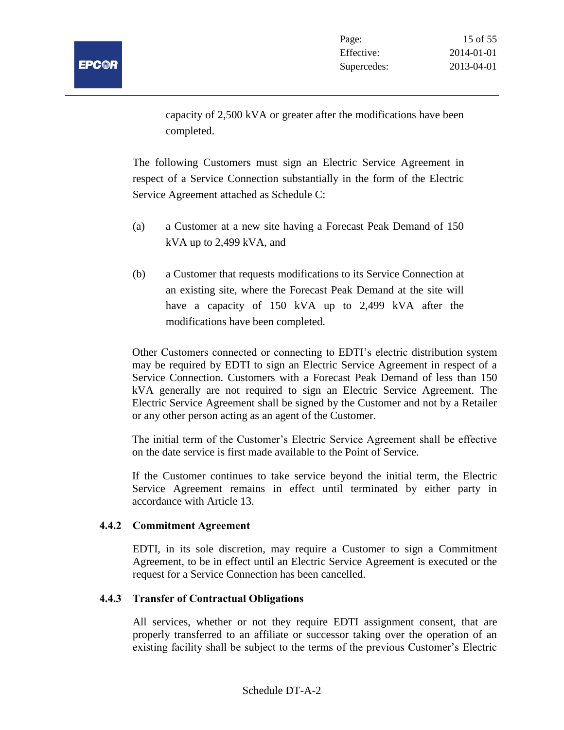capacity of 2,500 kVA or greater after the modifications have been completed.

The following Customers must sign an Electric Service Agreement in respect of a Service Connection substantially in the form of the Electric Service Agreement attached as Schedule C:

(a) a Customer at a new site having a Forecast Peak Demand of 150 kVA up to 2,499 kVA, and

(b) a Customer that requests modifications to its Service Connection at an existing site, where the Forecast Peak Demand at the site will have a capacity of 150 kVA up to 2,499 kVA after the modifications have been completed.

Other Customers connected or connecting to EDTI's electric distribution system may be required by EDTI to sign an Electric Service Agreement in respect of a Service Connection. Customers with a Forecast Peak Demand of less than 150 kVA generally are not required to sign an Electric Service Agreement. The Electric Service Agreement shall be signed by the Customer and not by a Retailer or any other person acting as an agent of the Customer.

The initial term of the Customer's Electric Service Agreement shall be effective on the date service is first made available to the Point of Service.

If the Customer continues to take service beyond the initial term, the Electric Service Agreement remains in effect until terminated by either party in accordance with Article 13.

### 4.4.2 Commitment Agreement

EDTI, in its sole discretion, may require a Customer to sign a Commitment Agreement, to be in effect until an Electric Service Agreement is executed or the request for a Service Connection has been cancelled.

### 4.4.3 Transfer of Contractual Obligations

All services, whether or not they require EDTI assignment consent, that are properly transferred to an affiliate or successor taking over the operation of an existing facility shall be subject to the terms of the previous Customer's Electric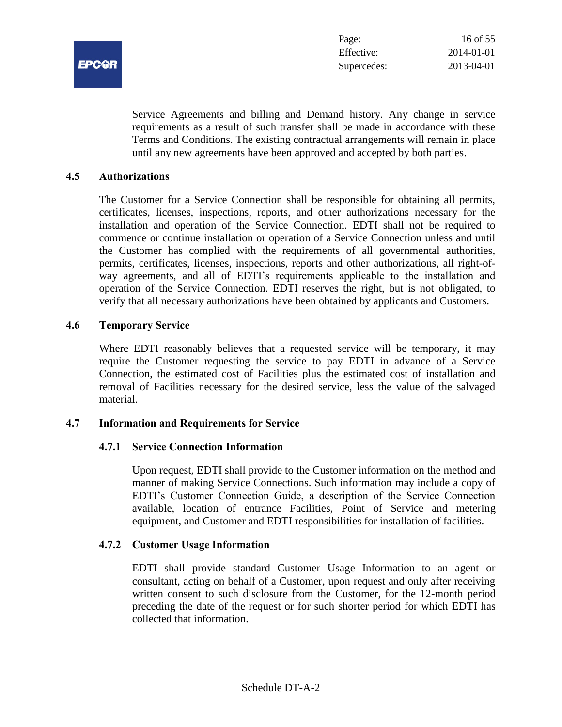Service Agreements and billing and Demand history. Any change in service requirements as a result of such transfer shall be made in accordance with these Terms and Conditions. The existing contractual arrangements will remain in place until any new agreements have been approved and accepted by both parties.

## 4.5 Authorizations

The Customer for a Service Connection shall be responsible for obtaining all permits, certificates, licenses, inspections, reports, and other authorizations necessary for the installation and operation of the Service Connection. EDTI shall not be required to commence or continue installation or operation of a Service Connection unless and until the Customer has complied with the requirements of all governmental authorities, permits, certificates, licenses, inspections, reports and other authorizations, all right-of-way agreements, and all of EDTI's requirements applicable to the installation and operation of the Service Connection. EDTI reserves the right, but is not obligated, to verify that all necessary authorizations have been obtained by applicants and Customers.

## 4.6 Temporary Service

Where EDTI reasonably believes that a requested service will be temporary, it may require the Customer requesting the service to pay EDTI in advance of a Service Connection, the estimated cost of Facilities plus the estimated cost of installation and removal of Facilities necessary for the desired service, less the value of the salvaged material.

## 4.7 Information and Requirements for Service

### 4.7.1 Service Connection Information

Upon request, EDTI shall provide to the Customer information on the method and manner of making Service Connections. Such information may include a copy of EDTI's Customer Connection Guide, a description of the Service Connection available, location of entrance Facilities, Point of Service and metering equipment, and Customer and EDTI responsibilities for installation of facilities.

### 4.7.2 Customer Usage Information

EDTI shall provide standard Customer Usage Information to an agent or consultant, acting on behalf of a Customer, upon request and only after receiving written consent to such disclosure from the Customer, for the 12-month period preceding the date of the request or for such shorter period for which EDTI has collected that information.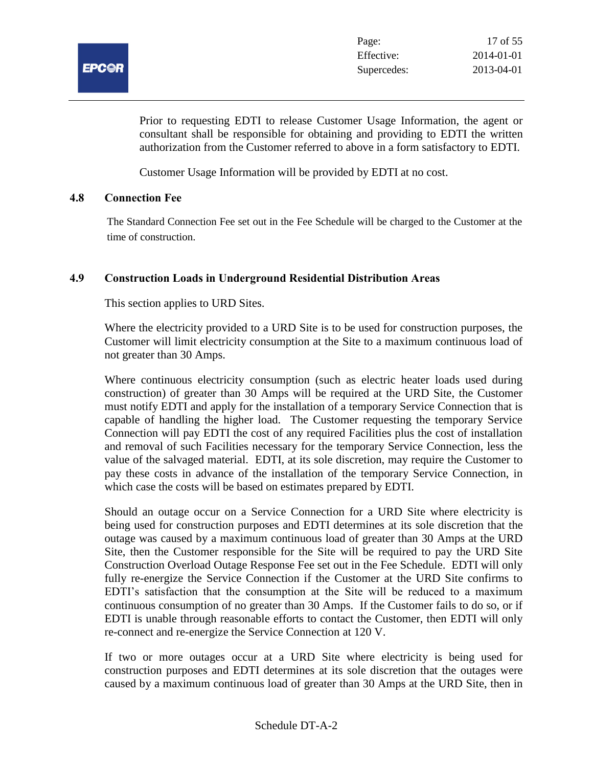Prior to requesting EDTI to release Customer Usage Information, the agent or consultant shall be responsible for obtaining and providing to EDTI the written authorization from the Customer referred to above in a form satisfactory to EDTI.

Customer Usage Information will be provided by EDTI at no cost.

### 4.8 Connection Fee

The Standard Connection Fee set out in the Fee Schedule will be charged to the Customer at the time of construction.

### 4.9 Construction Loads in Underground Residential Distribution Areas

This section applies to URD Sites.

Where the electricity provided to a URD Site is to be used for construction purposes, the Customer will limit electricity consumption at the Site to a maximum continuous load of not greater than 30 Amps.

Where continuous electricity consumption (such as electric heater loads used during construction) of greater than 30 Amps will be required at the URD Site, the Customer must notify EDTI and apply for the installation of a temporary Service Connection that is capable of handling the higher load. The Customer requesting the temporary Service Connection will pay EDTI the cost of any required Facilities plus the cost of installation and removal of such Facilities necessary for the temporary Service Connection, less the value of the salvaged material. EDTI, at its sole discretion, may require the Customer to pay these costs in advance of the installation of the temporary Service Connection, in which case the costs will be based on estimates prepared by EDTI.

Should an outage occur on a Service Connection for a URD Site where electricity is being used for construction purposes and EDTI determines at its sole discretion that the outage was caused by a maximum continuous load of greater than 30 Amps at the URD Site, then the Customer responsible for the Site will be required to pay the URD Site Construction Overload Outage Response Fee set out in the Fee Schedule. EDTI will only fully re-energize the Service Connection if the Customer at the URD Site confirms to EDTI's satisfaction that the consumption at the Site will be reduced to a maximum continuous consumption of no greater than 30 Amps. If the Customer fails to do so, or if EDTI is unable through reasonable efforts to contact the Customer, then EDTI will only re-connect and re-energize the Service Connection at 120 V.

If two or more outages occur at a URD Site where electricity is being used for construction purposes and EDTI determines at its sole discretion that the outages were caused by a maximum continuous load of greater than 30 Amps at the URD Site, then in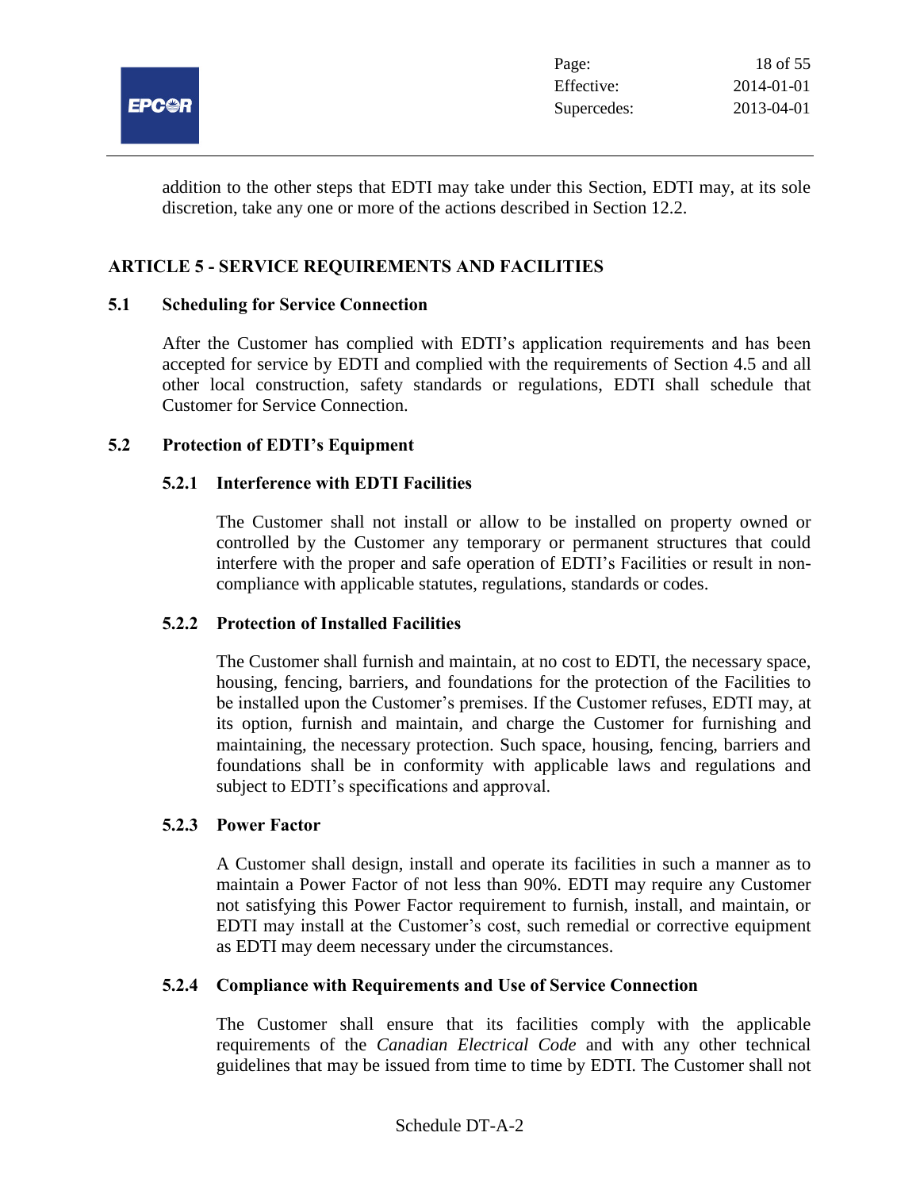addition to the other steps that EDTI may take under this Section, EDTI may, at its sole discretion, take any one or more of the actions described in Section 12.2.

## ARTICLE 5 - SERVICE REQUIREMENTS AND FACILITIES

### 5.1 Scheduling for Service Connection

After the Customer has complied with EDTI's application requirements and has been accepted for service by EDTI and complied with the requirements of Section 4.5 and all other local construction, safety standards or regulations, EDTI shall schedule that Customer for Service Connection.

### 5.2 Protection of EDTI's Equipment

#### 5.2.1 Interference with EDTI Facilities

The Customer shall not install or allow to be installed on property owned or controlled by the Customer any temporary or permanent structures that could interfere with the proper and safe operation of EDTI's Facilities or result in non-compliance with applicable statutes, regulations, standards or codes.

#### 5.2.2 Protection of Installed Facilities

The Customer shall furnish and maintain, at no cost to EDTI, the necessary space, housing, fencing, barriers, and foundations for the protection of the Facilities to be installed upon the Customer's premises. If the Customer refuses, EDTI may, at its option, furnish and maintain, and charge the Customer for furnishing and maintaining, the necessary protection. Such space, housing, fencing, barriers and foundations shall be in conformity with applicable laws and regulations and subject to EDTI's specifications and approval.

#### 5.2.3 Power Factor

A Customer shall design, install and operate its facilities in such a manner as to maintain a Power Factor of not less than 90%. EDTI may require any Customer not satisfying this Power Factor requirement to furnish, install, and maintain, or EDTI may install at the Customer's cost, such remedial or corrective equipment as EDTI may deem necessary under the circumstances.

#### 5.2.4 Compliance with Requirements and Use of Service Connection

The Customer shall ensure that its facilities comply with the applicable requirements of the *Canadian Electrical Code* and with any other technical guidelines that may be issued from time to time by EDTI. The Customer shall not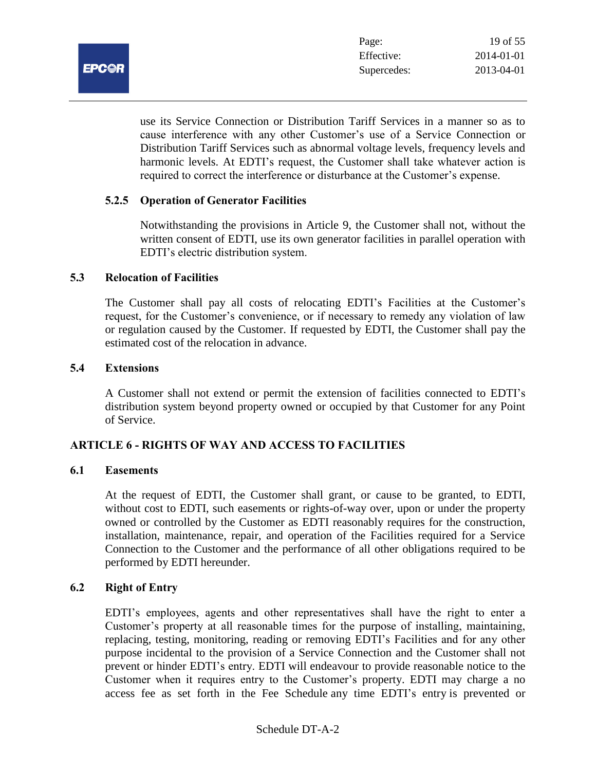use its Service Connection or Distribution Tariff Services in a manner so as to cause interference with any other Customer's use of a Service Connection or Distribution Tariff Services such as abnormal voltage levels, frequency levels and harmonic levels. At EDTI's request, the Customer shall take whatever action is required to correct the interference or disturbance at the Customer's expense.

#### 5.2.5 Operation of Generator Facilities

Notwithstanding the provisions in Article 9, the Customer shall not, without the written consent of EDTI, use its own generator facilities in parallel operation with EDTI's electric distribution system.

### 5.3 Relocation of Facilities

The Customer shall pay all costs of relocating EDTI's Facilities at the Customer's request, for the Customer's convenience, or if necessary to remedy any violation of law or regulation caused by the Customer. If requested by EDTI, the Customer shall pay the estimated cost of the relocation in advance.

### 5.4 Extensions

A Customer shall not extend or permit the extension of facilities connected to EDTI's distribution system beyond property owned or occupied by that Customer for any Point of Service.

## ARTICLE 6 - RIGHTS OF WAY AND ACCESS TO FACILITIES

### 6.1 Easements

At the request of EDTI, the Customer shall grant, or cause to be granted, to EDTI, without cost to EDTI, such easements or rights-of-way over, upon or under the property owned or controlled by the Customer as EDTI reasonably requires for the construction, installation, maintenance, repair, and operation of the Facilities required for a Service Connection to the Customer and the performance of all other obligations required to be performed by EDTI hereunder.

### 6.2 Right of Entry

EDTI's employees, agents and other representatives shall have the right to enter a Customer's property at all reasonable times for the purpose of installing, maintaining, replacing, testing, monitoring, reading or removing EDTI's Facilities and for any other purpose incidental to the provision of a Service Connection and the Customer shall not prevent or hinder EDTI's entry. EDTI will endeavour to provide reasonable notice to the Customer when it requires entry to the Customer's property. EDTI may charge a no access fee as set forth in the Fee Schedule any time EDTI's entry is prevented or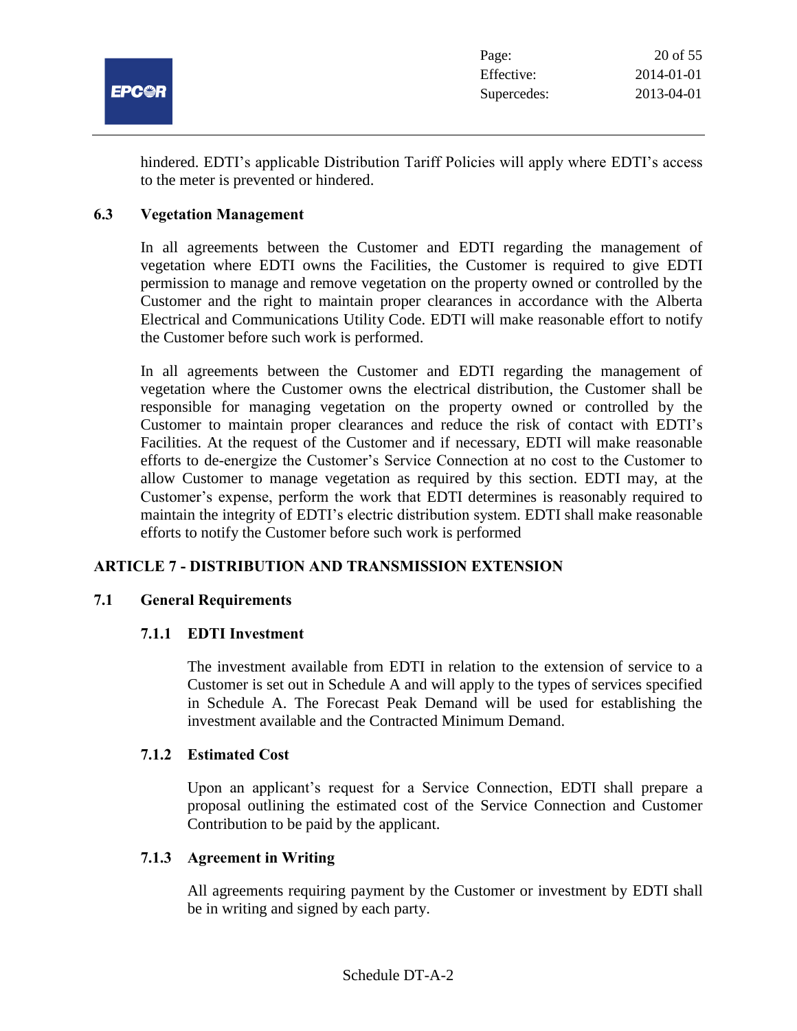hindered. EDTI's applicable Distribution Tariff Policies will apply where EDTI's access to the meter is prevented or hindered.

### 6.3 Vegetation Management

In all agreements between the Customer and EDTI regarding the management of vegetation where EDTI owns the Facilities, the Customer is required to give EDTI permission to manage and remove vegetation on the property owned or controlled by the Customer and the right to maintain proper clearances in accordance with the Alberta Electrical and Communications Utility Code. EDTI will make reasonable effort to notify the Customer before such work is performed.

In all agreements between the Customer and EDTI regarding the management of vegetation where the Customer owns the electrical distribution, the Customer shall be responsible for managing vegetation on the property owned or controlled by the Customer to maintain proper clearances and reduce the risk of contact with EDTI's Facilities. At the request of the Customer and if necessary, EDTI will make reasonable efforts to de-energize the Customer's Service Connection at no cost to the Customer to allow Customer to manage vegetation as required by this section. EDTI may, at the Customer's expense, perform the work that EDTI determines is reasonably required to maintain the integrity of EDTI's electric distribution system. EDTI shall make reasonable efforts to notify the Customer before such work is performed

## ARTICLE 7 - DISTRIBUTION AND TRANSMISSION EXTENSION

### 7.1 General Requirements

#### 7.1.1 EDTI Investment

The investment available from EDTI in relation to the extension of service to a Customer is set out in Schedule A and will apply to the types of services specified in Schedule A. The Forecast Peak Demand will be used for establishing the investment available and the Contracted Minimum Demand.

#### 7.1.2 Estimated Cost

Upon an applicant's request for a Service Connection, EDTI shall prepare a proposal outlining the estimated cost of the Service Connection and Customer Contribution to be paid by the applicant.

#### 7.1.3 Agreement in Writing

All agreements requiring payment by the Customer or investment by EDTI shall be in writing and signed by each party.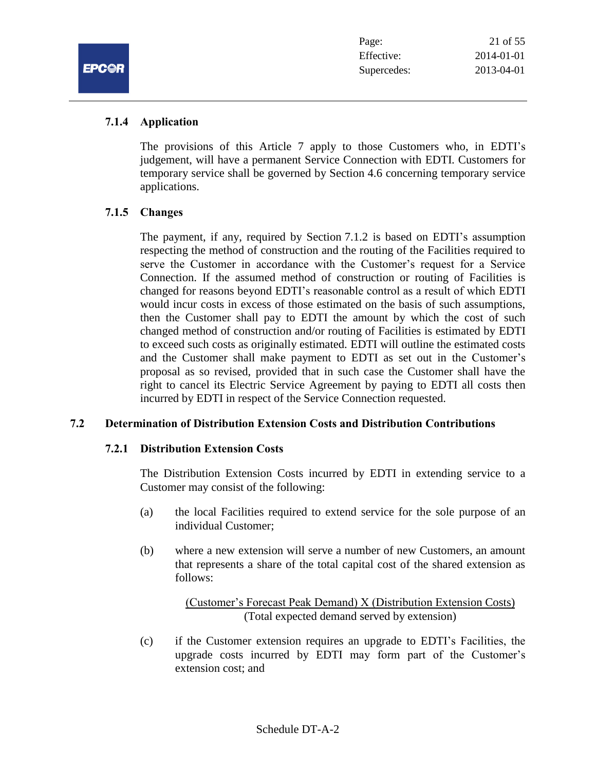### 7.1.4 Application

The provisions of this Article 7 apply to those Customers who, in EDTI's judgement, will have a permanent Service Connection with EDTI. Customers for temporary service shall be governed by Section 4.6 concerning temporary service applications.

### 7.1.5 Changes

The payment, if any, required by Section 7.1.2 is based on EDTI's assumption respecting the method of construction and the routing of the Facilities required to serve the Customer in accordance with the Customer's request for a Service Connection. If the assumed method of construction or routing of Facilities is changed for reasons beyond EDTI's reasonable control as a result of which EDTI would incur costs in excess of those estimated on the basis of such assumptions, then the Customer shall pay to EDTI the amount by which the cost of such changed method of construction and/or routing of Facilities is estimated by EDTI to exceed such costs as originally estimated. EDTI will outline the estimated costs and the Customer shall make payment to EDTI as set out in the Customer's proposal as so revised, provided that in such case the Customer shall have the right to cancel its Electric Service Agreement by paying to EDTI all costs then incurred by EDTI in respect of the Service Connection requested.

## 7.2 Determination of Distribution Extension Costs and Distribution Contributions

### 7.2.1 Distribution Extension Costs

The Distribution Extension Costs incurred by EDTI in extending service to a Customer may consist of the following:

(a) the local Facilities required to extend service for the sole purpose of an individual Customer;

(b) where a new extension will serve a number of new Customers, an amount that represents a share of the total capital cost of the shared extension as follows:

$$\frac{\text{(Customer's Forecast Peak Demand) X (Distribution Extension Costs)}}{\text{(Total expected demand served by extension)}}$$

(c) if the Customer extension requires an upgrade to EDTI's Facilities, the upgrade costs incurred by EDTI may form part of the Customer's extension cost; and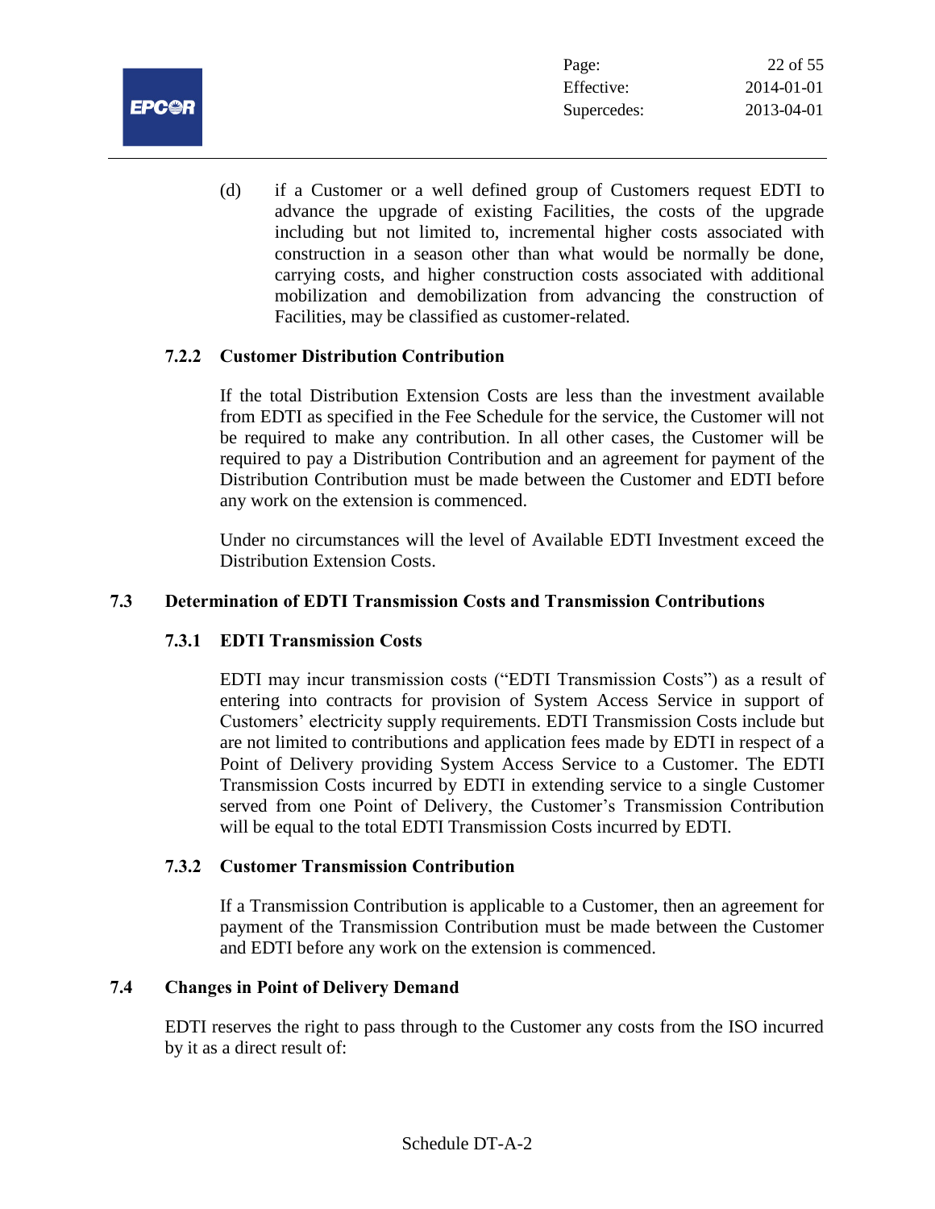(d) if a Customer or a well defined group of Customers request EDTI to advance the upgrade of existing Facilities, the costs of the upgrade including but not limited to, incremental higher costs associated with construction in a season other than what would be normally be done, carrying costs, and higher construction costs associated with additional mobilization and demobilization from advancing the construction of Facilities, may be classified as customer-related.

### 7.2.2 Customer Distribution Contribution

If the total Distribution Extension Costs are less than the investment available from EDTI as specified in the Fee Schedule for the service, the Customer will not be required to make any contribution. In all other cases, the Customer will be required to pay a Distribution Contribution and an agreement for payment of the Distribution Contribution must be made between the Customer and EDTI before any work on the extension is commenced.

Under no circumstances will the level of Available EDTI Investment exceed the Distribution Extension Costs.

## 7.3 Determination of EDTI Transmission Costs and Transmission Contributions

### 7.3.1 EDTI Transmission Costs

EDTI may incur transmission costs ("EDTI Transmission Costs") as a result of entering into contracts for provision of System Access Service in support of Customers' electricity supply requirements. EDTI Transmission Costs include but are not limited to contributions and application fees made by EDTI in respect of a Point of Delivery providing System Access Service to a Customer. The EDTI Transmission Costs incurred by EDTI in extending service to a single Customer served from one Point of Delivery, the Customer's Transmission Contribution will be equal to the total EDTI Transmission Costs incurred by EDTI.

### 7.3.2 Customer Transmission Contribution

If a Transmission Contribution is applicable to a Customer, then an agreement for payment of the Transmission Contribution must be made between the Customer and EDTI before any work on the extension is commenced.

## 7.4 Changes in Point of Delivery Demand

EDTI reserves the right to pass through to the Customer any costs from the ISO incurred by it as a direct result of: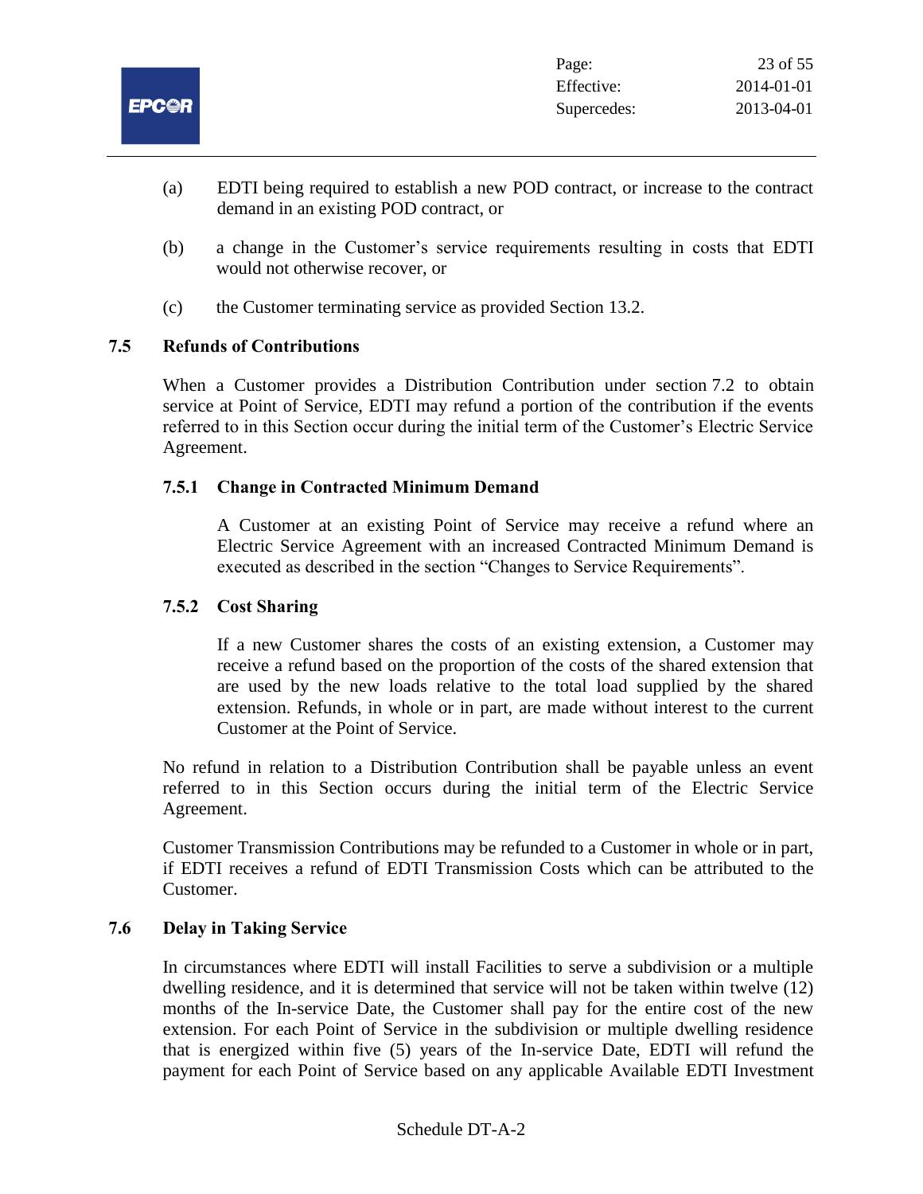(a) EDTI being required to establish a new POD contract, or increase to the contract demand in an existing POD contract, or

(b) a change in the Customer's service requirements resulting in costs that EDTI would not otherwise recover, or

(c) the Customer terminating service as provided Section 13.2.

## 7.5 Refunds of Contributions

When a Customer provides a Distribution Contribution under section 7.2 to obtain service at Point of Service, EDTI may refund a portion of the contribution if the events referred to in this Section occur during the initial term of the Customer's Electric Service Agreement.

### 7.5.1 Change in Contracted Minimum Demand

A Customer at an existing Point of Service may receive a refund where an Electric Service Agreement with an increased Contracted Minimum Demand is executed as described in the section "Changes to Service Requirements".

### 7.5.2 Cost Sharing

If a new Customer shares the costs of an existing extension, a Customer may receive a refund based on the proportion of the costs of the shared extension that are used by the new loads relative to the total load supplied by the shared extension. Refunds, in whole or in part, are made without interest to the current Customer at the Point of Service.

No refund in relation to a Distribution Contribution shall be payable unless an event referred to in this Section occurs during the initial term of the Electric Service Agreement.

Customer Transmission Contributions may be refunded to a Customer in whole or in part, if EDTI receives a refund of EDTI Transmission Costs which can be attributed to the Customer.

## 7.6 Delay in Taking Service

In circumstances where EDTI will install Facilities to serve a subdivision or a multiple dwelling residence, and it is determined that service will not be taken within twelve (12) months of the In-service Date, the Customer shall pay for the entire cost of the new extension. For each Point of Service in the subdivision or multiple dwelling residence that is energized within five (5) years of the In-service Date, EDTI will refund the payment for each Point of Service based on any applicable Available EDTI Investment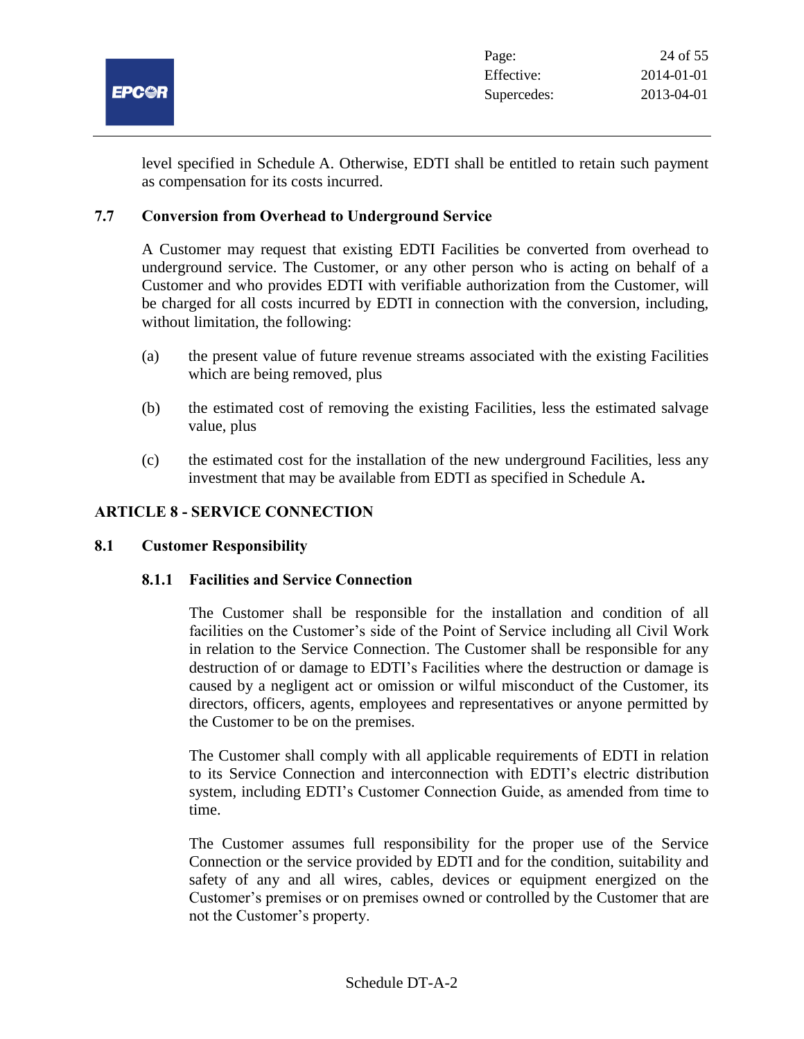level specified in Schedule A. Otherwise, EDTI shall be entitled to retain such payment as compensation for its costs incurred.

### 7.7 Conversion from Overhead to Underground Service

A Customer may request that existing EDTI Facilities be converted from overhead to underground service. The Customer, or any other person who is acting on behalf of a Customer and who provides EDTI with verifiable authorization from the Customer, will be charged for all costs incurred by EDTI in connection with the conversion, including, without limitation, the following:

(a) the present value of future revenue streams associated with the existing Facilities which are being removed, plus

(b) the estimated cost of removing the existing Facilities, less the estimated salvage value, plus

(c) the estimated cost for the installation of the new underground Facilities, less any investment that may be available from EDTI as specified in Schedule A**.**

## ARTICLE 8 - SERVICE CONNECTION

### 8.1 Customer Responsibility

#### 8.1.1 Facilities and Service Connection

The Customer shall be responsible for the installation and condition of all facilities on the Customer's side of the Point of Service including all Civil Work in relation to the Service Connection. The Customer shall be responsible for any destruction of or damage to EDTI's Facilities where the destruction or damage is caused by a negligent act or omission or wilful misconduct of the Customer, its directors, officers, agents, employees and representatives or anyone permitted by the Customer to be on the premises.

The Customer shall comply with all applicable requirements of EDTI in relation to its Service Connection and interconnection with EDTI's electric distribution system, including EDTI's Customer Connection Guide, as amended from time to time.

The Customer assumes full responsibility for the proper use of the Service Connection or the service provided by EDTI and for the condition, suitability and safety of any and all wires, cables, devices or equipment energized on the Customer's premises or on premises owned or controlled by the Customer that are not the Customer's property.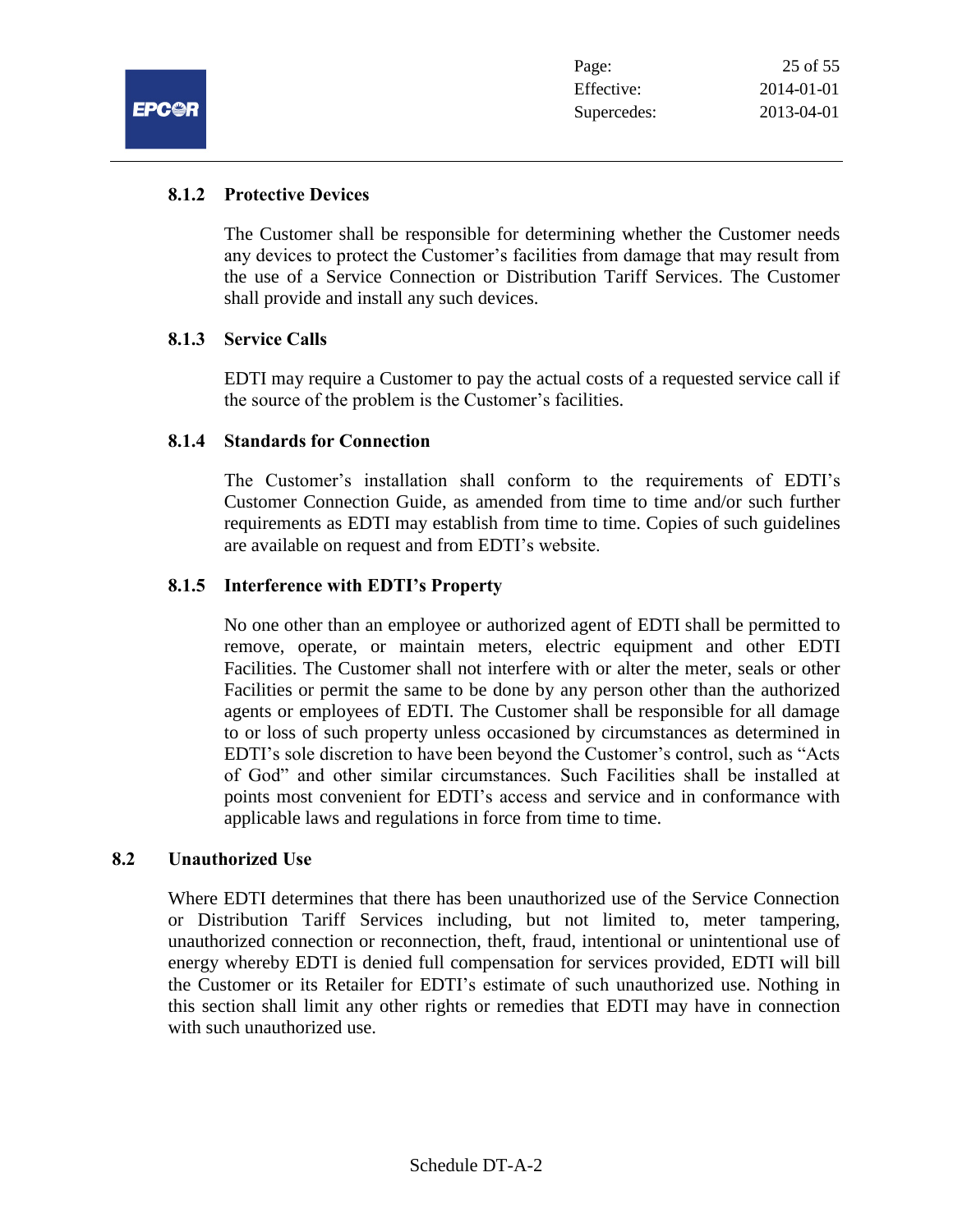#### 8.1.2 Protective Devices

The Customer shall be responsible for determining whether the Customer needs any devices to protect the Customer's facilities from damage that may result from the use of a Service Connection or Distribution Tariff Services. The Customer shall provide and install any such devices.

#### 8.1.3 Service Calls

EDTI may require a Customer to pay the actual costs of a requested service call if the source of the problem is the Customer's facilities.

#### 8.1.4 Standards for Connection

The Customer's installation shall conform to the requirements of EDTI's Customer Connection Guide, as amended from time to time and/or such further requirements as EDTI may establish from time to time. Copies of such guidelines are available on request and from EDTI's website.

#### 8.1.5 Interference with EDTI's Property

No one other than an employee or authorized agent of EDTI shall be permitted to remove, operate, or maintain meters, electric equipment and other EDTI Facilities. The Customer shall not interfere with or alter the meter, seals or other Facilities or permit the same to be done by any person other than the authorized agents or employees of EDTI. The Customer shall be responsible for all damage to or loss of such property unless occasioned by circumstances as determined in EDTI's sole discretion to have been beyond the Customer's control, such as "Acts of God" and other similar circumstances. Such Facilities shall be installed at points most convenient for EDTI's access and service and in conformance with applicable laws and regulations in force from time to time.

### 8.2 Unauthorized Use

Where EDTI determines that there has been unauthorized use of the Service Connection or Distribution Tariff Services including, but not limited to, meter tampering, unauthorized connection or reconnection, theft, fraud, intentional or unintentional use of energy whereby EDTI is denied full compensation for services provided, EDTI will bill the Customer or its Retailer for EDTI's estimate of such unauthorized use. Nothing in this section shall limit any other rights or remedies that EDTI may have in connection with such unauthorized use.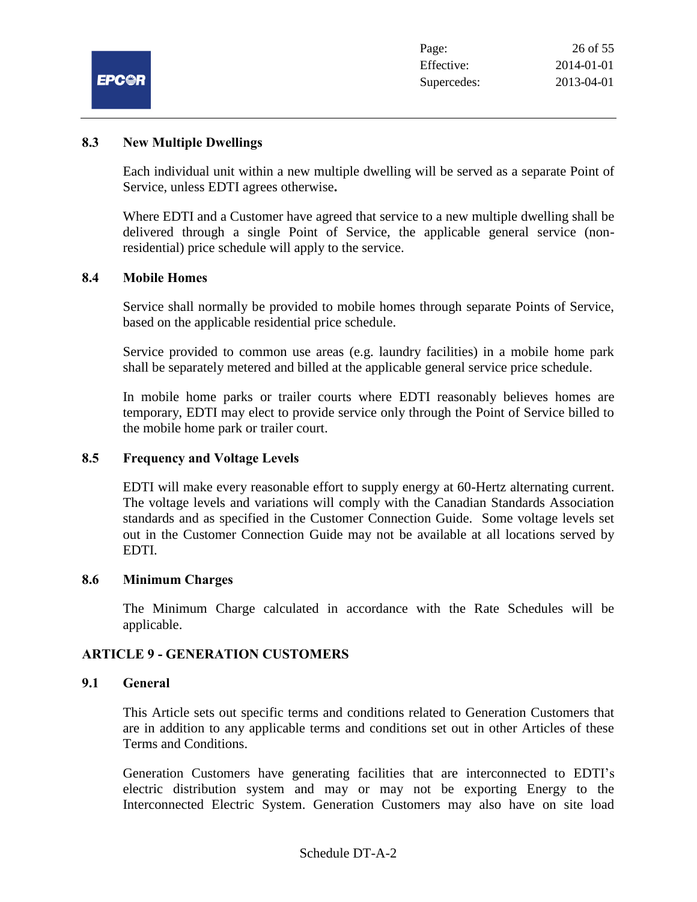### 8.3 New Multiple Dwellings

Each individual unit within a new multiple dwelling will be served as a separate Point of Service, unless EDTI agrees otherwise**.**

Where EDTI and a Customer have agreed that service to a new multiple dwelling shall be delivered through a single Point of Service, the applicable general service (non-residential) price schedule will apply to the service.

### 8.4 Mobile Homes

Service shall normally be provided to mobile homes through separate Points of Service, based on the applicable residential price schedule.

Service provided to common use areas (e.g. laundry facilities) in a mobile home park shall be separately metered and billed at the applicable general service price schedule.

In mobile home parks or trailer courts where EDTI reasonably believes homes are temporary, EDTI may elect to provide service only through the Point of Service billed to the mobile home park or trailer court.

### 8.5 Frequency and Voltage Levels

EDTI will make every reasonable effort to supply energy at 60-Hertz alternating current. The voltage levels and variations will comply with the Canadian Standards Association standards and as specified in the Customer Connection Guide. Some voltage levels set out in the Customer Connection Guide may not be available at all locations served by EDTI.

### 8.6 Minimum Charges

The Minimum Charge calculated in accordance with the Rate Schedules will be applicable.

## ARTICLE 9 - GENERATION CUSTOMERS

### 9.1 General

This Article sets out specific terms and conditions related to Generation Customers that are in addition to any applicable terms and conditions set out in other Articles of these Terms and Conditions.

Generation Customers have generating facilities that are interconnected to EDTI's electric distribution system and may or may not be exporting Energy to the Interconnected Electric System. Generation Customers may also have on site load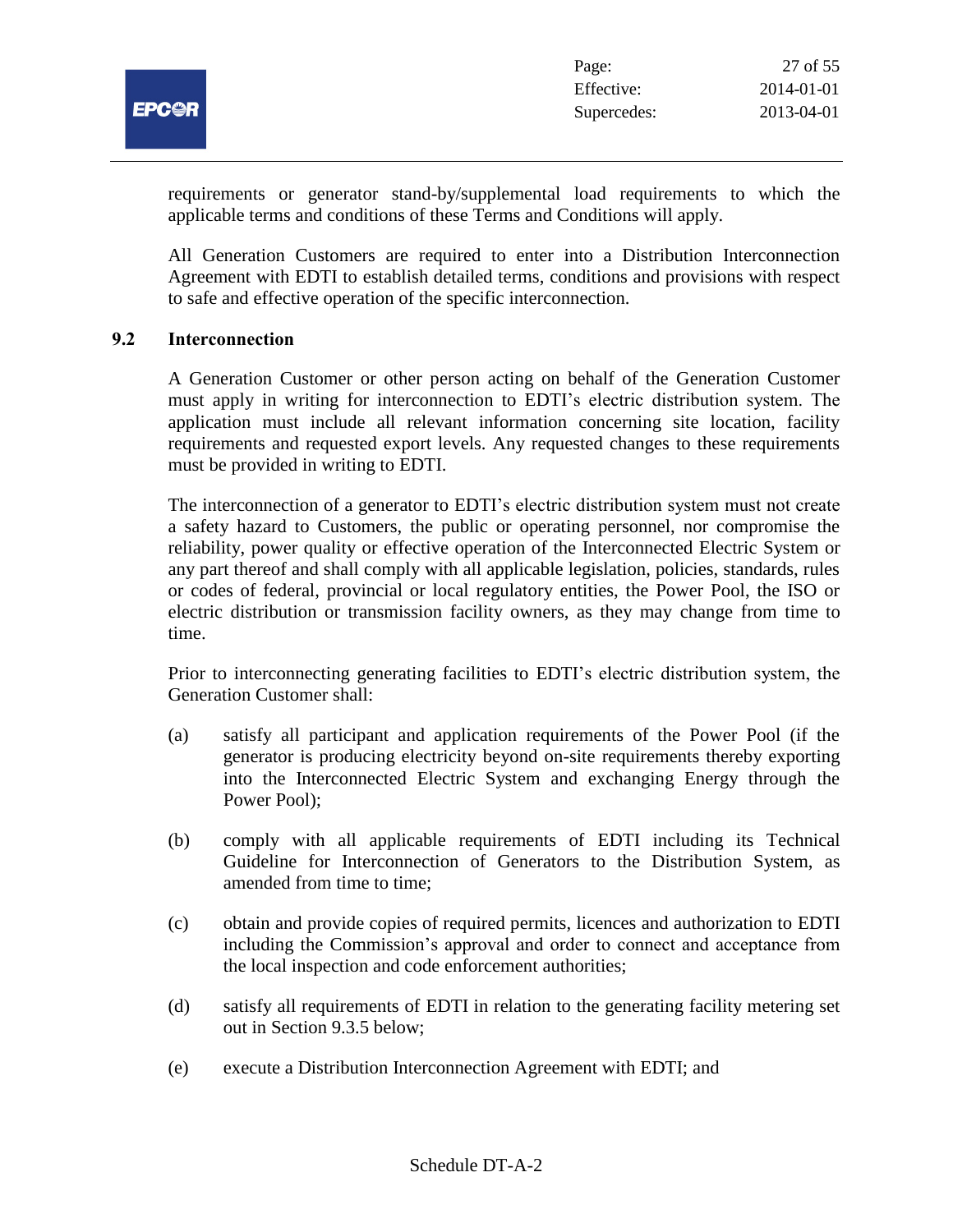requirements or generator stand-by/supplemental load requirements to which the applicable terms and conditions of these Terms and Conditions will apply.

All Generation Customers are required to enter into a Distribution Interconnection Agreement with EDTI to establish detailed terms, conditions and provisions with respect to safe and effective operation of the specific interconnection.

## 9.2 Interconnection

A Generation Customer or other person acting on behalf of the Generation Customer must apply in writing for interconnection to EDTI's electric distribution system. The application must include all relevant information concerning site location, facility requirements and requested export levels. Any requested changes to these requirements must be provided in writing to EDTI.

The interconnection of a generator to EDTI's electric distribution system must not create a safety hazard to Customers, the public or operating personnel, nor compromise the reliability, power quality or effective operation of the Interconnected Electric System or any part thereof and shall comply with all applicable legislation, policies, standards, rules or codes of federal, provincial or local regulatory entities, the Power Pool, the ISO or electric distribution or transmission facility owners, as they may change from time to time.

Prior to interconnecting generating facilities to EDTI's electric distribution system, the Generation Customer shall:

(a) satisfy all participant and application requirements of the Power Pool (if the generator is producing electricity beyond on-site requirements thereby exporting into the Interconnected Electric System and exchanging Energy through the Power Pool);

(b) comply with all applicable requirements of EDTI including its Technical Guideline for Interconnection of Generators to the Distribution System, as amended from time to time;

(c) obtain and provide copies of required permits, licences and authorization to EDTI including the Commission's approval and order to connect and acceptance from the local inspection and code enforcement authorities;

(d) satisfy all requirements of EDTI in relation to the generating facility metering set out in Section 9.3.5 below;

(e) execute a Distribution Interconnection Agreement with EDTI; and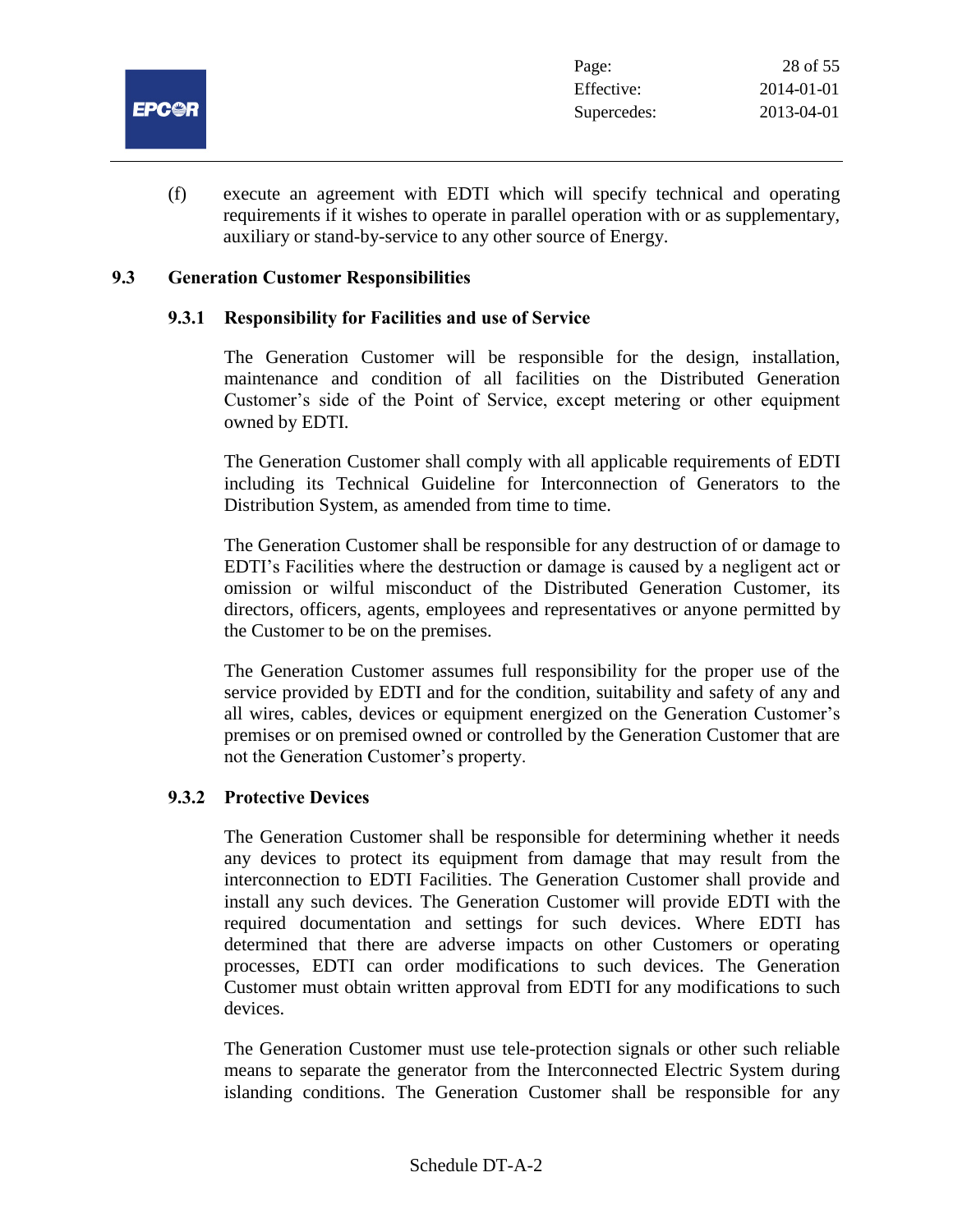(f) execute an agreement with EDTI which will specify technical and operating requirements if it wishes to operate in parallel operation with or as supplementary, auxiliary or stand-by-service to any other source of Energy.

## 9.3 Generation Customer Responsibilities

### 9.3.1 Responsibility for Facilities and use of Service

The Generation Customer will be responsible for the design, installation, maintenance and condition of all facilities on the Distributed Generation Customer's side of the Point of Service, except metering or other equipment owned by EDTI.

The Generation Customer shall comply with all applicable requirements of EDTI including its Technical Guideline for Interconnection of Generators to the Distribution System, as amended from time to time.

The Generation Customer shall be responsible for any destruction of or damage to EDTI's Facilities where the destruction or damage is caused by a negligent act or omission or wilful misconduct of the Distributed Generation Customer, its directors, officers, agents, employees and representatives or anyone permitted by the Customer to be on the premises.

The Generation Customer assumes full responsibility for the proper use of the service provided by EDTI and for the condition, suitability and safety of any and all wires, cables, devices or equipment energized on the Generation Customer's premises or on premised owned or controlled by the Generation Customer that are not the Generation Customer's property.

### 9.3.2 Protective Devices

The Generation Customer shall be responsible for determining whether it needs any devices to protect its equipment from damage that may result from the interconnection to EDTI Facilities. The Generation Customer shall provide and install any such devices. The Generation Customer will provide EDTI with the required documentation and settings for such devices. Where EDTI has determined that there are adverse impacts on other Customers or operating processes, EDTI can order modifications to such devices. The Generation Customer must obtain written approval from EDTI for any modifications to such devices.

The Generation Customer must use tele-protection signals or other such reliable means to separate the generator from the Interconnected Electric System during islanding conditions. The Generation Customer shall be responsible for any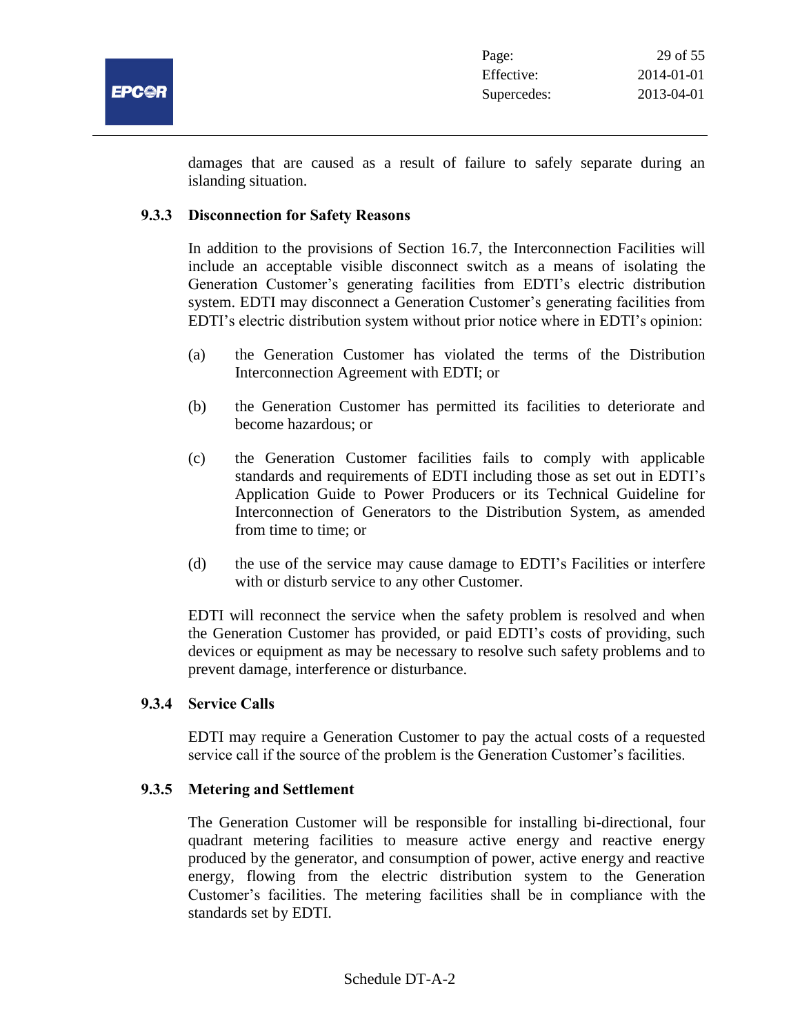damages that are caused as a result of failure to safely separate during an islanding situation.

### 9.3.3 Disconnection for Safety Reasons

In addition to the provisions of Section 16.7, the Interconnection Facilities will include an acceptable visible disconnect switch as a means of isolating the Generation Customer's generating facilities from EDTI's electric distribution system. EDTI may disconnect a Generation Customer's generating facilities from EDTI's electric distribution system without prior notice where in EDTI's opinion:

(a) the Generation Customer has violated the terms of the Distribution Interconnection Agreement with EDTI; or

(b) the Generation Customer has permitted its facilities to deteriorate and become hazardous; or

(c) the Generation Customer facilities fails to comply with applicable standards and requirements of EDTI including those as set out in EDTI's Application Guide to Power Producers or its Technical Guideline for Interconnection of Generators to the Distribution System, as amended from time to time; or

(d) the use of the service may cause damage to EDTI's Facilities or interfere with or disturb service to any other Customer.

EDTI will reconnect the service when the safety problem is resolved and when the Generation Customer has provided, or paid EDTI's costs of providing, such devices or equipment as may be necessary to resolve such safety problems and to prevent damage, interference or disturbance.

### 9.3.4 Service Calls

EDTI may require a Generation Customer to pay the actual costs of a requested service call if the source of the problem is the Generation Customer's facilities.

### 9.3.5 Metering and Settlement

The Generation Customer will be responsible for installing bi-directional, four quadrant metering facilities to measure active energy and reactive energy produced by the generator, and consumption of power, active energy and reactive energy, flowing from the electric distribution system to the Generation Customer's facilities. The metering facilities shall be in compliance with the standards set by EDTI.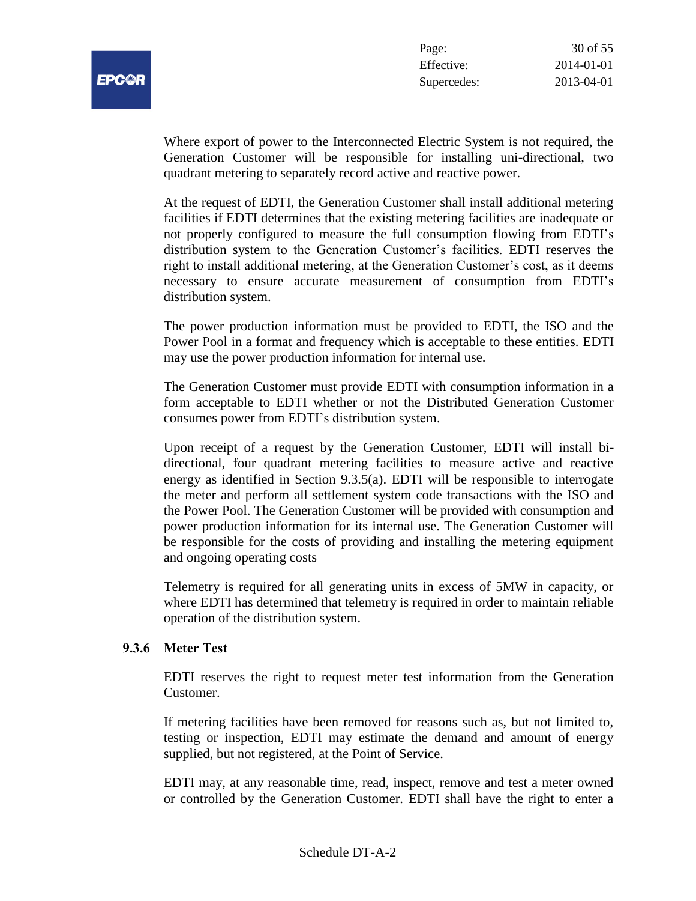Where export of power to the Interconnected Electric System is not required, the Generation Customer will be responsible for installing uni-directional, two quadrant metering to separately record active and reactive power.

At the request of EDTI, the Generation Customer shall install additional metering facilities if EDTI determines that the existing metering facilities are inadequate or not properly configured to measure the full consumption flowing from EDTI's distribution system to the Generation Customer's facilities. EDTI reserves the right to install additional metering, at the Generation Customer's cost, as it deems necessary to ensure accurate measurement of consumption from EDTI's distribution system.

The power production information must be provided to EDTI, the ISO and the Power Pool in a format and frequency which is acceptable to these entities. EDTI may use the power production information for internal use.

The Generation Customer must provide EDTI with consumption information in a form acceptable to EDTI whether or not the Distributed Generation Customer consumes power from EDTI's distribution system.

Upon receipt of a request by the Generation Customer, EDTI will install bi-directional, four quadrant metering facilities to measure active and reactive energy as identified in Section 9.3.5(a). EDTI will be responsible to interrogate the meter and perform all settlement system code transactions with the ISO and the Power Pool. The Generation Customer will be provided with consumption and power production information for its internal use. The Generation Customer will be responsible for the costs of providing and installing the metering equipment and ongoing operating costs

Telemetry is required for all generating units in excess of 5MW in capacity, or where EDTI has determined that telemetry is required in order to maintain reliable operation of the distribution system.

### 9.3.6 Meter Test

EDTI reserves the right to request meter test information from the Generation Customer.

If metering facilities have been removed for reasons such as, but not limited to, testing or inspection, EDTI may estimate the demand and amount of energy supplied, but not registered, at the Point of Service.

EDTI may, at any reasonable time, read, inspect, remove and test a meter owned or controlled by the Generation Customer. EDTI shall have the right to enter a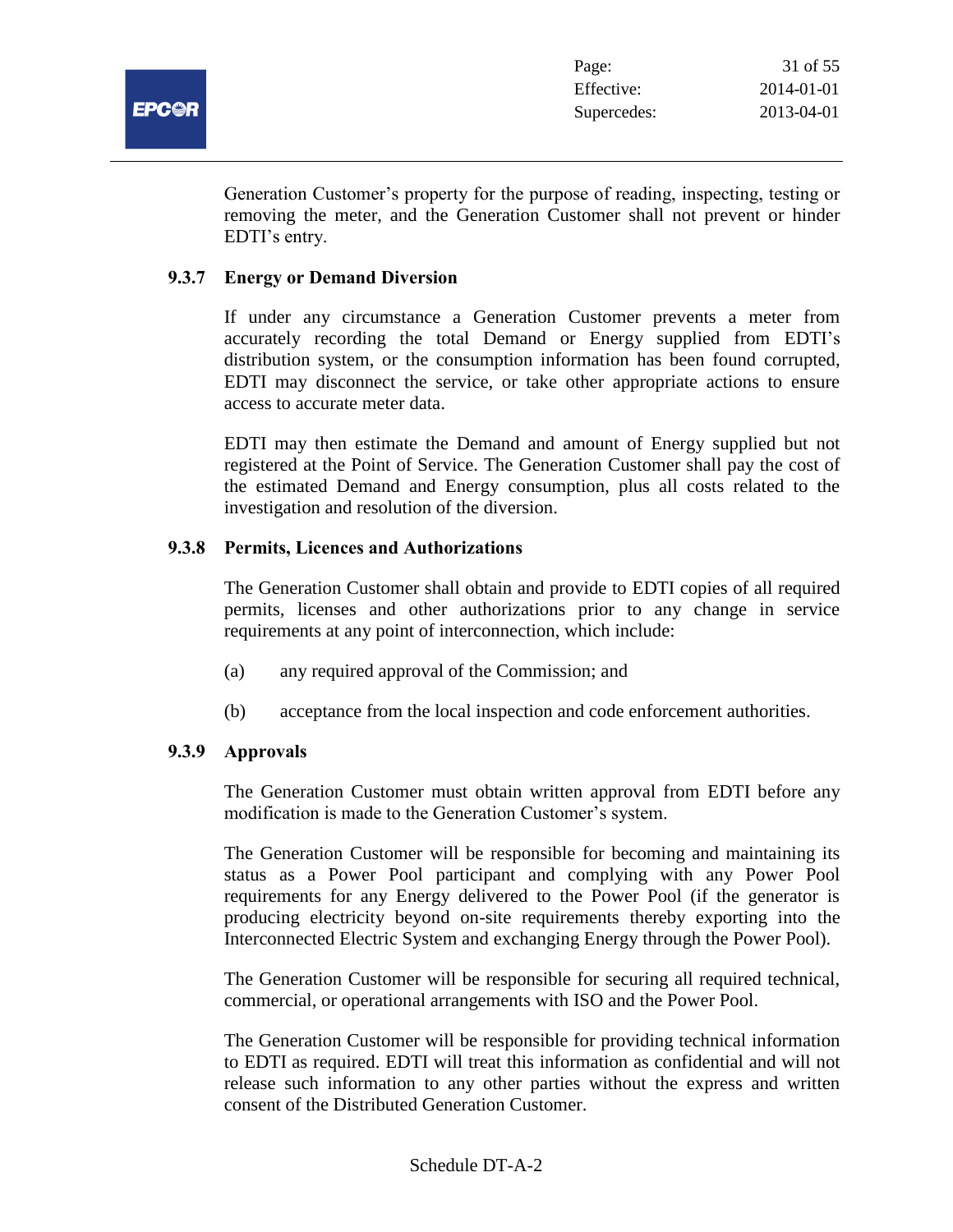Generation Customer's property for the purpose of reading, inspecting, testing or removing the meter, and the Generation Customer shall not prevent or hinder EDTI's entry.

#### 9.3.7 Energy or Demand Diversion

If under any circumstance a Generation Customer prevents a meter from accurately recording the total Demand or Energy supplied from EDTI's distribution system, or the consumption information has been found corrupted, EDTI may disconnect the service, or take other appropriate actions to ensure access to accurate meter data.

EDTI may then estimate the Demand and amount of Energy supplied but not registered at the Point of Service. The Generation Customer shall pay the cost of the estimated Demand and Energy consumption, plus all costs related to the investigation and resolution of the diversion.

#### 9.3.8 Permits, Licences and Authorizations

The Generation Customer shall obtain and provide to EDTI copies of all required permits, licenses and other authorizations prior to any change in service requirements at any point of interconnection, which include:

(a) any required approval of the Commission; and

(b) acceptance from the local inspection and code enforcement authorities.

#### 9.3.9 Approvals

The Generation Customer must obtain written approval from EDTI before any modification is made to the Generation Customer's system.

The Generation Customer will be responsible for becoming and maintaining its status as a Power Pool participant and complying with any Power Pool requirements for any Energy delivered to the Power Pool (if the generator is producing electricity beyond on-site requirements thereby exporting into the Interconnected Electric System and exchanging Energy through the Power Pool).

The Generation Customer will be responsible for securing all required technical, commercial, or operational arrangements with ISO and the Power Pool.

The Generation Customer will be responsible for providing technical information to EDTI as required. EDTI will treat this information as confidential and will not release such information to any other parties without the express and written consent of the Distributed Generation Customer.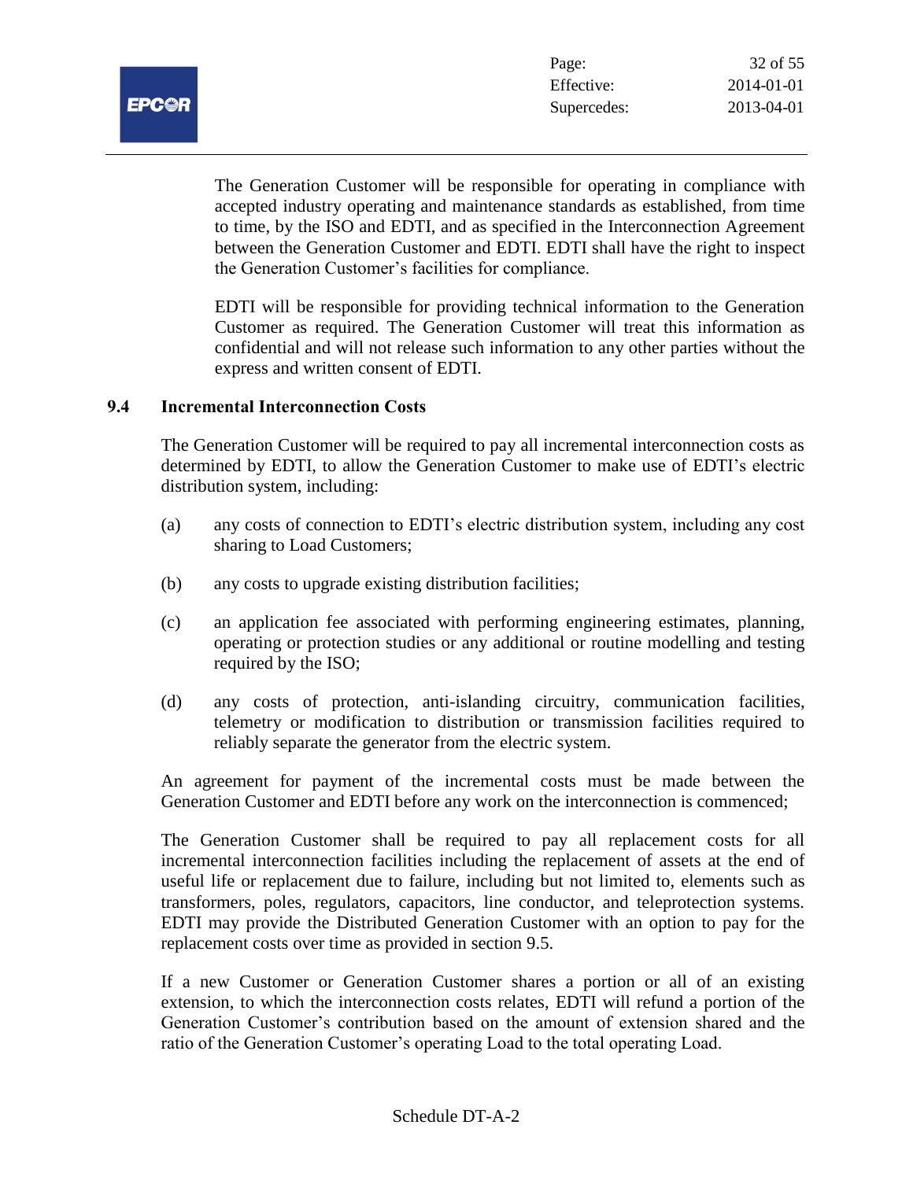The Generation Customer will be responsible for operating in compliance with accepted industry operating and maintenance standards as established, from time to time, by the ISO and EDTI, and as specified in the Interconnection Agreement between the Generation Customer and EDTI. EDTI shall have the right to inspect the Generation Customer's facilities for compliance.

EDTI will be responsible for providing technical information to the Generation Customer as required. The Generation Customer will treat this information as confidential and will not release such information to any other parties without the express and written consent of EDTI.

### 9.4 Incremental Interconnection Costs

The Generation Customer will be required to pay all incremental interconnection costs as determined by EDTI, to allow the Generation Customer to make use of EDTI's electric distribution system, including:

(a) any costs of connection to EDTI's electric distribution system, including any cost sharing to Load Customers;

(b) any costs to upgrade existing distribution facilities;

(c) an application fee associated with performing engineering estimates, planning, operating or protection studies or any additional or routine modelling and testing required by the ISO;

(d) any costs of protection, anti-islanding circuitry, communication facilities, telemetry or modification to distribution or transmission facilities required to reliably separate the generator from the electric system.

An agreement for payment of the incremental costs must be made between the Generation Customer and EDTI before any work on the interconnection is commenced;

The Generation Customer shall be required to pay all replacement costs for all incremental interconnection facilities including the replacement of assets at the end of useful life or replacement due to failure, including but not limited to, elements such as transformers, poles, regulators, capacitors, line conductor, and teleprotection systems. EDTI may provide the Distributed Generation Customer with an option to pay for the replacement costs over time as provided in section 9.5.

If a new Customer or Generation Customer shares a portion or all of an existing extension, to which the interconnection costs relates, EDTI will refund a portion of the Generation Customer's contribution based on the amount of extension shared and the ratio of the Generation Customer's operating Load to the total operating Load.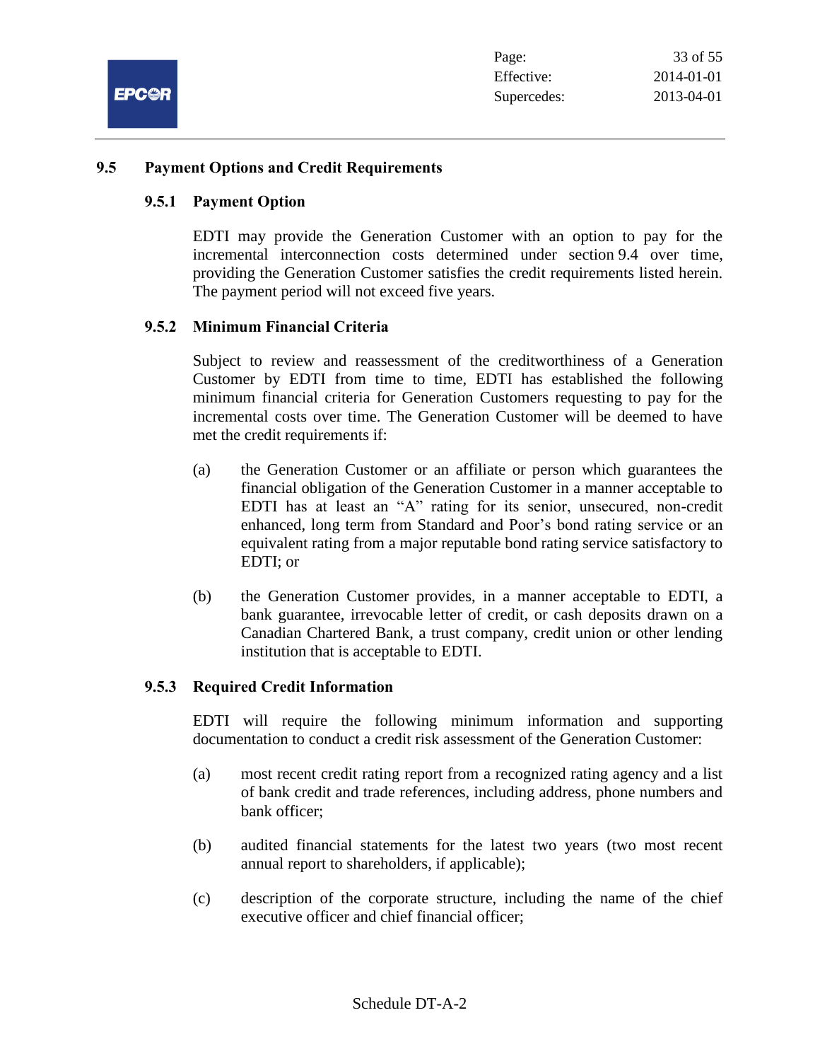## 9.5 Payment Options and Credit Requirements

### 9.5.1 Payment Option

EDTI may provide the Generation Customer with an option to pay for the incremental interconnection costs determined under section 9.4 over time, providing the Generation Customer satisfies the credit requirements listed herein. The payment period will not exceed five years.

### 9.5.2 Minimum Financial Criteria

Subject to review and reassessment of the creditworthiness of a Generation Customer by EDTI from time to time, EDTI has established the following minimum financial criteria for Generation Customers requesting to pay for the incremental costs over time. The Generation Customer will be deemed to have met the credit requirements if:

(a) the Generation Customer or an affiliate or person which guarantees the financial obligation of the Generation Customer in a manner acceptable to EDTI has at least an "A" rating for its senior, unsecured, non-credit enhanced, long term from Standard and Poor's bond rating service or an equivalent rating from a major reputable bond rating service satisfactory to EDTI; or

(b) the Generation Customer provides, in a manner acceptable to EDTI, a bank guarantee, irrevocable letter of credit, or cash deposits drawn on a Canadian Chartered Bank, a trust company, credit union or other lending institution that is acceptable to EDTI.

### 9.5.3 Required Credit Information

EDTI will require the following minimum information and supporting documentation to conduct a credit risk assessment of the Generation Customer:

(a) most recent credit rating report from a recognized rating agency and a list of bank credit and trade references, including address, phone numbers and bank officer;

(b) audited financial statements for the latest two years (two most recent annual report to shareholders, if applicable);

(c) description of the corporate structure, including the name of the chief executive officer and chief financial officer;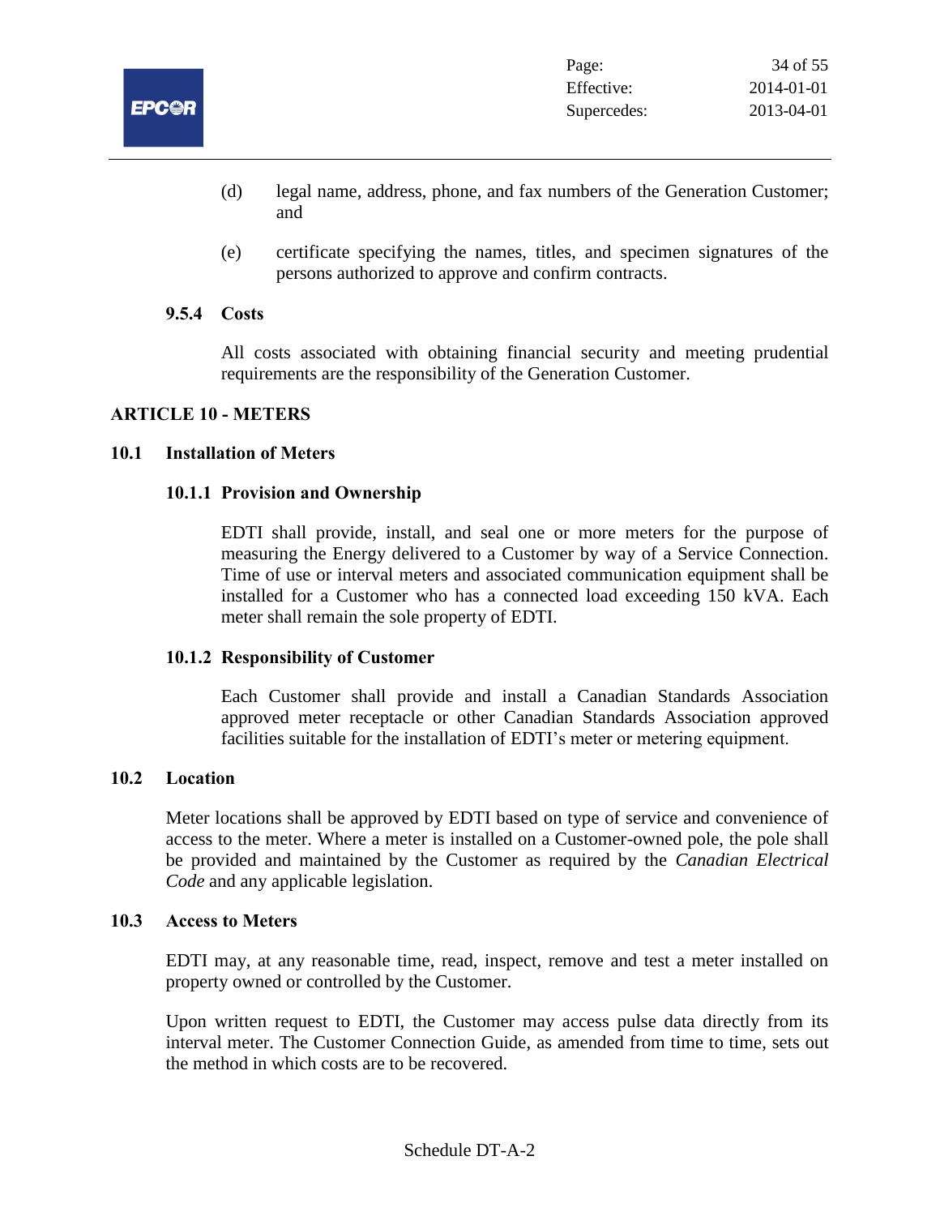(d) legal name, address, phone, and fax numbers of the Generation Customer; and

(e) certificate specifying the names, titles, and specimen signatures of the persons authorized to approve and confirm contracts.

#### 9.5.4 Costs

All costs associated with obtaining financial security and meeting prudential requirements are the responsibility of the Generation Customer.

## ARTICLE 10 - METERS

### 10.1 Installation of Meters

#### 10.1.1 Provision and Ownership

EDTI shall provide, install, and seal one or more meters for the purpose of measuring the Energy delivered to a Customer by way of a Service Connection. Time of use or interval meters and associated communication equipment shall be installed for a Customer who has a connected load exceeding 150 kVA. Each meter shall remain the sole property of EDTI.

#### 10.1.2 Responsibility of Customer

Each Customer shall provide and install a Canadian Standards Association approved meter receptacle or other Canadian Standards Association approved facilities suitable for the installation of EDTI's meter or metering equipment.

### 10.2 Location

Meter locations shall be approved by EDTI based on type of service and convenience of access to the meter. Where a meter is installed on a Customer-owned pole, the pole shall be provided and maintained by the Customer as required by the *Canadian Electrical Code* and any applicable legislation.

### 10.3 Access to Meters

EDTI may, at any reasonable time, read, inspect, remove and test a meter installed on property owned or controlled by the Customer.

Upon written request to EDTI, the Customer may access pulse data directly from its interval meter. The Customer Connection Guide, as amended from time to time, sets out the method in which costs are to be recovered.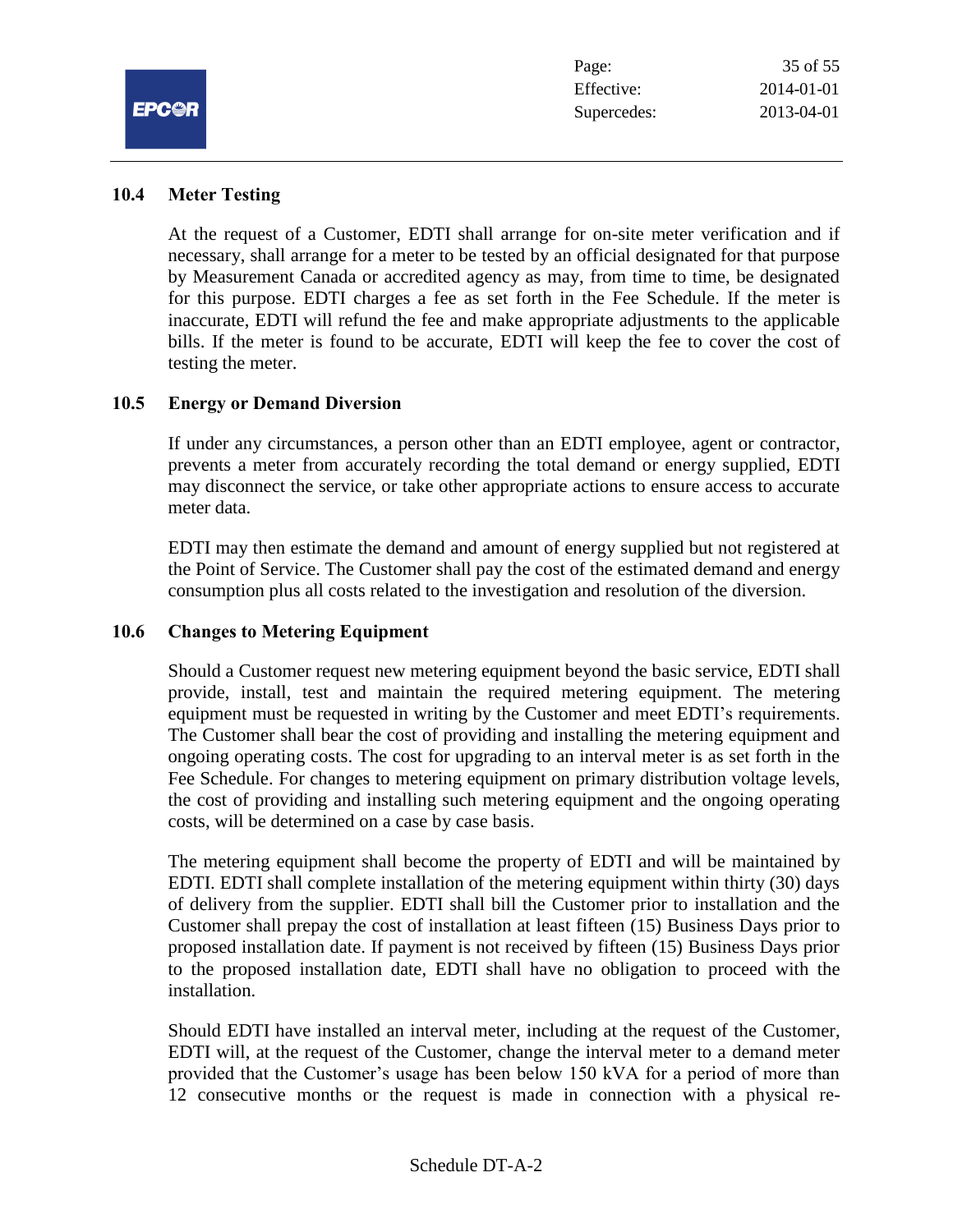### 10.4 Meter Testing

At the request of a Customer, EDTI shall arrange for on-site meter verification and if necessary, shall arrange for a meter to be tested by an official designated for that purpose by Measurement Canada or accredited agency as may, from time to time, be designated for this purpose. EDTI charges a fee as set forth in the Fee Schedule. If the meter is inaccurate, EDTI will refund the fee and make appropriate adjustments to the applicable bills. If the meter is found to be accurate, EDTI will keep the fee to cover the cost of testing the meter.

### 10.5 Energy or Demand Diversion

If under any circumstances, a person other than an EDTI employee, agent or contractor, prevents a meter from accurately recording the total demand or energy supplied, EDTI may disconnect the service, or take other appropriate actions to ensure access to accurate meter data.

EDTI may then estimate the demand and amount of energy supplied but not registered at the Point of Service. The Customer shall pay the cost of the estimated demand and energy consumption plus all costs related to the investigation and resolution of the diversion.

### 10.6 Changes to Metering Equipment

Should a Customer request new metering equipment beyond the basic service, EDTI shall provide, install, test and maintain the required metering equipment. The metering equipment must be requested in writing by the Customer and meet EDTI's requirements. The Customer shall bear the cost of providing and installing the metering equipment and ongoing operating costs. The cost for upgrading to an interval meter is as set forth in the Fee Schedule. For changes to metering equipment on primary distribution voltage levels, the cost of providing and installing such metering equipment and the ongoing operating costs, will be determined on a case by case basis.

The metering equipment shall become the property of EDTI and will be maintained by EDTI. EDTI shall complete installation of the metering equipment within thirty (30) days of delivery from the supplier. EDTI shall bill the Customer prior to installation and the Customer shall prepay the cost of installation at least fifteen (15) Business Days prior to proposed installation date. If payment is not received by fifteen (15) Business Days prior to the proposed installation date, EDTI shall have no obligation to proceed with the installation.

Should EDTI have installed an interval meter, including at the request of the Customer, EDTI will, at the request of the Customer, change the interval meter to a demand meter provided that the Customer's usage has been below 150 kVA for a period of more than 12 consecutive months or the request is made in connection with a physical re-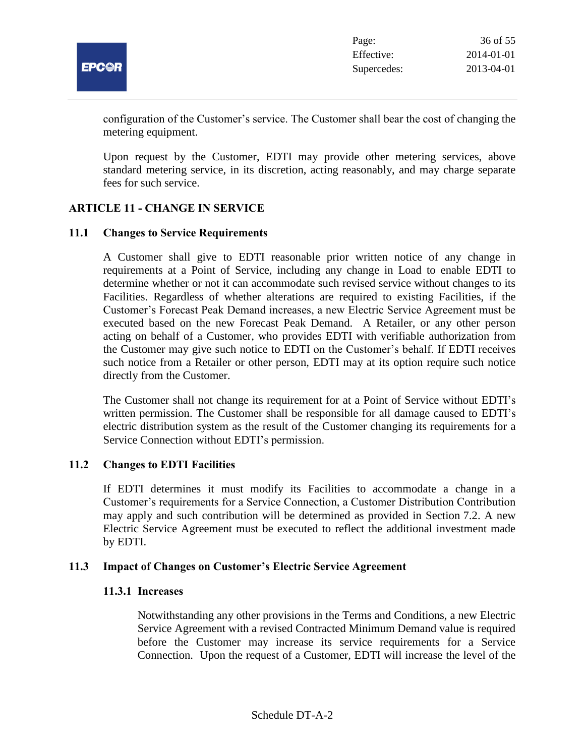configuration of the Customer's service. The Customer shall bear the cost of changing the metering equipment.

Upon request by the Customer, EDTI may provide other metering services, above standard metering service, in its discretion, acting reasonably, and may charge separate fees for such service.

## ARTICLE 11 - CHANGE IN SERVICE

### 11.1 Changes to Service Requirements

A Customer shall give to EDTI reasonable prior written notice of any change in requirements at a Point of Service, including any change in Load to enable EDTI to determine whether or not it can accommodate such revised service without changes to its Facilities. Regardless of whether alterations are required to existing Facilities, if the Customer's Forecast Peak Demand increases, a new Electric Service Agreement must be executed based on the new Forecast Peak Demand. A Retailer, or any other person acting on behalf of a Customer, who provides EDTI with verifiable authorization from the Customer may give such notice to EDTI on the Customer's behalf. If EDTI receives such notice from a Retailer or other person, EDTI may at its option require such notice directly from the Customer.

The Customer shall not change its requirement for at a Point of Service without EDTI's written permission. The Customer shall be responsible for all damage caused to EDTI's electric distribution system as the result of the Customer changing its requirements for a Service Connection without EDTI's permission.

### 11.2 Changes to EDTI Facilities

If EDTI determines it must modify its Facilities to accommodate a change in a Customer's requirements for a Service Connection, a Customer Distribution Contribution may apply and such contribution will be determined as provided in Section 7.2. A new Electric Service Agreement must be executed to reflect the additional investment made by EDTI.

### 11.3 Impact of Changes on Customer's Electric Service Agreement

#### 11.3.1 Increases

Notwithstanding any other provisions in the Terms and Conditions, a new Electric Service Agreement with a revised Contracted Minimum Demand value is required before the Customer may increase its service requirements for a Service Connection. Upon the request of a Customer, EDTI will increase the level of the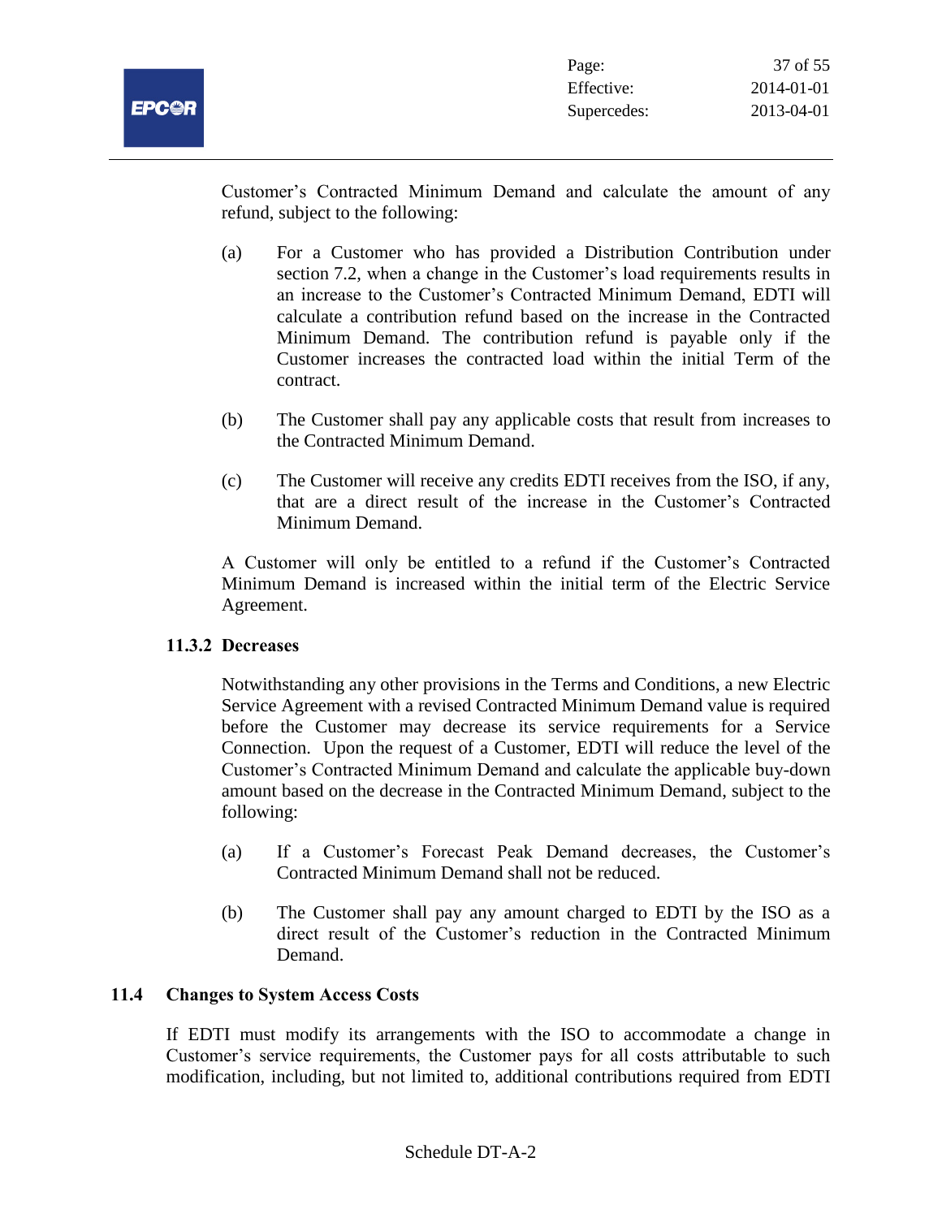Customer's Contracted Minimum Demand and calculate the amount of any refund, subject to the following:

(a) For a Customer who has provided a Distribution Contribution under section 7.2, when a change in the Customer's load requirements results in an increase to the Customer's Contracted Minimum Demand, EDTI will calculate a contribution refund based on the increase in the Contracted Minimum Demand. The contribution refund is payable only if the Customer increases the contracted load within the initial Term of the contract.

(b) The Customer shall pay any applicable costs that result from increases to the Contracted Minimum Demand.

(c) The Customer will receive any credits EDTI receives from the ISO, if any, that are a direct result of the increase in the Customer's Contracted Minimum Demand.

A Customer will only be entitled to a refund if the Customer's Contracted Minimum Demand is increased within the initial term of the Electric Service Agreement.

#### 11.3.2 Decreases

Notwithstanding any other provisions in the Terms and Conditions, a new Electric Service Agreement with a revised Contracted Minimum Demand value is required before the Customer may decrease its service requirements for a Service Connection. Upon the request of a Customer, EDTI will reduce the level of the Customer's Contracted Minimum Demand and calculate the applicable buy-down amount based on the decrease in the Contracted Minimum Demand, subject to the following:

(a) If a Customer's Forecast Peak Demand decreases, the Customer's Contracted Minimum Demand shall not be reduced.

(b) The Customer shall pay any amount charged to EDTI by the ISO as a direct result of the Customer's reduction in the Contracted Minimum Demand.

### 11.4 Changes to System Access Costs

If EDTI must modify its arrangements with the ISO to accommodate a change in Customer's service requirements, the Customer pays for all costs attributable to such modification, including, but not limited to, additional contributions required from EDTI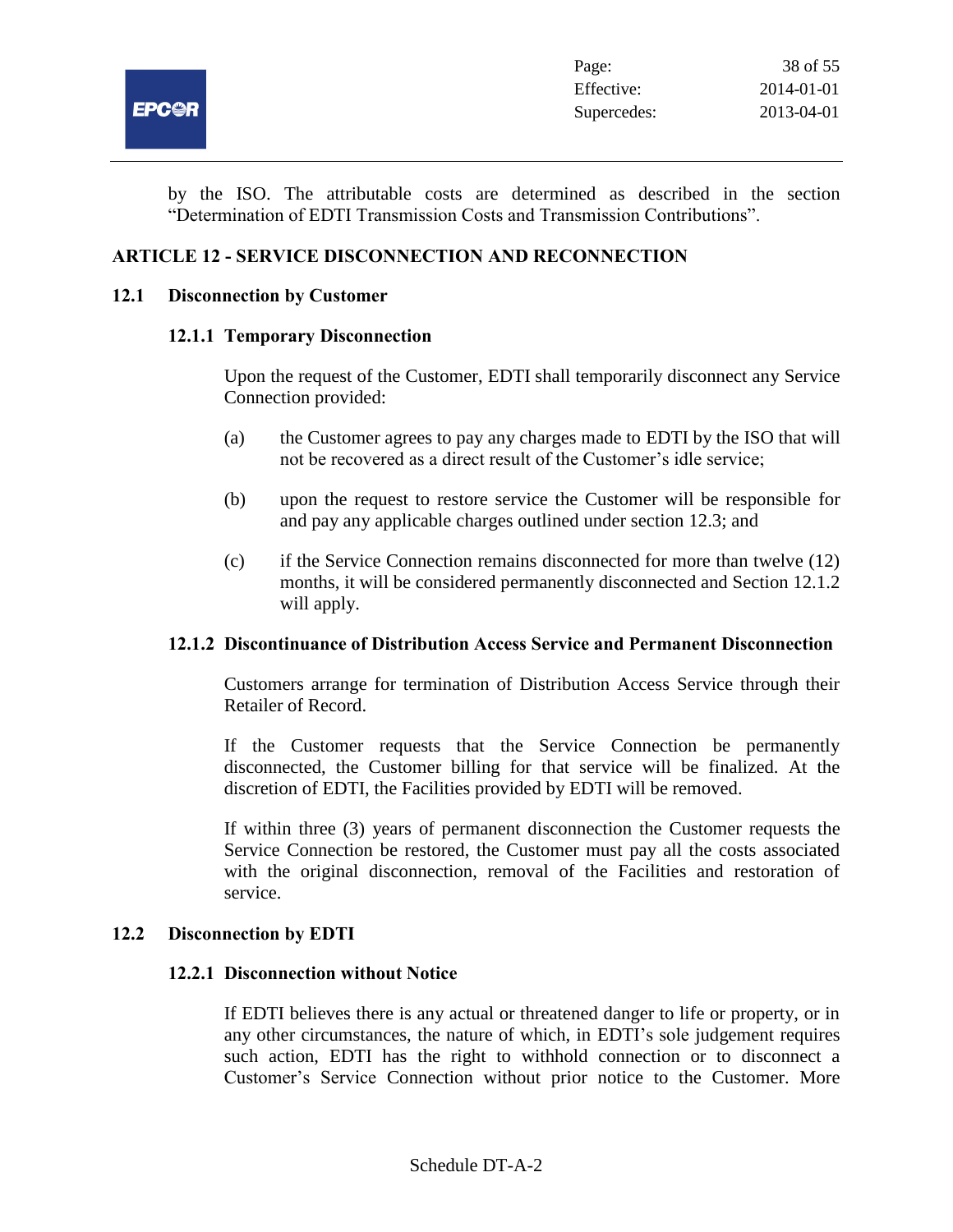by the ISO. The attributable costs are determined as described in the section "Determination of EDTI Transmission Costs and Transmission Contributions".

## ARTICLE 12 - SERVICE DISCONNECTION AND RECONNECTION

### 12.1 Disconnection by Customer

#### 12.1.1 Temporary Disconnection

Upon the request of the Customer, EDTI shall temporarily disconnect any Service Connection provided:

(a) the Customer agrees to pay any charges made to EDTI by the ISO that will not be recovered as a direct result of the Customer's idle service;

(b) upon the request to restore service the Customer will be responsible for and pay any applicable charges outlined under section 12.3; and

(c) if the Service Connection remains disconnected for more than twelve (12) months, it will be considered permanently disconnected and Section 12.1.2 will apply.

#### 12.1.2 Discontinuance of Distribution Access Service and Permanent Disconnection

Customers arrange for termination of Distribution Access Service through their Retailer of Record.

If the Customer requests that the Service Connection be permanently disconnected, the Customer billing for that service will be finalized. At the discretion of EDTI, the Facilities provided by EDTI will be removed.

If within three (3) years of permanent disconnection the Customer requests the Service Connection be restored, the Customer must pay all the costs associated with the original disconnection, removal of the Facilities and restoration of service.

### 12.2 Disconnection by EDTI

#### 12.2.1 Disconnection without Notice

If EDTI believes there is any actual or threatened danger to life or property, or in any other circumstances, the nature of which, in EDTI's sole judgement requires such action, EDTI has the right to withhold connection or to disconnect a Customer's Service Connection without prior notice to the Customer. More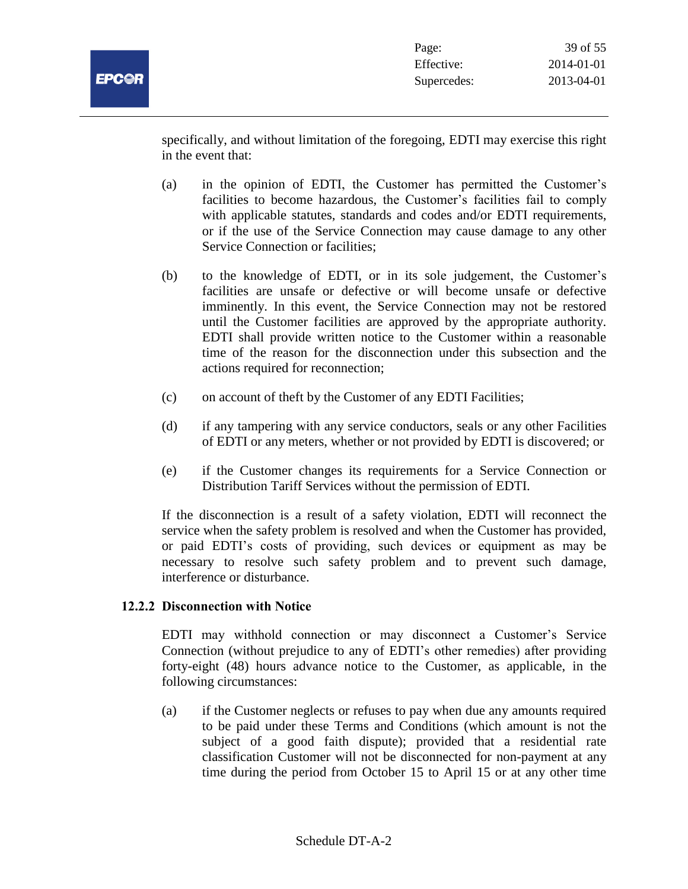specifically, and without limitation of the foregoing, EDTI may exercise this right in the event that:

(a) in the opinion of EDTI, the Customer has permitted the Customer's facilities to become hazardous, the Customer's facilities fail to comply with applicable statutes, standards and codes and/or EDTI requirements, or if the use of the Service Connection may cause damage to any other Service Connection or facilities;

(b) to the knowledge of EDTI, or in its sole judgement, the Customer's facilities are unsafe or defective or will become unsafe or defective imminently. In this event, the Service Connection may not be restored until the Customer facilities are approved by the appropriate authority. EDTI shall provide written notice to the Customer within a reasonable time of the reason for the disconnection under this subsection and the actions required for reconnection;

(c) on account of theft by the Customer of any EDTI Facilities;

(d) if any tampering with any service conductors, seals or any other Facilities of EDTI or any meters, whether or not provided by EDTI is discovered; or

(e) if the Customer changes its requirements for a Service Connection or Distribution Tariff Services without the permission of EDTI.

If the disconnection is a result of a safety violation, EDTI will reconnect the service when the safety problem is resolved and when the Customer has provided, or paid EDTI's costs of providing, such devices or equipment as may be necessary to resolve such safety problem and to prevent such damage, interference or disturbance.

### 12.2.2 Disconnection with Notice

EDTI may withhold connection or may disconnect a Customer's Service Connection (without prejudice to any of EDTI's other remedies) after providing forty-eight (48) hours advance notice to the Customer, as applicable, in the following circumstances:

(a) if the Customer neglects or refuses to pay when due any amounts required to be paid under these Terms and Conditions (which amount is not the subject of a good faith dispute); provided that a residential rate classification Customer will not be disconnected for non-payment at any time during the period from October 15 to April 15 or at any other time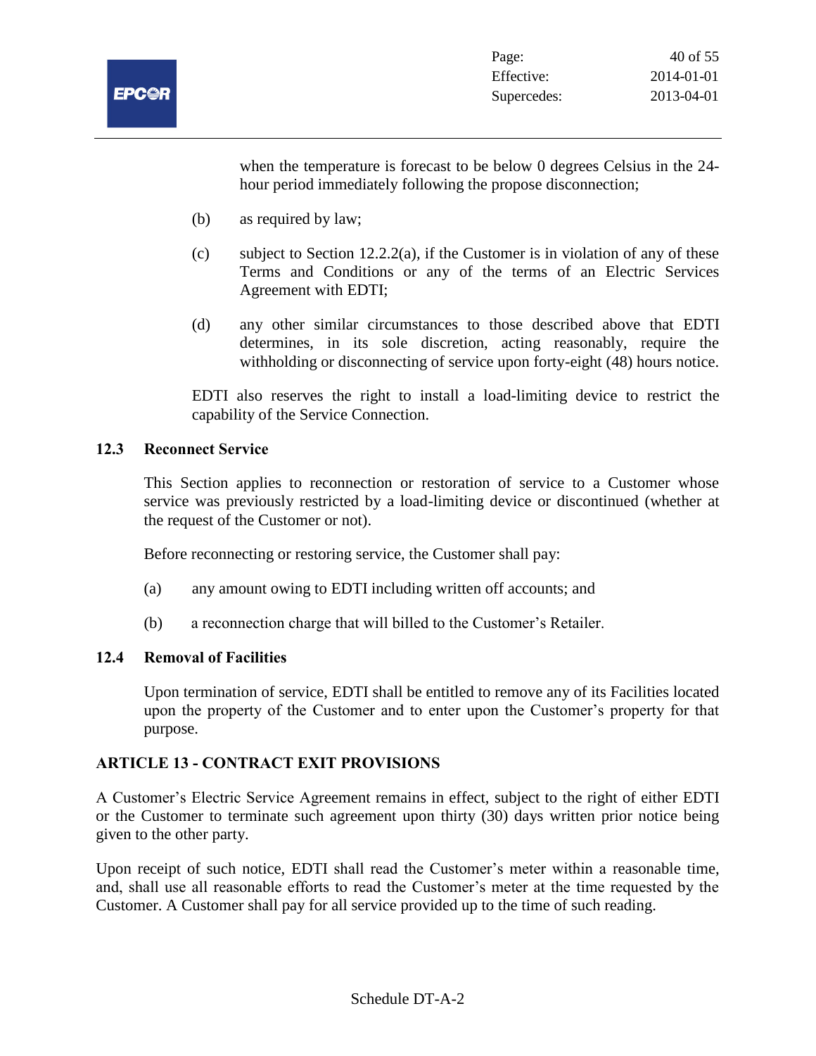when the temperature is forecast to be below 0 degrees Celsius in the 24-hour period immediately following the propose disconnection;

(b) as required by law;

(c) subject to Section 12.2.2(a), if the Customer is in violation of any of these Terms and Conditions or any of the terms of an Electric Services Agreement with EDTI;

(d) any other similar circumstances to those described above that EDTI determines, in its sole discretion, acting reasonably, require the withholding or disconnecting of service upon forty-eight (48) hours notice.

EDTI also reserves the right to install a load-limiting device to restrict the capability of the Service Connection.

### 12.3 Reconnect Service

This Section applies to reconnection or restoration of service to a Customer whose service was previously restricted by a load-limiting device or discontinued (whether at the request of the Customer or not).

Before reconnecting or restoring service, the Customer shall pay:

(a) any amount owing to EDTI including written off accounts; and

(b) a reconnection charge that will billed to the Customer's Retailer.

### 12.4 Removal of Facilities

Upon termination of service, EDTI shall be entitled to remove any of its Facilities located upon the property of the Customer and to enter upon the Customer's property for that purpose.

## ARTICLE 13 - CONTRACT EXIT PROVISIONS

A Customer's Electric Service Agreement remains in effect, subject to the right of either EDTI or the Customer to terminate such agreement upon thirty (30) days written prior notice being given to the other party.

Upon receipt of such notice, EDTI shall read the Customer's meter within a reasonable time, and, shall use all reasonable efforts to read the Customer's meter at the time requested by the Customer. A Customer shall pay for all service provided up to the time of such reading.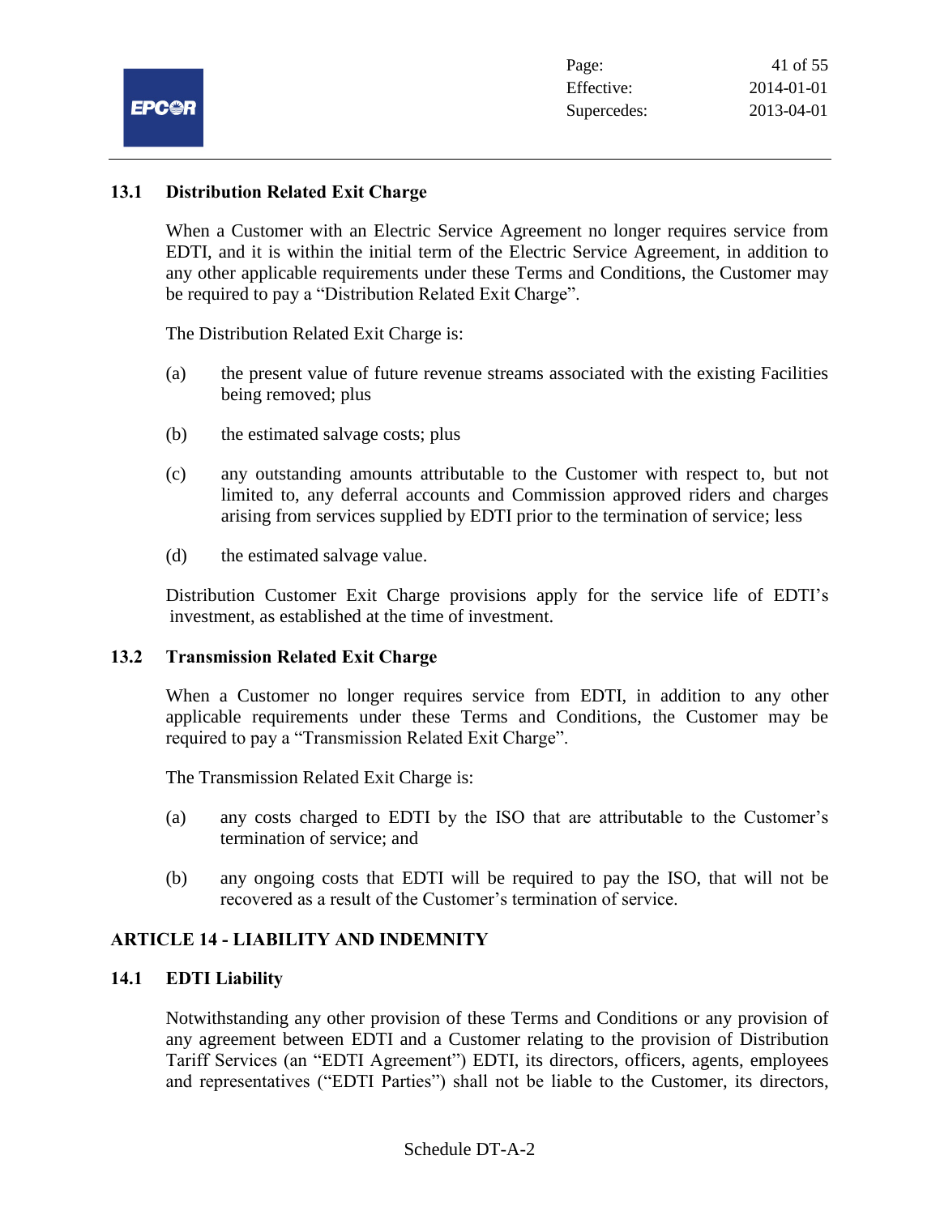### 13.1 Distribution Related Exit Charge

When a Customer with an Electric Service Agreement no longer requires service from EDTI, and it is within the initial term of the Electric Service Agreement, in addition to any other applicable requirements under these Terms and Conditions, the Customer may be required to pay a "Distribution Related Exit Charge".

The Distribution Related Exit Charge is:

(a) the present value of future revenue streams associated with the existing Facilities being removed; plus

(b) the estimated salvage costs; plus

(c) any outstanding amounts attributable to the Customer with respect to, but not limited to, any deferral accounts and Commission approved riders and charges arising from services supplied by EDTI prior to the termination of service; less

(d) the estimated salvage value.

Distribution Customer Exit Charge provisions apply for the service life of EDTI's investment, as established at the time of investment.

### 13.2 Transmission Related Exit Charge

When a Customer no longer requires service from EDTI, in addition to any other applicable requirements under these Terms and Conditions, the Customer may be required to pay a "Transmission Related Exit Charge".

The Transmission Related Exit Charge is:

(a) any costs charged to EDTI by the ISO that are attributable to the Customer's termination of service; and

(b) any ongoing costs that EDTI will be required to pay the ISO, that will not be recovered as a result of the Customer's termination of service.

## ARTICLE 14 - LIABILITY AND INDEMNITY

### 14.1 EDTI Liability

Notwithstanding any other provision of these Terms and Conditions or any provision of any agreement between EDTI and a Customer relating to the provision of Distribution Tariff Services (an "EDTI Agreement") EDTI, its directors, officers, agents, employees and representatives ("EDTI Parties") shall not be liable to the Customer, its directors,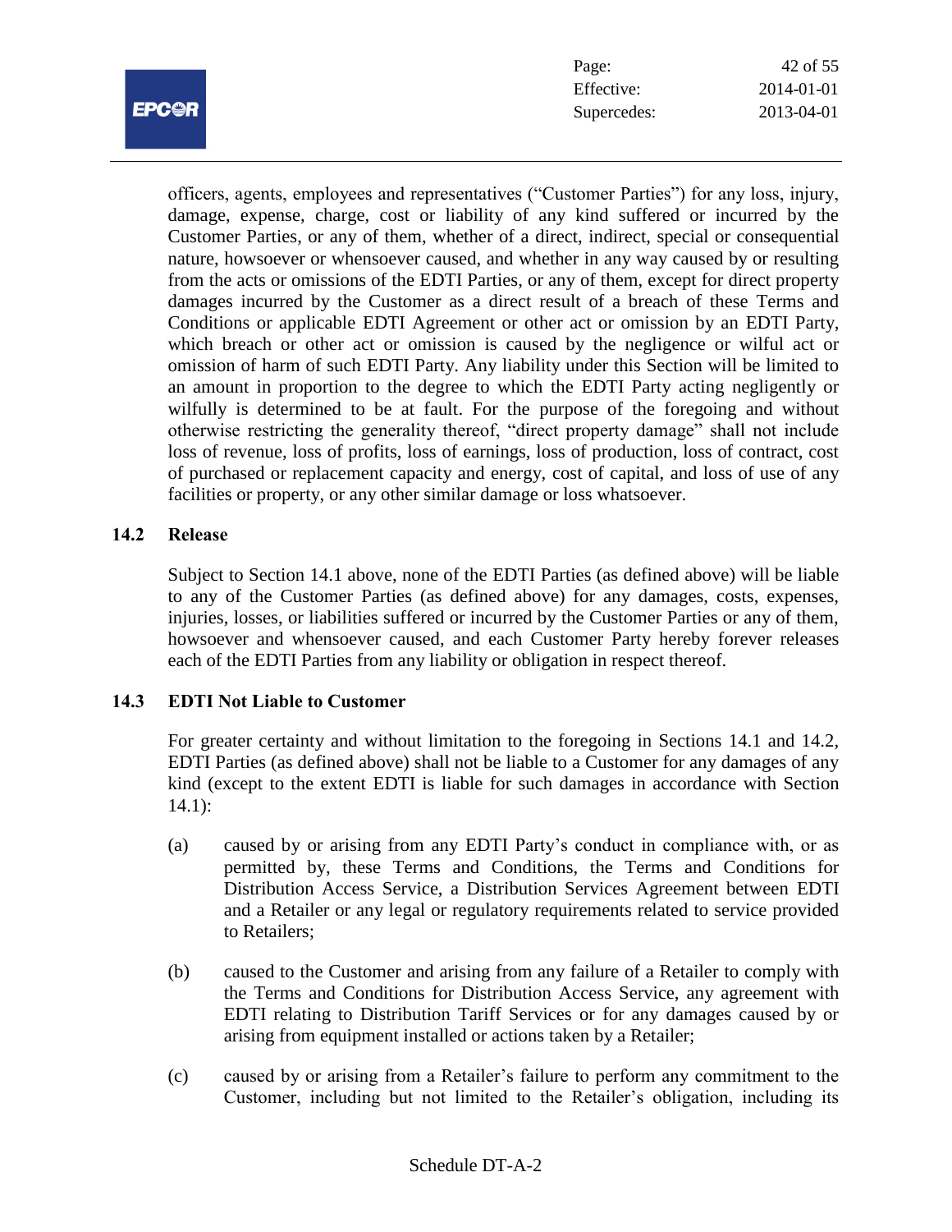officers, agents, employees and representatives ("Customer Parties") for any loss, injury, damage, expense, charge, cost or liability of any kind suffered or incurred by the Customer Parties, or any of them, whether of a direct, indirect, special or consequential nature, howsoever or whensoever caused, and whether in any way caused by or resulting from the acts or omissions of the EDTI Parties, or any of them, except for direct property damages incurred by the Customer as a direct result of a breach of these Terms and Conditions or applicable EDTI Agreement or other act or omission by an EDTI Party, which breach or other act or omission is caused by the negligence or wilful act or omission of harm of such EDTI Party. Any liability under this Section will be limited to an amount in proportion to the degree to which the EDTI Party acting negligently or wilfully is determined to be at fault. For the purpose of the foregoing and without otherwise restricting the generality thereof, "direct property damage" shall not include loss of revenue, loss of profits, loss of earnings, loss of production, loss of contract, cost of purchased or replacement capacity and energy, cost of capital, and loss of use of any facilities or property, or any other similar damage or loss whatsoever.

### 14.2 Release

Subject to Section 14.1 above, none of the EDTI Parties (as defined above) will be liable to any of the Customer Parties (as defined above) for any damages, costs, expenses, injuries, losses, or liabilities suffered or incurred by the Customer Parties or any of them, howsoever and whensoever caused, and each Customer Party hereby forever releases each of the EDTI Parties from any liability or obligation in respect thereof.

### 14.3 EDTI Not Liable to Customer

For greater certainty and without limitation to the foregoing in Sections 14.1 and 14.2, EDTI Parties (as defined above) shall not be liable to a Customer for any damages of any kind (except to the extent EDTI is liable for such damages in accordance with Section 14.1):

(a) caused by or arising from any EDTI Party's conduct in compliance with, or as permitted by, these Terms and Conditions, the Terms and Conditions for Distribution Access Service, a Distribution Services Agreement between EDTI and a Retailer or any legal or regulatory requirements related to service provided to Retailers;

(b) caused to the Customer and arising from any failure of a Retailer to comply with the Terms and Conditions for Distribution Access Service, any agreement with EDTI relating to Distribution Tariff Services or for any damages caused by or arising from equipment installed or actions taken by a Retailer;

(c) caused by or arising from a Retailer's failure to perform any commitment to the Customer, including but not limited to the Retailer's obligation, including its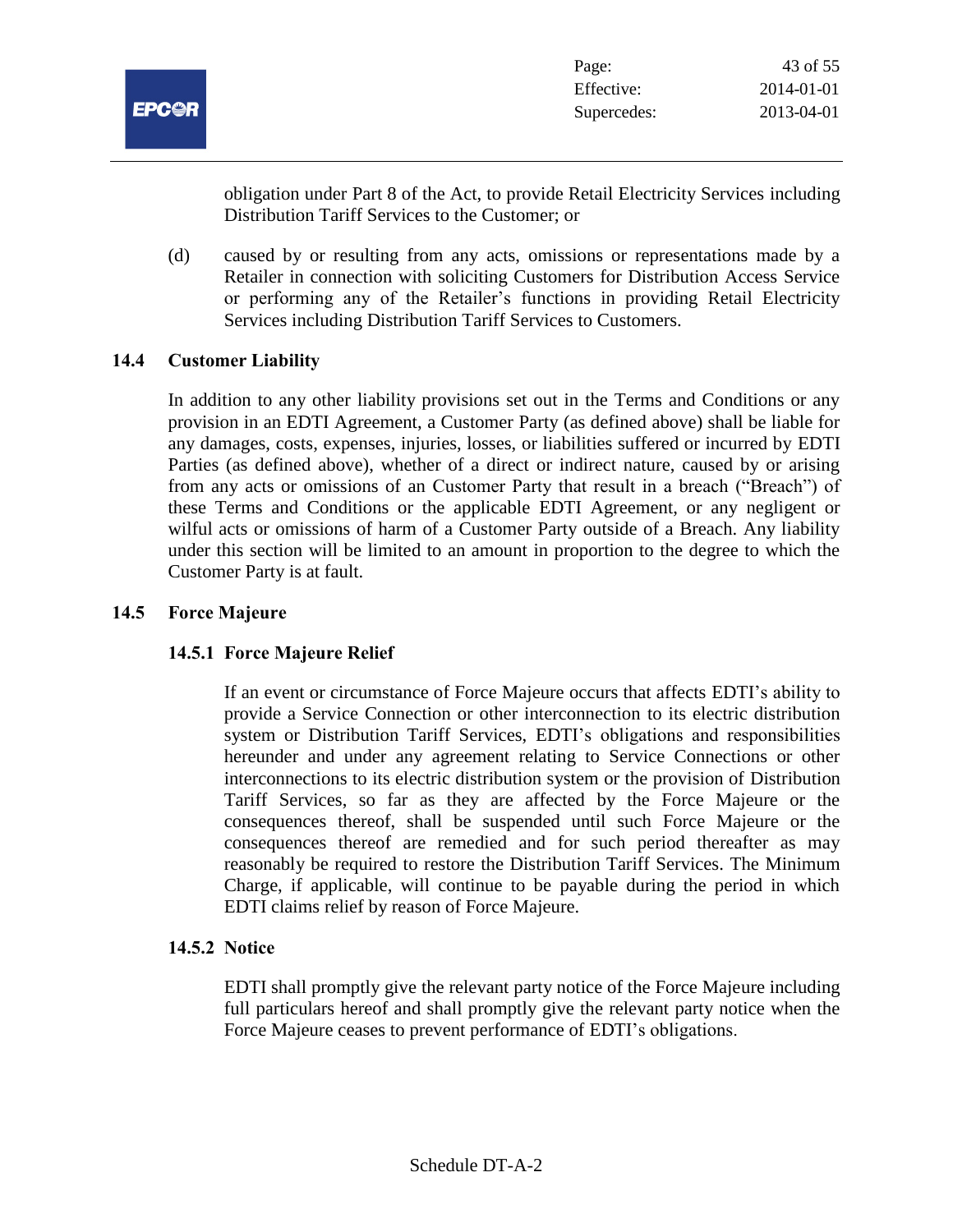obligation under Part 8 of the Act, to provide Retail Electricity Services including Distribution Tariff Services to the Customer; or

(d) caused by or resulting from any acts, omissions or representations made by a Retailer in connection with soliciting Customers for Distribution Access Service or performing any of the Retailer's functions in providing Retail Electricity Services including Distribution Tariff Services to Customers.

### 14.4 Customer Liability

In addition to any other liability provisions set out in the Terms and Conditions or any provision in an EDTI Agreement, a Customer Party (as defined above) shall be liable for any damages, costs, expenses, injuries, losses, or liabilities suffered or incurred by EDTI Parties (as defined above), whether of a direct or indirect nature, caused by or arising from any acts or omissions of an Customer Party that result in a breach ("Breach") of these Terms and Conditions or the applicable EDTI Agreement, or any negligent or wilful acts or omissions of harm of a Customer Party outside of a Breach. Any liability under this section will be limited to an amount in proportion to the degree to which the Customer Party is at fault.

### 14.5 Force Majeure

#### 14.5.1 Force Majeure Relief

If an event or circumstance of Force Majeure occurs that affects EDTI's ability to provide a Service Connection or other interconnection to its electric distribution system or Distribution Tariff Services, EDTI's obligations and responsibilities hereunder and under any agreement relating to Service Connections or other interconnections to its electric distribution system or the provision of Distribution Tariff Services, so far as they are affected by the Force Majeure or the consequences thereof, shall be suspended until such Force Majeure or the consequences thereof are remedied and for such period thereafter as may reasonably be required to restore the Distribution Tariff Services. The Minimum Charge, if applicable, will continue to be payable during the period in which EDTI claims relief by reason of Force Majeure.

#### 14.5.2 Notice

EDTI shall promptly give the relevant party notice of the Force Majeure including full particulars hereof and shall promptly give the relevant party notice when the Force Majeure ceases to prevent performance of EDTI's obligations.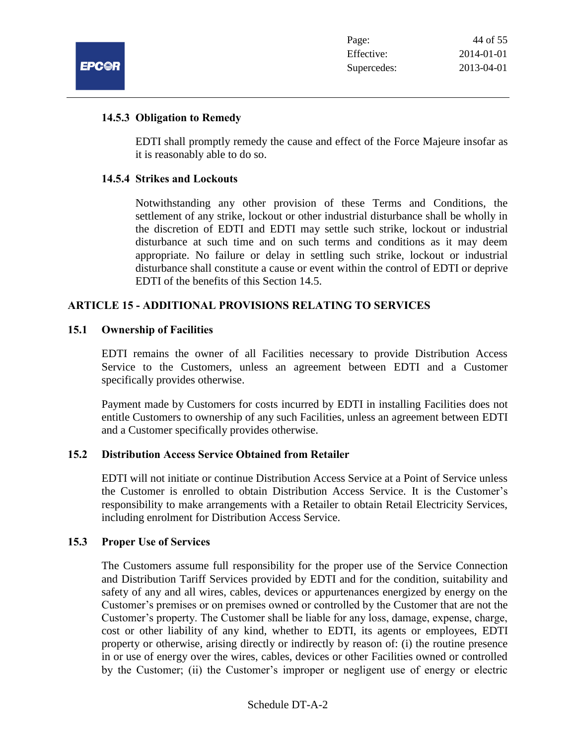#### 14.5.3 Obligation to Remedy

EDTI shall promptly remedy the cause and effect of the Force Majeure insofar as it is reasonably able to do so.

#### 14.5.4 Strikes and Lockouts

Notwithstanding any other provision of these Terms and Conditions, the settlement of any strike, lockout or other industrial disturbance shall be wholly in the discretion of EDTI and EDTI may settle such strike, lockout or industrial disturbance at such time and on such terms and conditions as it may deem appropriate. No failure or delay in settling such strike, lockout or industrial disturbance shall constitute a cause or event within the control of EDTI or deprive EDTI of the benefits of this Section 14.5.

## ARTICLE 15 - ADDITIONAL PROVISIONS RELATING TO SERVICES

### 15.1 Ownership of Facilities

EDTI remains the owner of all Facilities necessary to provide Distribution Access Service to the Customers, unless an agreement between EDTI and a Customer specifically provides otherwise.

Payment made by Customers for costs incurred by EDTI in installing Facilities does not entitle Customers to ownership of any such Facilities, unless an agreement between EDTI and a Customer specifically provides otherwise.

### 15.2 Distribution Access Service Obtained from Retailer

EDTI will not initiate or continue Distribution Access Service at a Point of Service unless the Customer is enrolled to obtain Distribution Access Service. It is the Customer's responsibility to make arrangements with a Retailer to obtain Retail Electricity Services, including enrolment for Distribution Access Service.

### 15.3 Proper Use of Services

The Customers assume full responsibility for the proper use of the Service Connection and Distribution Tariff Services provided by EDTI and for the condition, suitability and safety of any and all wires, cables, devices or appurtenances energized by energy on the Customer's premises or on premises owned or controlled by the Customer that are not the Customer's property. The Customer shall be liable for any loss, damage, expense, charge, cost or other liability of any kind, whether to EDTI, its agents or employees, EDTI property or otherwise, arising directly or indirectly by reason of: (i) the routine presence in or use of energy over the wires, cables, devices or other Facilities owned or controlled by the Customer; (ii) the Customer's improper or negligent use of energy or electric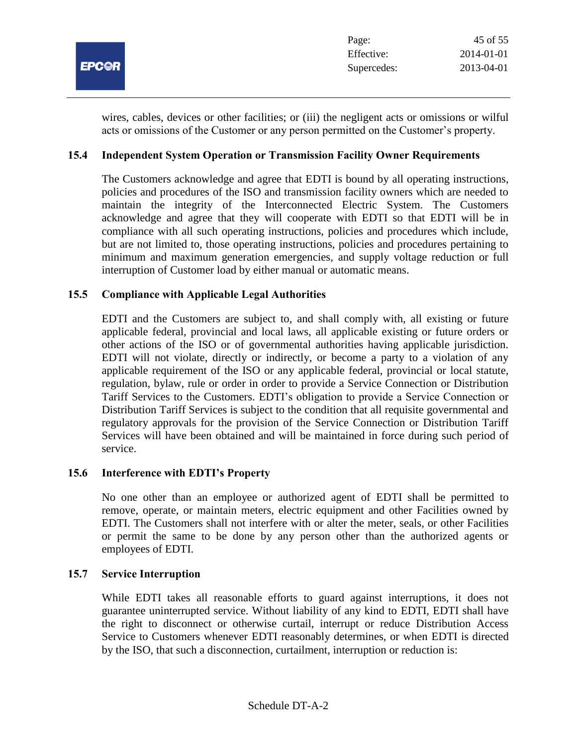wires, cables, devices or other facilities; or (iii) the negligent acts or omissions or wilful acts or omissions of the Customer or any person permitted on the Customer's property.

### 15.4 Independent System Operation or Transmission Facility Owner Requirements

The Customers acknowledge and agree that EDTI is bound by all operating instructions, policies and procedures of the ISO and transmission facility owners which are needed to maintain the integrity of the Interconnected Electric System. The Customers acknowledge and agree that they will cooperate with EDTI so that EDTI will be in compliance with all such operating instructions, policies and procedures which include, but are not limited to, those operating instructions, policies and procedures pertaining to minimum and maximum generation emergencies, and supply voltage reduction or full interruption of Customer load by either manual or automatic means.

### 15.5 Compliance with Applicable Legal Authorities

EDTI and the Customers are subject to, and shall comply with, all existing or future applicable federal, provincial and local laws, all applicable existing or future orders or other actions of the ISO or of governmental authorities having applicable jurisdiction. EDTI will not violate, directly or indirectly, or become a party to a violation of any applicable requirement of the ISO or any applicable federal, provincial or local statute, regulation, bylaw, rule or order in order to provide a Service Connection or Distribution Tariff Services to the Customers. EDTI's obligation to provide a Service Connection or Distribution Tariff Services is subject to the condition that all requisite governmental and regulatory approvals for the provision of the Service Connection or Distribution Tariff Services will have been obtained and will be maintained in force during such period of service.

### 15.6 Interference with EDTI's Property

No one other than an employee or authorized agent of EDTI shall be permitted to remove, operate, or maintain meters, electric equipment and other Facilities owned by EDTI. The Customers shall not interfere with or alter the meter, seals, or other Facilities or permit the same to be done by any person other than the authorized agents or employees of EDTI.

### 15.7 Service Interruption

While EDTI takes all reasonable efforts to guard against interruptions, it does not guarantee uninterrupted service. Without liability of any kind to EDTI, EDTI shall have the right to disconnect or otherwise curtail, interrupt or reduce Distribution Access Service to Customers whenever EDTI reasonably determines, or when EDTI is directed by the ISO, that such a disconnection, curtailment, interruption or reduction is: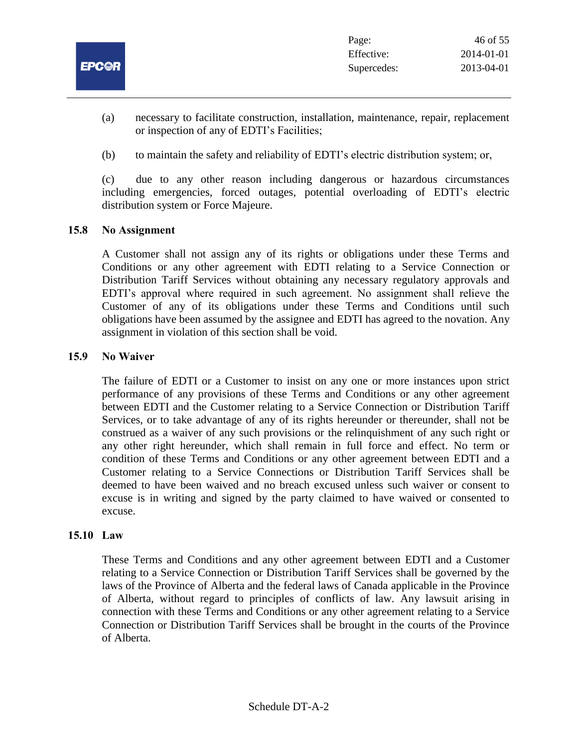(a) necessary to facilitate construction, installation, maintenance, repair, replacement or inspection of any of EDTI's Facilities;

(b) to maintain the safety and reliability of EDTI's electric distribution system; or,

(c) due to any other reason including dangerous or hazardous circumstances including emergencies, forced outages, potential overloading of EDTI's electric distribution system or Force Majeure.

**15.8 No Assignment**

A Customer shall not assign any of its rights or obligations under these Terms and Conditions or any other agreement with EDTI relating to a Service Connection or Distribution Tariff Services without obtaining any necessary regulatory approvals and EDTI's approval where required in such agreement. No assignment shall relieve the Customer of any of its obligations under these Terms and Conditions until such obligations have been assumed by the assignee and EDTI has agreed to the novation. Any assignment in violation of this section shall be void.

**15.9 No Waiver**

The failure of EDTI or a Customer to insist on any one or more instances upon strict performance of any provisions of these Terms and Conditions or any other agreement between EDTI and the Customer relating to a Service Connection or Distribution Tariff Services, or to take advantage of any of its rights hereunder or thereunder, shall not be construed as a waiver of any such provisions or the relinquishment of any such right or any other right hereunder, which shall remain in full force and effect. No term or condition of these Terms and Conditions or any other agreement between EDTI and a Customer relating to a Service Connections or Distribution Tariff Services shall be deemed to have been waived and no breach excused unless such waiver or consent to excuse is in writing and signed by the party claimed to have waived or consented to excuse.

**15.10 Law**

These Terms and Conditions and any other agreement between EDTI and a Customer relating to a Service Connection or Distribution Tariff Services shall be governed by the laws of the Province of Alberta and the federal laws of Canada applicable in the Province of Alberta, without regard to principles of conflicts of law. Any lawsuit arising in connection with these Terms and Conditions or any other agreement relating to a Service Connection or Distribution Tariff Services shall be brought in the courts of the Province of Alberta.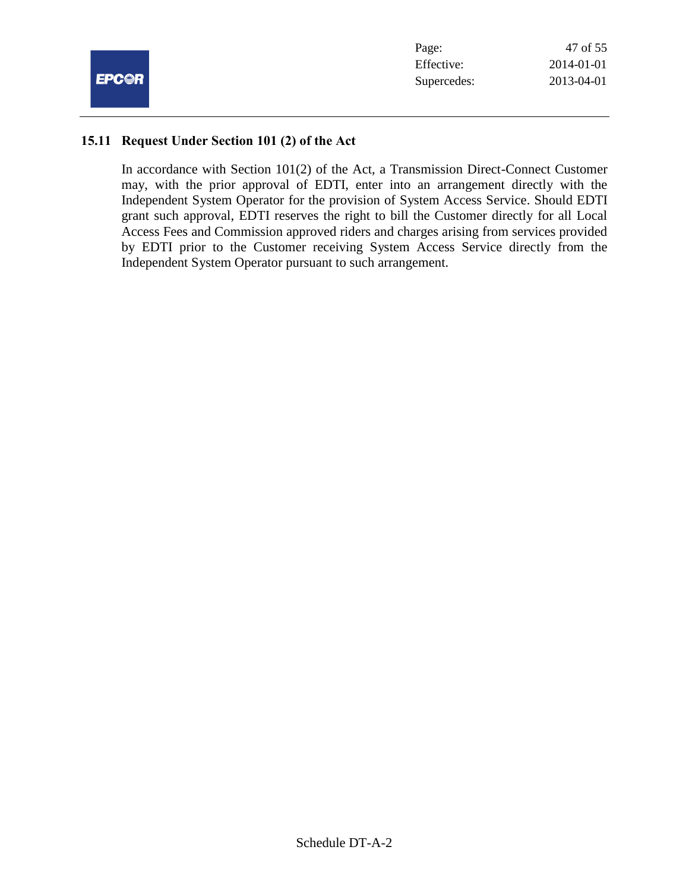## 15.11 Request Under Section 101 (2) of the Act

In accordance with Section 101(2) of the Act, a Transmission Direct-Connect Customer may, with the prior approval of EDTI, enter into an arrangement directly with the Independent System Operator for the provision of System Access Service. Should EDTI grant such approval, EDTI reserves the right to bill the Customer directly for all Local Access Fees and Commission approved riders and charges arising from services provided by EDTI prior to the Customer receiving System Access Service directly from the Independent System Operator pursuant to such arrangement.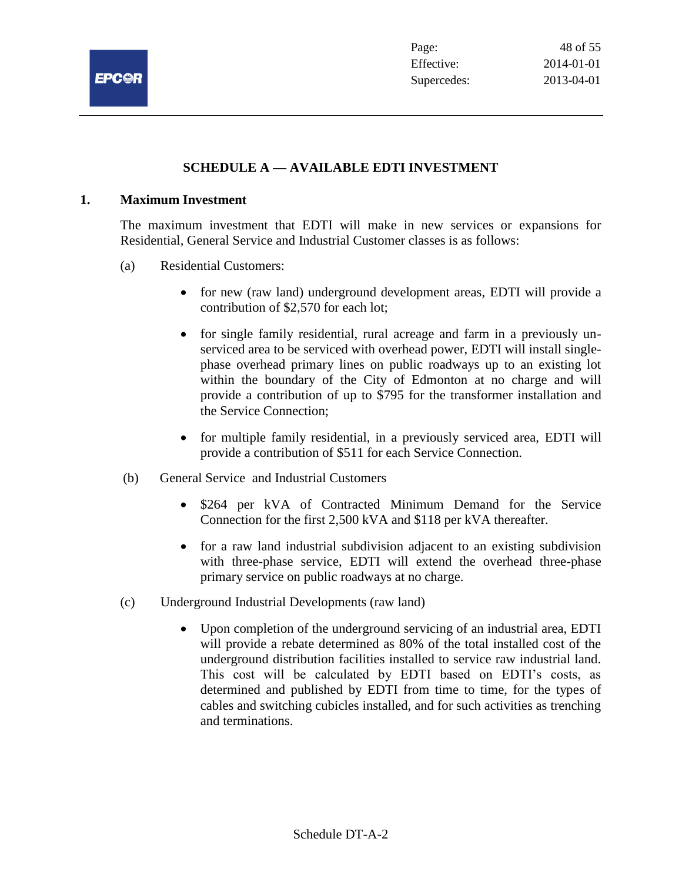## SCHEDULE A — AVAILABLE EDTI INVESTMENT

### 1. Maximum Investment

The maximum investment that EDTI will make in new services or expansions for Residential, General Service and Industrial Customer classes is as follows:

(a) Residential Customers:

- for new (raw land) underground development areas, EDTI will provide a contribution of $2,570 for each lot;
- for single family residential, rural acreage and farm in a previously un-serviced area to be serviced with overhead power, EDTI will install single-phase overhead primary lines on public roadways up to an existing lot within the boundary of the City of Edmonton at no charge and will provide a contribution of up to $795 for the transformer installation and the Service Connection;
- for multiple family residential, in a previously serviced area, EDTI will provide a contribution of $511 for each Service Connection.

(b) General Service and Industrial Customers

- $264 per kVA of Contracted Minimum Demand for the Service Connection for the first 2,500 kVA and $118 per kVA thereafter.
- for a raw land industrial subdivision adjacent to an existing subdivision with three-phase service, EDTI will extend the overhead three-phase primary service on public roadways at no charge.

(c) Underground Industrial Developments (raw land)

- Upon completion of the underground servicing of an industrial area, EDTI will provide a rebate determined as 80% of the total installed cost of the underground distribution facilities installed to service raw industrial land. This cost will be calculated by EDTI based on EDTI's costs, as determined and published by EDTI from time to time, for the types of cables and switching cubicles installed, and for such activities as trenching and terminations.

Schedule DT-A-2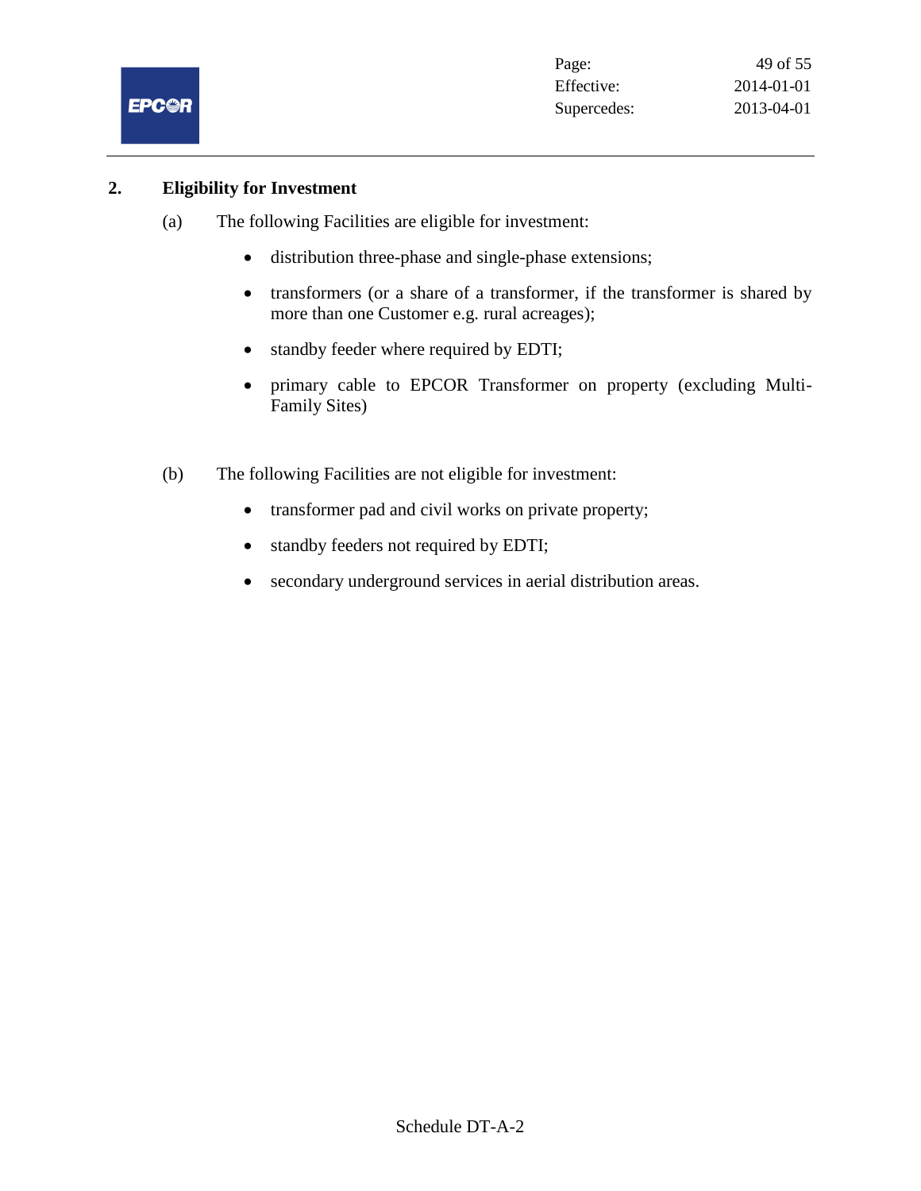## 2. Eligibility for Investment

(a) The following Facilities are eligible for investment:

- distribution three-phase and single-phase extensions;
- transformers (or a share of a transformer, if the transformer is shared by more than one Customer e.g. rural acreages);
- standby feeder where required by EDTI;
- primary cable to EPCOR Transformer on property (excluding Multi-Family Sites)

(b) The following Facilities are not eligible for investment:

- transformer pad and civil works on private property;
- standby feeders not required by EDTI;
- secondary underground services in aerial distribution areas.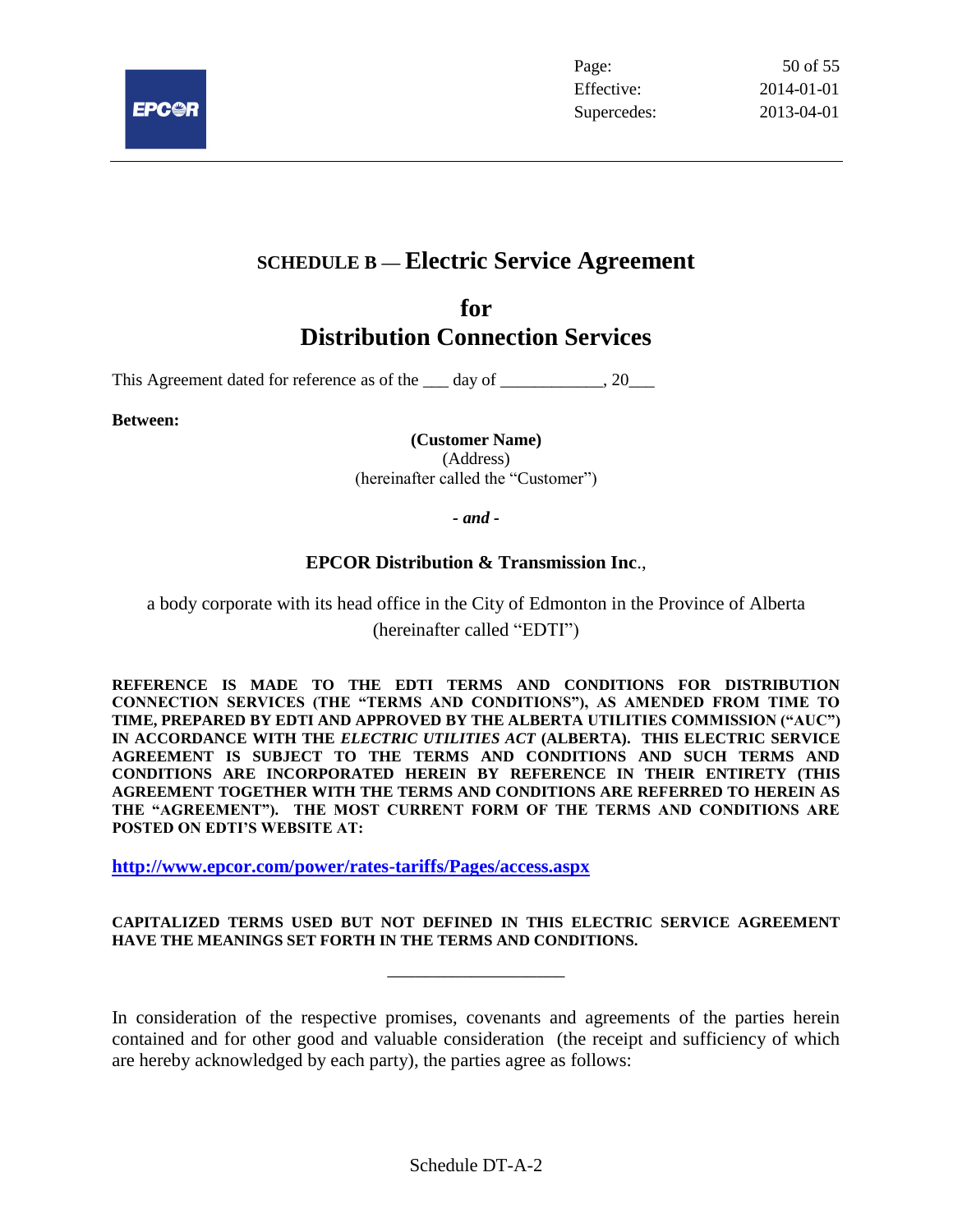# SCHEDULE B — Electric Service Agreement

# for
# Distribution Connection Services

This Agreement dated for reference as of the ___ day of ____________, 20___

**Between:**

**(Customer Name)**
(Address)
(hereinafter called the "Customer")

***- and -***

**EPCOR Distribution & Transmission Inc**.,

a body corporate with its head office in the City of Edmonton in the Province of Alberta
(hereinafter called "EDTI")

**REFERENCE IS MADE TO THE EDTI TERMS AND CONDITIONS FOR DISTRIBUTION CONNECTION SERVICES (THE "TERMS AND CONDITIONS"), AS AMENDED FROM TIME TO TIME, PREPARED BY EDTI AND APPROVED BY THE ALBERTA UTILITIES COMMISSION ("AUC") IN ACCORDANCE WITH THE *ELECTRIC UTILITIES ACT* (ALBERTA). THIS ELECTRIC SERVICE AGREEMENT IS SUBJECT TO THE TERMS AND CONDITIONS AND SUCH TERMS AND CONDITIONS ARE INCORPORATED HEREIN BY REFERENCE IN THEIR ENTIRETY (THIS AGREEMENT TOGETHER WITH THE TERMS AND CONDITIONS ARE REFERRED TO HEREIN AS THE "AGREEMENT"). THE MOST CURRENT FORM OF THE TERMS AND CONDITIONS ARE POSTED ON EDTI'S WEBSITE AT:**

**http://www.epcor.com/power/rates-tariffs/Pages/access.aspx**

**CAPITALIZED TERMS USED BUT NOT DEFINED IN THIS ELECTRIC SERVICE AGREEMENT HAVE THE MEANINGS SET FORTH IN THE TERMS AND CONDITIONS.**

____________________

In consideration of the respective promises, covenants and agreements of the parties herein contained and for other good and valuable consideration (the receipt and sufficiency of which are hereby acknowledged by each party), the parties agree as follows:

Schedule DT-A-2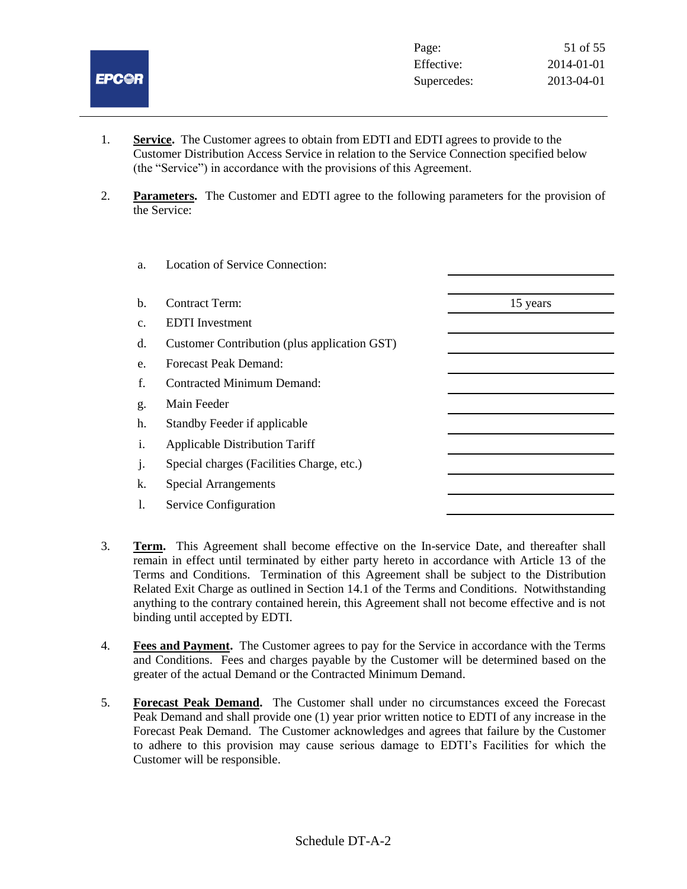1. **Service.** The Customer agrees to obtain from EDTI and EDTI agrees to provide to the Customer Distribution Access Service in relation to the Service Connection specified below (the "Service") in accordance with the provisions of this Agreement.

2. **Parameters.** The Customer and EDTI agree to the following parameters for the provision of the Service:

| | | |
|---|---|---|
| a. | Location of Service Connection: | |
| b. | Contract Term: | 15 years |
| c. | EDTI Investment | |
| d. | Customer Contribution (plus application GST) | |
| e. | Forecast Peak Demand: | |
| f. | Contracted Minimum Demand: | |
| g. | Main Feeder | |
| h. | Standby Feeder if applicable | |
| i. | Applicable Distribution Tariff | |
| j. | Special charges (Facilities Charge, etc.) | |
| k. | Special Arrangements | |
| l. | Service Configuration | |

3. **Term.** This Agreement shall become effective on the In-service Date, and thereafter shall remain in effect until terminated by either party hereto in accordance with Article 13 of the Terms and Conditions. Termination of this Agreement shall be subject to the Distribution Related Exit Charge as outlined in Section 14.1 of the Terms and Conditions. Notwithstanding anything to the contrary contained herein, this Agreement shall not become effective and is not binding until accepted by EDTI.

4. **Fees and Payment.** The Customer agrees to pay for the Service in accordance with the Terms and Conditions. Fees and charges payable by the Customer will be determined based on the greater of the actual Demand or the Contracted Minimum Demand.

5. **Forecast Peak Demand.** The Customer shall under no circumstances exceed the Forecast Peak Demand and shall provide one (1) year prior written notice to EDTI of any increase in the Forecast Peak Demand. The Customer acknowledges and agrees that failure by the Customer to adhere to this provision may cause serious damage to EDTI's Facilities for which the Customer will be responsible.

Schedule DT-A-2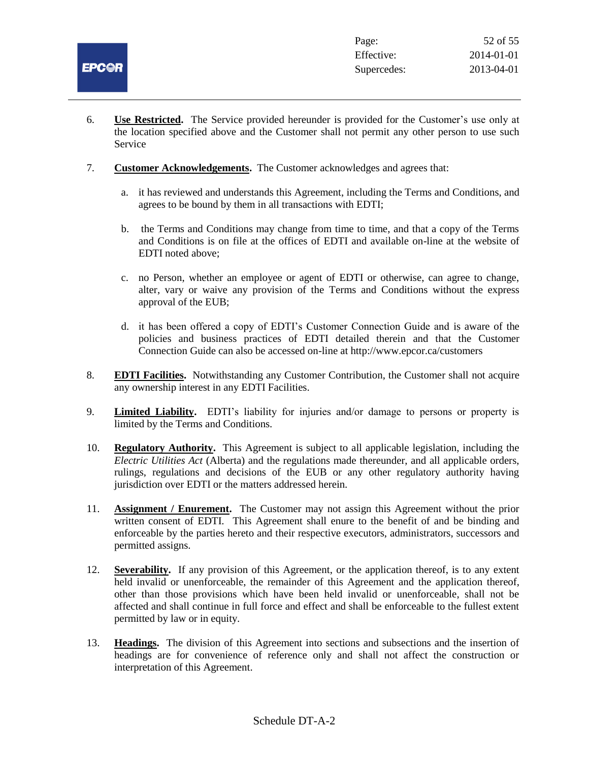6. **Use Restricted.** The Service provided hereunder is provided for the Customer's use only at the location specified above and the Customer shall not permit any other person to use such Service

7. **Customer Acknowledgements.** The Customer acknowledges and agrees that:

   a. it has reviewed and understands this Agreement, including the Terms and Conditions, and agrees to be bound by them in all transactions with EDTI;

   b. the Terms and Conditions may change from time to time, and that a copy of the Terms and Conditions is on file at the offices of EDTI and available on-line at the website of EDTI noted above;

   c. no Person, whether an employee or agent of EDTI or otherwise, can agree to change, alter, vary or waive any provision of the Terms and Conditions without the express approval of the EUB;

   d. it has been offered a copy of EDTI's Customer Connection Guide and is aware of the policies and business practices of EDTI detailed therein and that the Customer Connection Guide can also be accessed on-line at http://www.epcor.ca/customers

8. **EDTI Facilities.** Notwithstanding any Customer Contribution, the Customer shall not acquire any ownership interest in any EDTI Facilities.

9. **Limited Liability.** EDTI's liability for injuries and/or damage to persons or property is limited by the Terms and Conditions.

10. **Regulatory Authority.** This Agreement is subject to all applicable legislation, including the *Electric Utilities Act* (Alberta) and the regulations made thereunder, and all applicable orders, rulings, regulations and decisions of the EUB or any other regulatory authority having jurisdiction over EDTI or the matters addressed herein.

11. **Assignment / Enurement.** The Customer may not assign this Agreement without the prior written consent of EDTI. This Agreement shall enure to the benefit of and be binding and enforceable by the parties hereto and their respective executors, administrators, successors and permitted assigns.

12. **Severability.** If any provision of this Agreement, or the application thereof, is to any extent held invalid or unenforceable, the remainder of this Agreement and the application thereof, other than those provisions which have been held invalid or unenforceable, shall not be affected and shall continue in full force and effect and shall be enforceable to the fullest extent permitted by law or in equity.

13. **Headings.** The division of this Agreement into sections and subsections and the insertion of headings are for convenience of reference only and shall not affect the construction or interpretation of this Agreement.

Schedule DT-A-2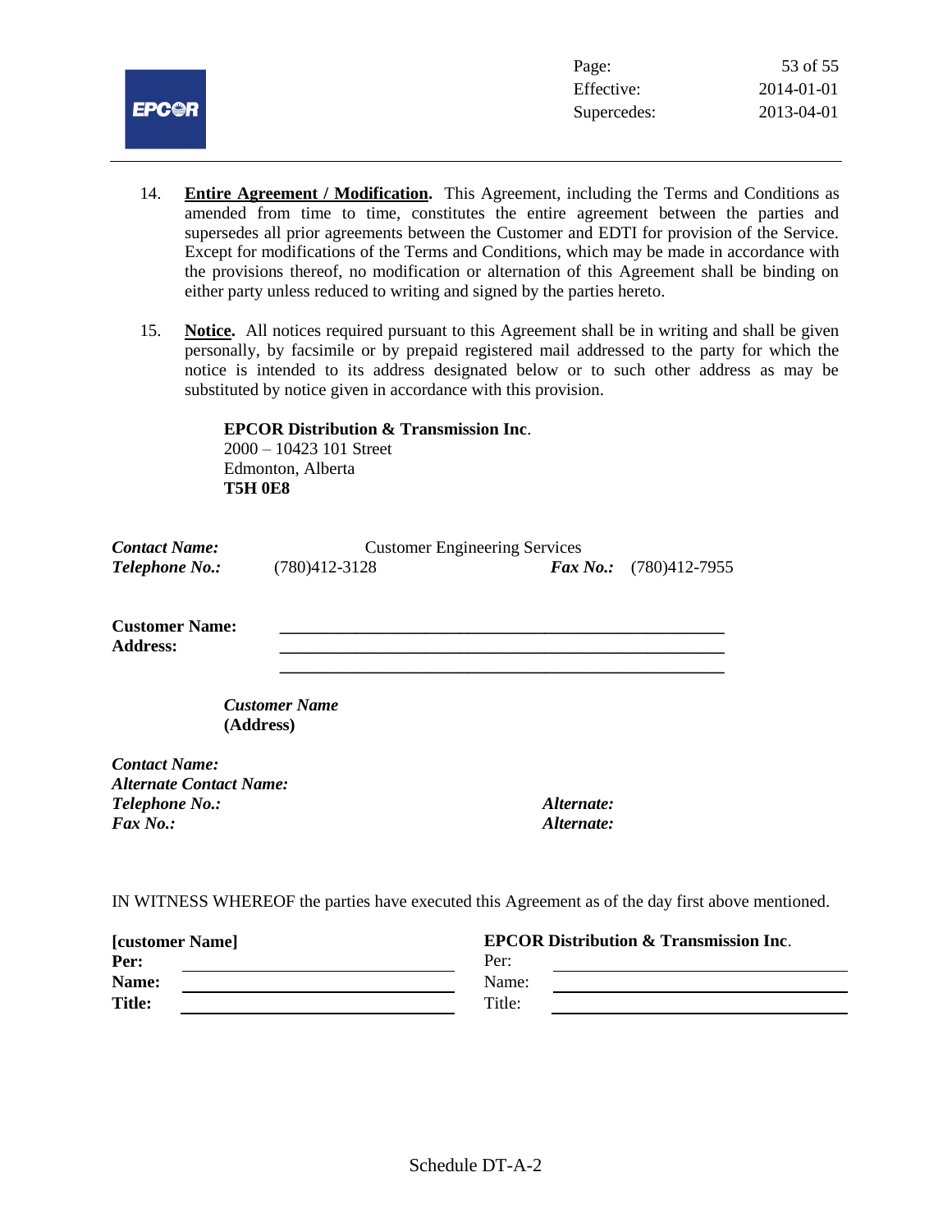14. **Entire Agreement / Modification.** This Agreement, including the Terms and Conditions as amended from time to time, constitutes the entire agreement between the parties and supersedes all prior agreements between the Customer and EDTI for provision of the Service. Except for modifications of the Terms and Conditions, which may be made in accordance with the provisions thereof, no modification or alternation of this Agreement shall be binding on either party unless reduced to writing and signed by the parties hereto.

15. **Notice.** All notices required pursuant to this Agreement shall be in writing and shall be given personally, by facsimile or by prepaid registered mail addressed to the party for which the notice is intended to its address designated below or to such other address as may be substituted by notice given in accordance with this provision.

**EPCOR Distribution & Transmission Inc**.
2000 – 10423 101 Street
Edmonton, Alberta
**T5H 0E8**

***Contact Name:*** Customer Engineering Services
***Telephone No.:*** (780)412-3128 ***Fax No.:*** (780)412-7955

**Customer Name:** ______________________________________________
**Address:** ______________________________________________
______________________________________________

***Customer Name***
**(Address)**

***Contact Name:***
***Alternate Contact Name:***
***Telephone No.:*** ***Alternate:***
***Fax No.:*** ***Alternate:***

IN WITNESS WHEREOF the parties have executed this Agreement as of the day first above mentioned.

| **[customer Name]** | | **EPCOR Distribution & Transmission Inc**. | |
|---|---|---|---|
| **Per:** | ____________________ | Per: | ____________________ |
| **Name:** | ____________________ | Name: | ____________________ |
| **Title:** | ____________________ | Title: | ____________________ |

Schedule DT-A-2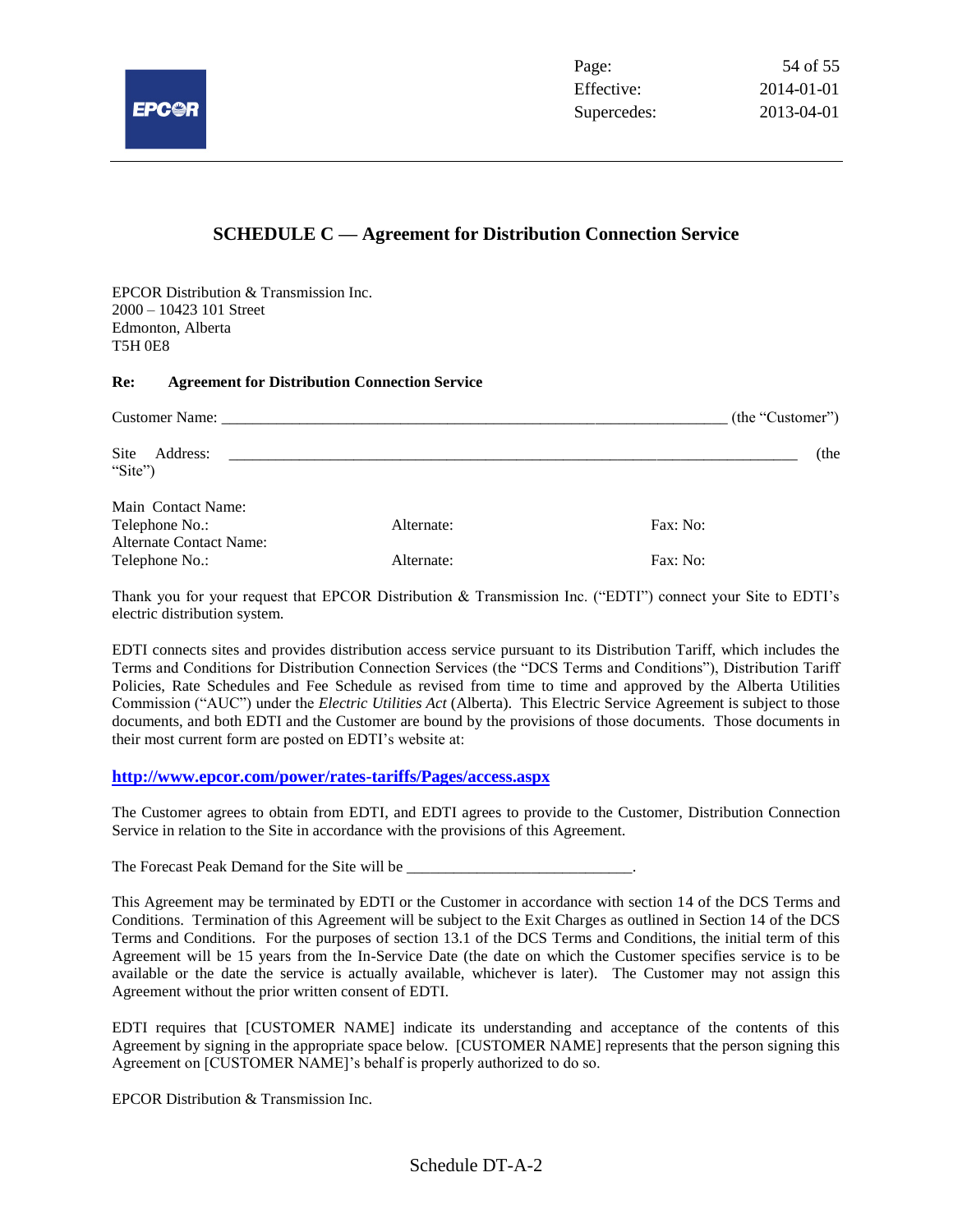## SCHEDULE C — Agreement for Distribution Connection Service

EPCOR Distribution & Transmission Inc.
2000 – 10423 101 Street
Edmonton, Alberta
T5H 0E8

**Re: Agreement for Distribution Connection Service**

Customer Name: ____________________________________________________________ (the "Customer")

Site Address: ______________________________________________________________________ (the "Site")

Main Contact Name:
Telephone No.: Alternate: Fax: No:
Alternate Contact Name:
Telephone No.: Alternate: Fax: No:

Thank you for your request that EPCOR Distribution & Transmission Inc. ("EDTI") connect your Site to EDTI's electric distribution system.

EDTI connects sites and provides distribution access service pursuant to its Distribution Tariff, which includes the Terms and Conditions for Distribution Connection Services (the "DCS Terms and Conditions"), Distribution Tariff Policies, Rate Schedules and Fee Schedule as revised from time to time and approved by the Alberta Utilities Commission ("AUC") under the *Electric Utilities Act* (Alberta). This Electric Service Agreement is subject to those documents, and both EDTI and the Customer are bound by the provisions of those documents. Those documents in their most current form are posted on EDTI's website at:

**http://www.epcor.com/power/rates-tariffs/Pages/access.aspx**

The Customer agrees to obtain from EDTI, and EDTI agrees to provide to the Customer, Distribution Connection Service in relation to the Site in accordance with the provisions of this Agreement.

The Forecast Peak Demand for the Site will be ____________________________.

This Agreement may be terminated by EDTI or the Customer in accordance with section 14 of the DCS Terms and Conditions. Termination of this Agreement will be subject to the Exit Charges as outlined in Section 14 of the DCS Terms and Conditions. For the purposes of section 13.1 of the DCS Terms and Conditions, the initial term of this Agreement will be 15 years from the In-Service Date (the date on which the Customer specifies service is to be available or the date the service is actually available, whichever is later). The Customer may not assign this Agreement without the prior written consent of EDTI.

EDTI requires that [CUSTOMER NAME] indicate its understanding and acceptance of the contents of this Agreement by signing in the appropriate space below. [CUSTOMER NAME] represents that the person signing this Agreement on [CUSTOMER NAME]'s behalf is properly authorized to do so.

EPCOR Distribution & Transmission Inc.

Schedule DT-A-2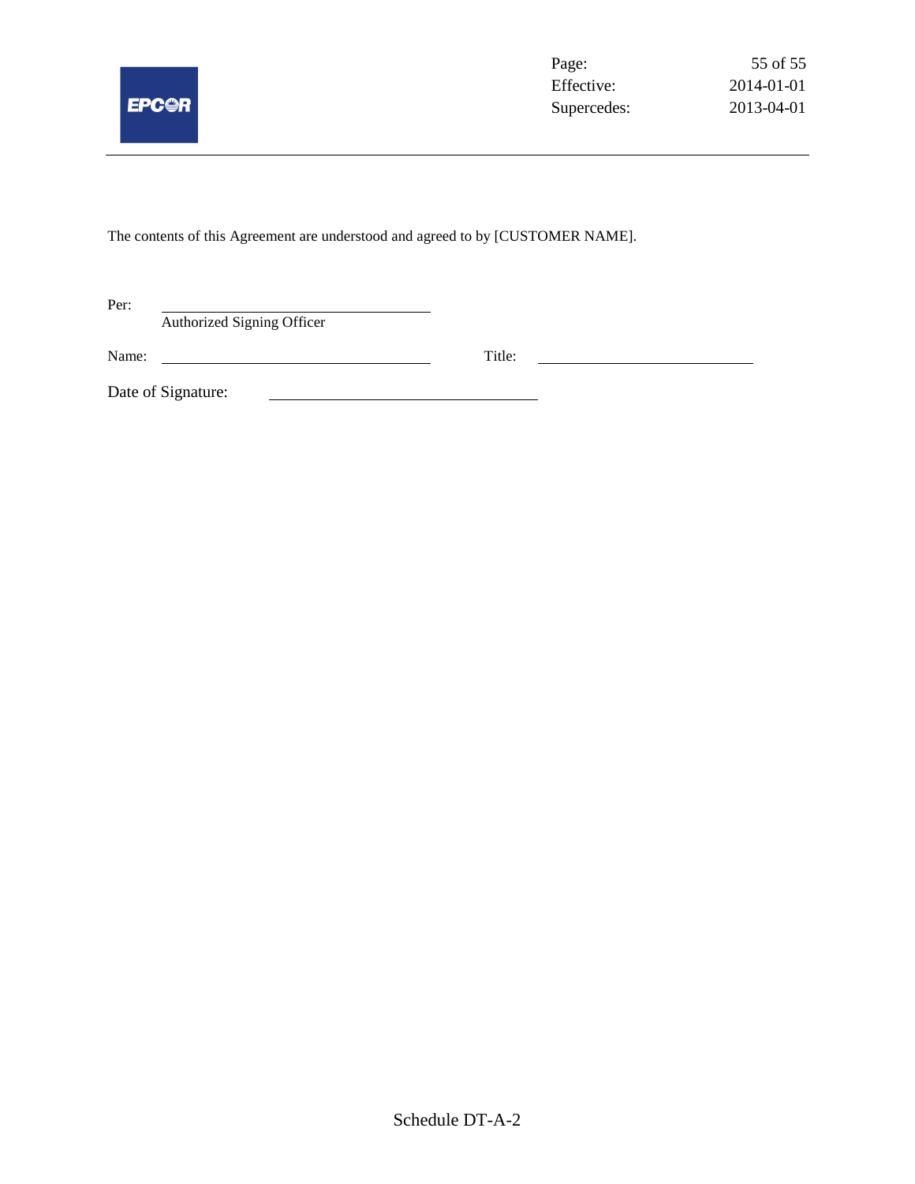The contents of this Agreement are understood and agreed to by [CUSTOMER NAME].

Per: ______________________________
Authorized Signing Officer

Name: ______________________________ Title: ______________________________

Date of Signature: ______________________________

Schedule DT-A-2